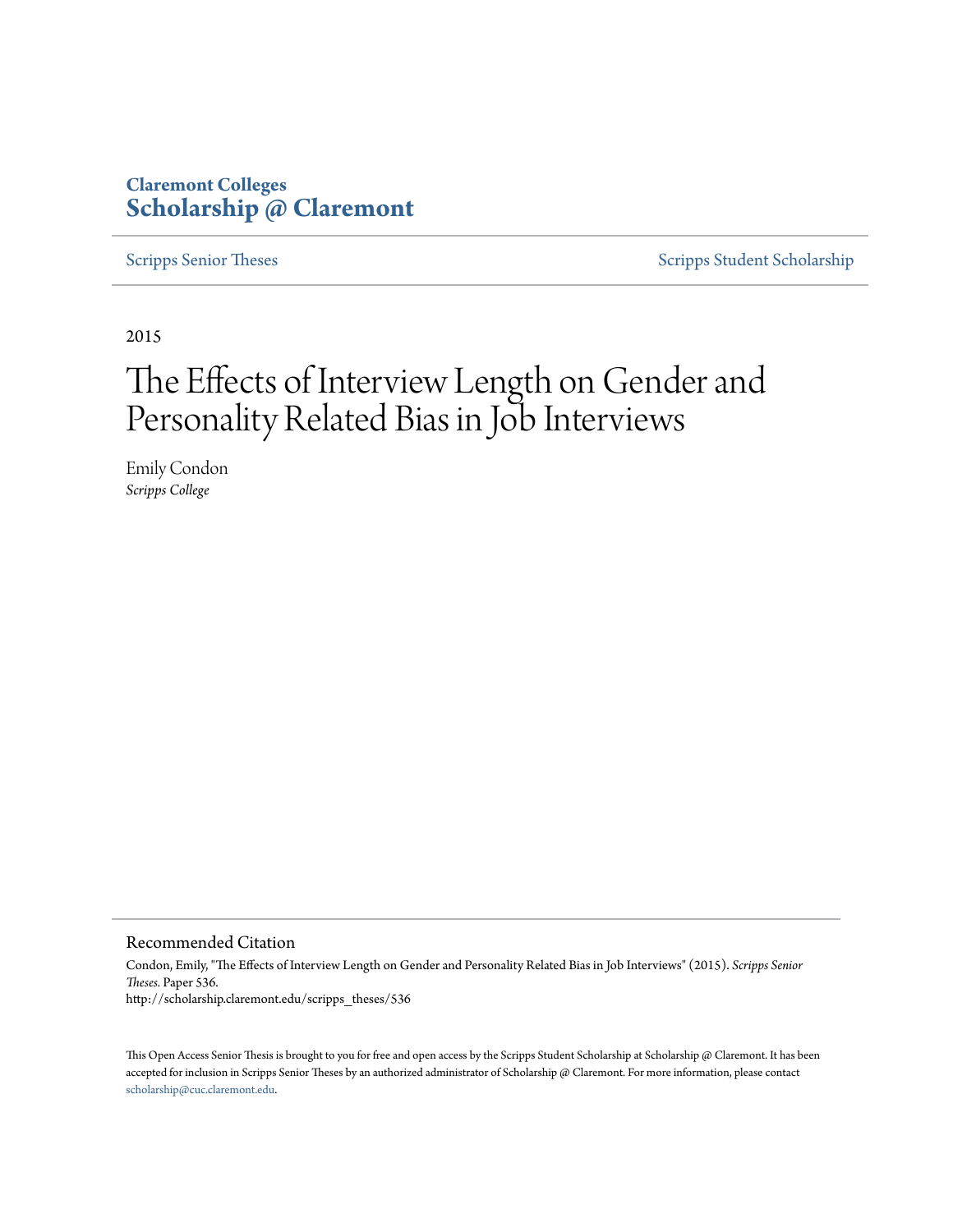**Claremont Colleges**
**Scholarship @ Claremont**

Scripps Senior Theses | Scripps Student Scholarship

2015

# The Effects of Interview Length on Gender and Personality Related Bias in Job Interviews

Emily Condon
*Scripps College*

## Recommended Citation

Condon, Emily, "The Effects of Interview Length on Gender and Personality Related Bias in Job Interviews" (2015). *Scripps Senior Theses.* Paper 536.
http://scholarship.claremont.edu/scripps_theses/536

This Open Access Senior Thesis is brought to you for free and open access by the Scripps Student Scholarship at Scholarship @ Claremont. It has been accepted for inclusion in Scripps Senior Theses by an authorized administrator of Scholarship @ Claremont. For more information, please contact scholarship@cuc.claremont.edu.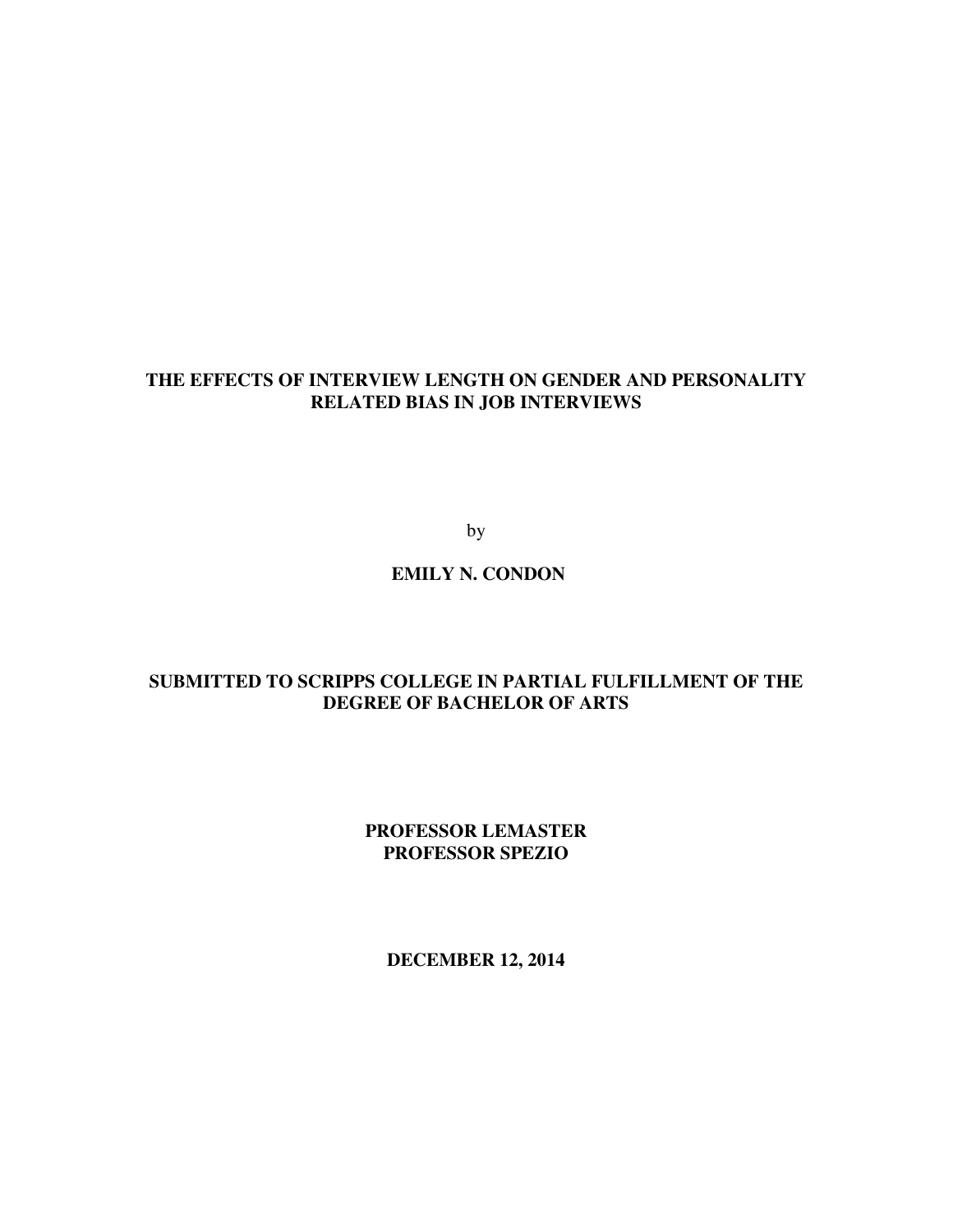# THE EFFECTS OF INTERVIEW LENGTH ON GENDER AND PERSONALITY RELATED BIAS IN JOB INTERVIEWS

by

**EMILY N. CONDON**

**SUBMITTED TO SCRIPPS COLLEGE IN PARTIAL FULFILLMENT OF THE DEGREE OF BACHELOR OF ARTS**

**PROFESSOR LEMASTER**
**PROFESSOR SPEZIO**

**DECEMBER 12, 2014**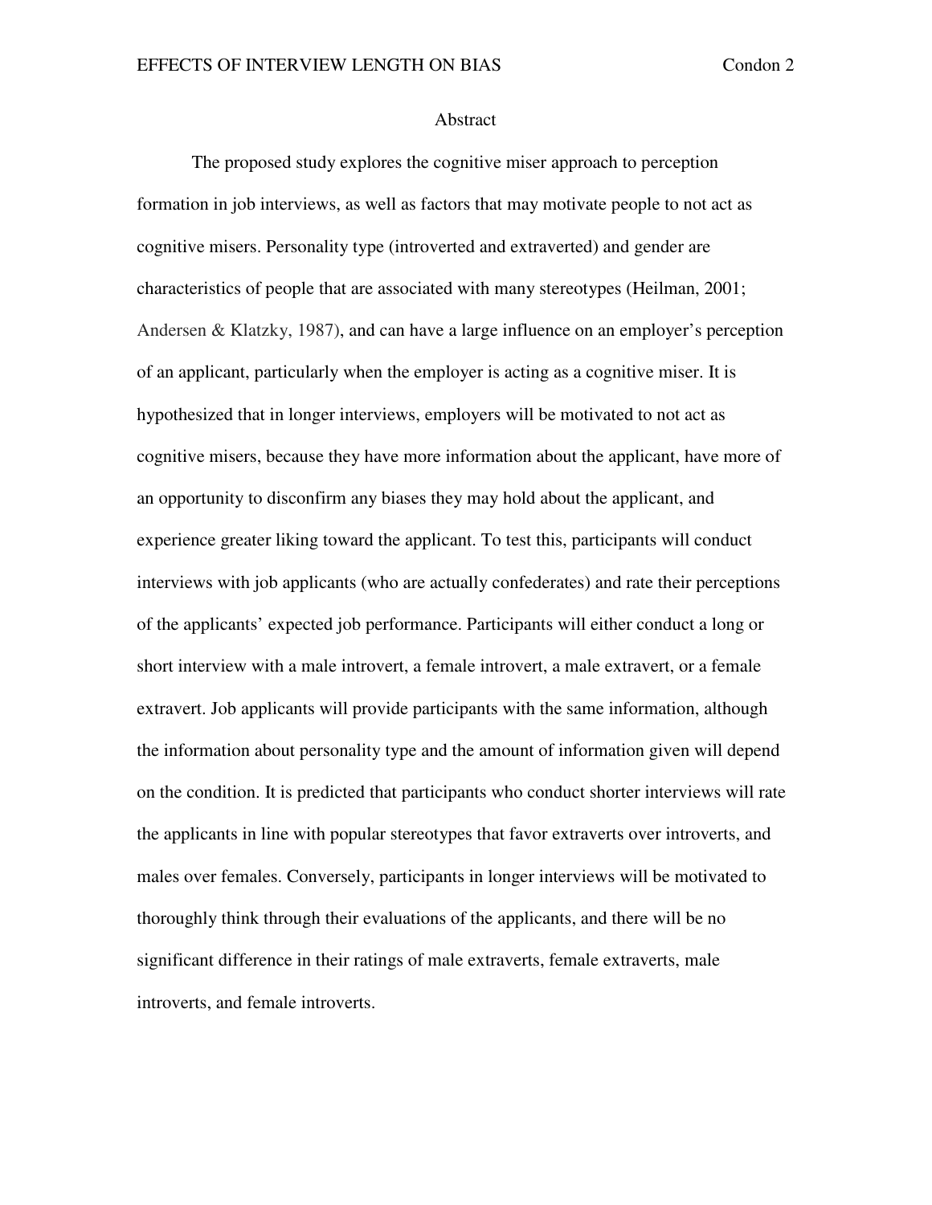## Abstract

The proposed study explores the cognitive miser approach to perception formation in job interviews, as well as factors that may motivate people to not act as cognitive misers. Personality type (introverted and extraverted) and gender are characteristics of people that are associated with many stereotypes (Heilman, 2001; Andersen & Klatzky, 1987), and can have a large influence on an employer's perception of an applicant, particularly when the employer is acting as a cognitive miser. It is hypothesized that in longer interviews, employers will be motivated to not act as cognitive misers, because they have more information about the applicant, have more of an opportunity to disconfirm any biases they may hold about the applicant, and experience greater liking toward the applicant. To test this, participants will conduct interviews with job applicants (who are actually confederates) and rate their perceptions of the applicants' expected job performance. Participants will either conduct a long or short interview with a male introvert, a female introvert, a male extravert, or a female extravert. Job applicants will provide participants with the same information, although the information about personality type and the amount of information given will depend on the condition. It is predicted that participants who conduct shorter interviews will rate the applicants in line with popular stereotypes that favor extraverts over introverts, and males over females. Conversely, participants in longer interviews will be motivated to thoroughly think through their evaluations of the applicants, and there will be no significant difference in their ratings of male extraverts, female extraverts, male introverts, and female introverts.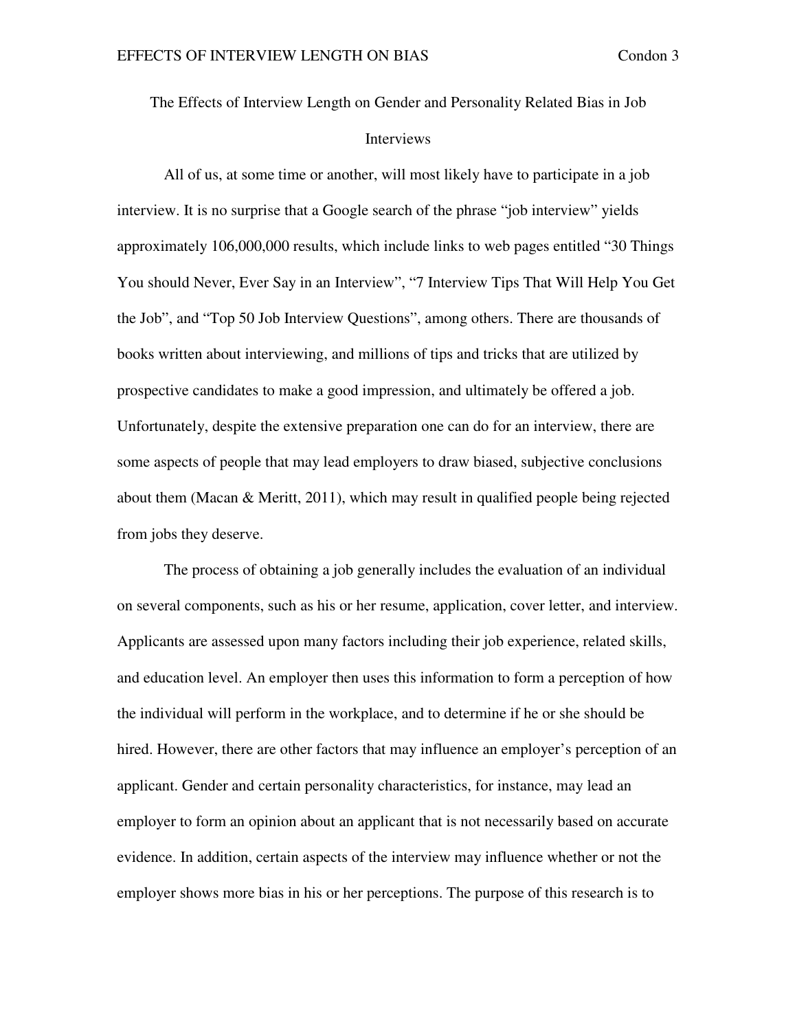# The Effects of Interview Length on Gender and Personality Related Bias in Job Interviews

All of us, at some time or another, will most likely have to participate in a job interview. It is no surprise that a Google search of the phrase “job interview” yields approximately 106,000,000 results, which include links to web pages entitled “30 Things You should Never, Ever Say in an Interview”, “7 Interview Tips That Will Help You Get the Job”, and “Top 50 Job Interview Questions”, among others. There are thousands of books written about interviewing, and millions of tips and tricks that are utilized by prospective candidates to make a good impression, and ultimately be offered a job. Unfortunately, despite the extensive preparation one can do for an interview, there are some aspects of people that may lead employers to draw biased, subjective conclusions about them (Macan & Meritt, 2011), which may result in qualified people being rejected from jobs they deserve.

The process of obtaining a job generally includes the evaluation of an individual on several components, such as his or her resume, application, cover letter, and interview. Applicants are assessed upon many factors including their job experience, related skills, and education level. An employer then uses this information to form a perception of how the individual will perform in the workplace, and to determine if he or she should be hired. However, there are other factors that may influence an employer’s perception of an applicant. Gender and certain personality characteristics, for instance, may lead an employer to form an opinion about an applicant that is not necessarily based on accurate evidence. In addition, certain aspects of the interview may influence whether or not the employer shows more bias in his or her perceptions. The purpose of this research is to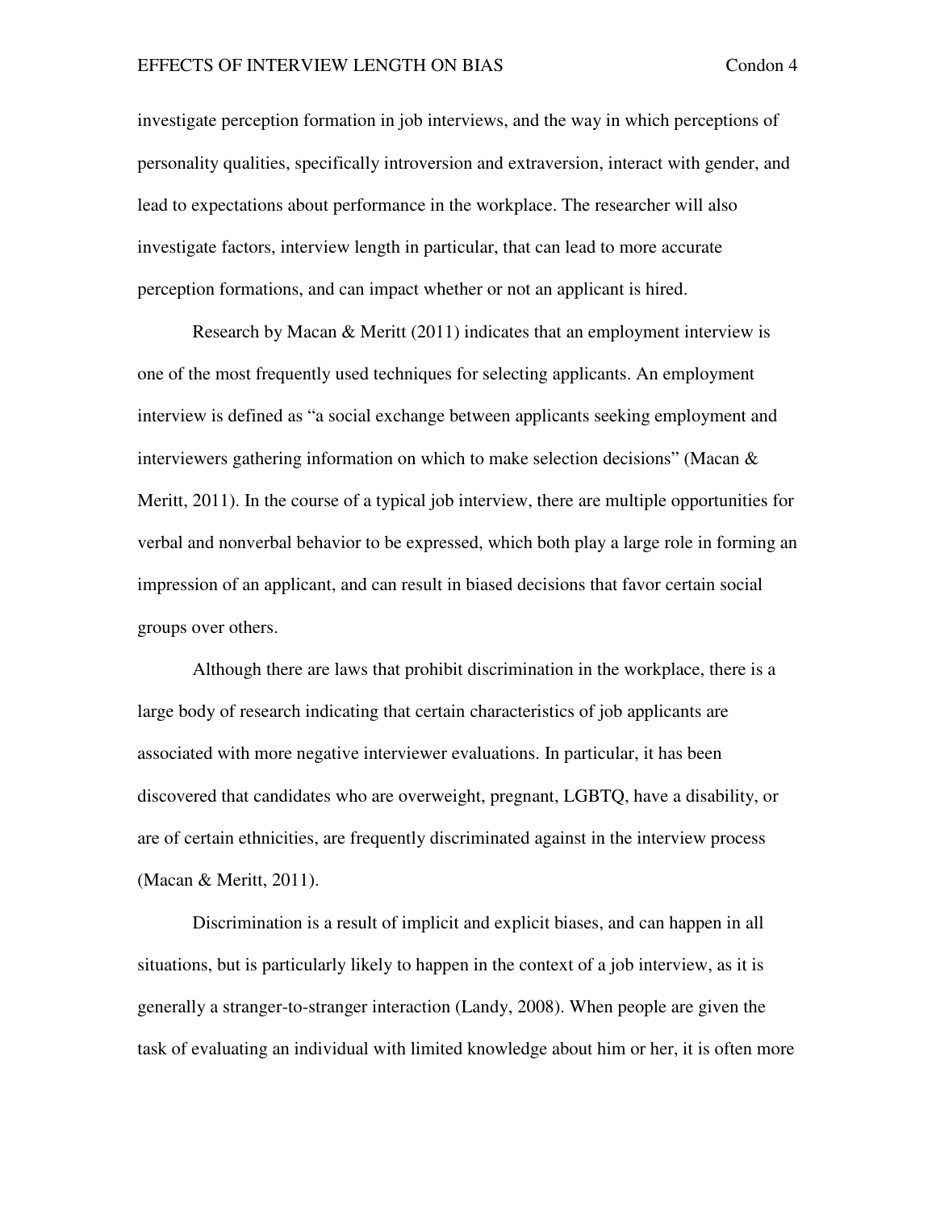investigate perception formation in job interviews, and the way in which perceptions of personality qualities, specifically introversion and extraversion, interact with gender, and lead to expectations about performance in the workplace. The researcher will also investigate factors, interview length in particular, that can lead to more accurate perception formations, and can impact whether or not an applicant is hired.

Research by Macan & Meritt (2011) indicates that an employment interview is one of the most frequently used techniques for selecting applicants. An employment interview is defined as "a social exchange between applicants seeking employment and interviewers gathering information on which to make selection decisions" (Macan & Meritt, 2011). In the course of a typical job interview, there are multiple opportunities for verbal and nonverbal behavior to be expressed, which both play a large role in forming an impression of an applicant, and can result in biased decisions that favor certain social groups over others.

Although there are laws that prohibit discrimination in the workplace, there is a large body of research indicating that certain characteristics of job applicants are associated with more negative interviewer evaluations. In particular, it has been discovered that candidates who are overweight, pregnant, LGBTQ, have a disability, or are of certain ethnicities, are frequently discriminated against in the interview process (Macan & Meritt, 2011).

Discrimination is a result of implicit and explicit biases, and can happen in all situations, but is particularly likely to happen in the context of a job interview, as it is generally a stranger-to-stranger interaction (Landy, 2008). When people are given the task of evaluating an individual with limited knowledge about him or her, it is often more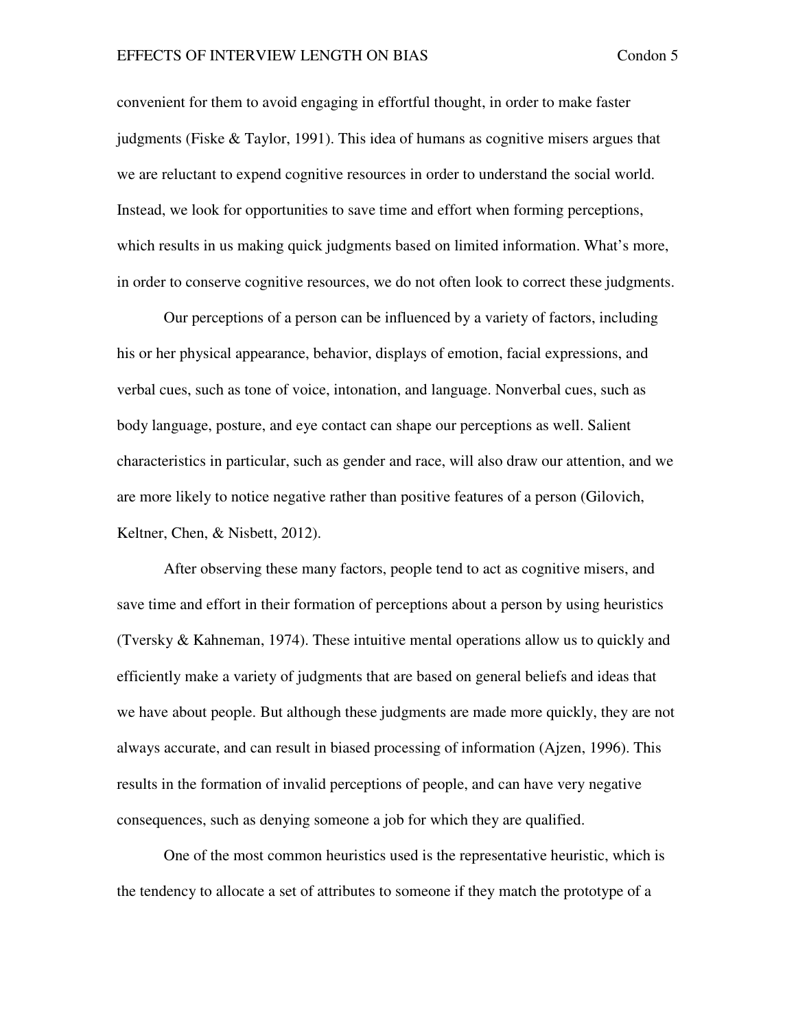convenient for them to avoid engaging in effortful thought, in order to make faster judgments (Fiske & Taylor, 1991). This idea of humans as cognitive misers argues that we are reluctant to expend cognitive resources in order to understand the social world. Instead, we look for opportunities to save time and effort when forming perceptions, which results in us making quick judgments based on limited information. What's more, in order to conserve cognitive resources, we do not often look to correct these judgments.

Our perceptions of a person can be influenced by a variety of factors, including his or her physical appearance, behavior, displays of emotion, facial expressions, and verbal cues, such as tone of voice, intonation, and language. Nonverbal cues, such as body language, posture, and eye contact can shape our perceptions as well. Salient characteristics in particular, such as gender and race, will also draw our attention, and we are more likely to notice negative rather than positive features of a person (Gilovich, Keltner, Chen, & Nisbett, 2012).

After observing these many factors, people tend to act as cognitive misers, and save time and effort in their formation of perceptions about a person by using heuristics (Tversky & Kahneman, 1974). These intuitive mental operations allow us to quickly and efficiently make a variety of judgments that are based on general beliefs and ideas that we have about people. But although these judgments are made more quickly, they are not always accurate, and can result in biased processing of information (Ajzen, 1996). This results in the formation of invalid perceptions of people, and can have very negative consequences, such as denying someone a job for which they are qualified.

One of the most common heuristics used is the representative heuristic, which is the tendency to allocate a set of attributes to someone if they match the prototype of a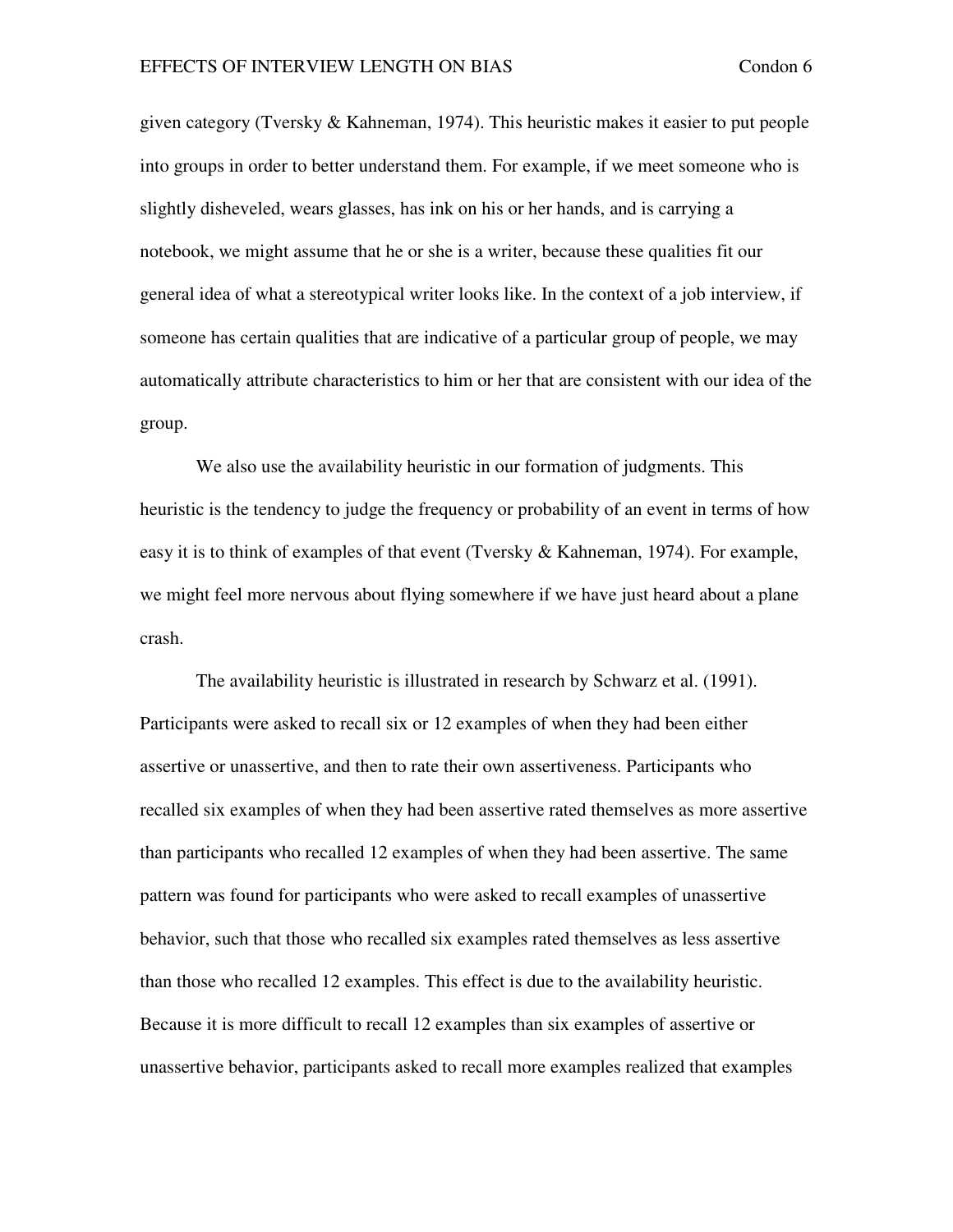given category (Tversky & Kahneman, 1974). This heuristic makes it easier to put people into groups in order to better understand them. For example, if we meet someone who is slightly disheveled, wears glasses, has ink on his or her hands, and is carrying a notebook, we might assume that he or she is a writer, because these qualities fit our general idea of what a stereotypical writer looks like. In the context of a job interview, if someone has certain qualities that are indicative of a particular group of people, we may automatically attribute characteristics to him or her that are consistent with our idea of the group.

We also use the availability heuristic in our formation of judgments. This heuristic is the tendency to judge the frequency or probability of an event in terms of how easy it is to think of examples of that event (Tversky & Kahneman, 1974). For example, we might feel more nervous about flying somewhere if we have just heard about a plane crash.

The availability heuristic is illustrated in research by Schwarz et al. (1991). Participants were asked to recall six or 12 examples of when they had been either assertive or unassertive, and then to rate their own assertiveness. Participants who recalled six examples of when they had been assertive rated themselves as more assertive than participants who recalled 12 examples of when they had been assertive. The same pattern was found for participants who were asked to recall examples of unassertive behavior, such that those who recalled six examples rated themselves as less assertive than those who recalled 12 examples. This effect is due to the availability heuristic. Because it is more difficult to recall 12 examples than six examples of assertive or unassertive behavior, participants asked to recall more examples realized that examples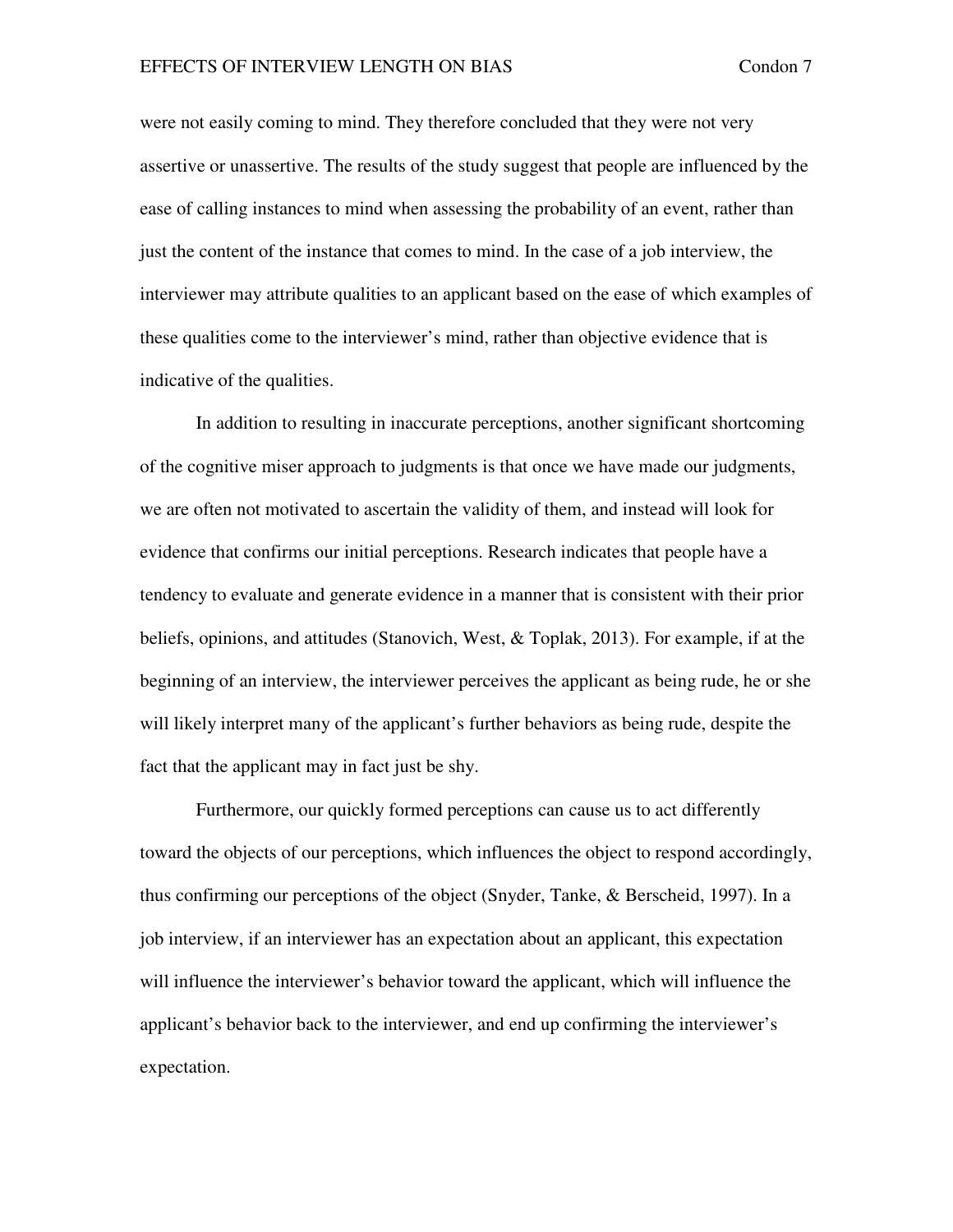were not easily coming to mind. They therefore concluded that they were not very assertive or unassertive. The results of the study suggest that people are influenced by the ease of calling instances to mind when assessing the probability of an event, rather than just the content of the instance that comes to mind. In the case of a job interview, the interviewer may attribute qualities to an applicant based on the ease of which examples of these qualities come to the interviewer's mind, rather than objective evidence that is indicative of the qualities.

In addition to resulting in inaccurate perceptions, another significant shortcoming of the cognitive miser approach to judgments is that once we have made our judgments, we are often not motivated to ascertain the validity of them, and instead will look for evidence that confirms our initial perceptions. Research indicates that people have a tendency to evaluate and generate evidence in a manner that is consistent with their prior beliefs, opinions, and attitudes (Stanovich, West, & Toplak, 2013). For example, if at the beginning of an interview, the interviewer perceives the applicant as being rude, he or she will likely interpret many of the applicant's further behaviors as being rude, despite the fact that the applicant may in fact just be shy.

Furthermore, our quickly formed perceptions can cause us to act differently toward the objects of our perceptions, which influences the object to respond accordingly, thus confirming our perceptions of the object (Snyder, Tanke, & Berscheid, 1997). In a job interview, if an interviewer has an expectation about an applicant, this expectation will influence the interviewer's behavior toward the applicant, which will influence the applicant's behavior back to the interviewer, and end up confirming the interviewer's expectation.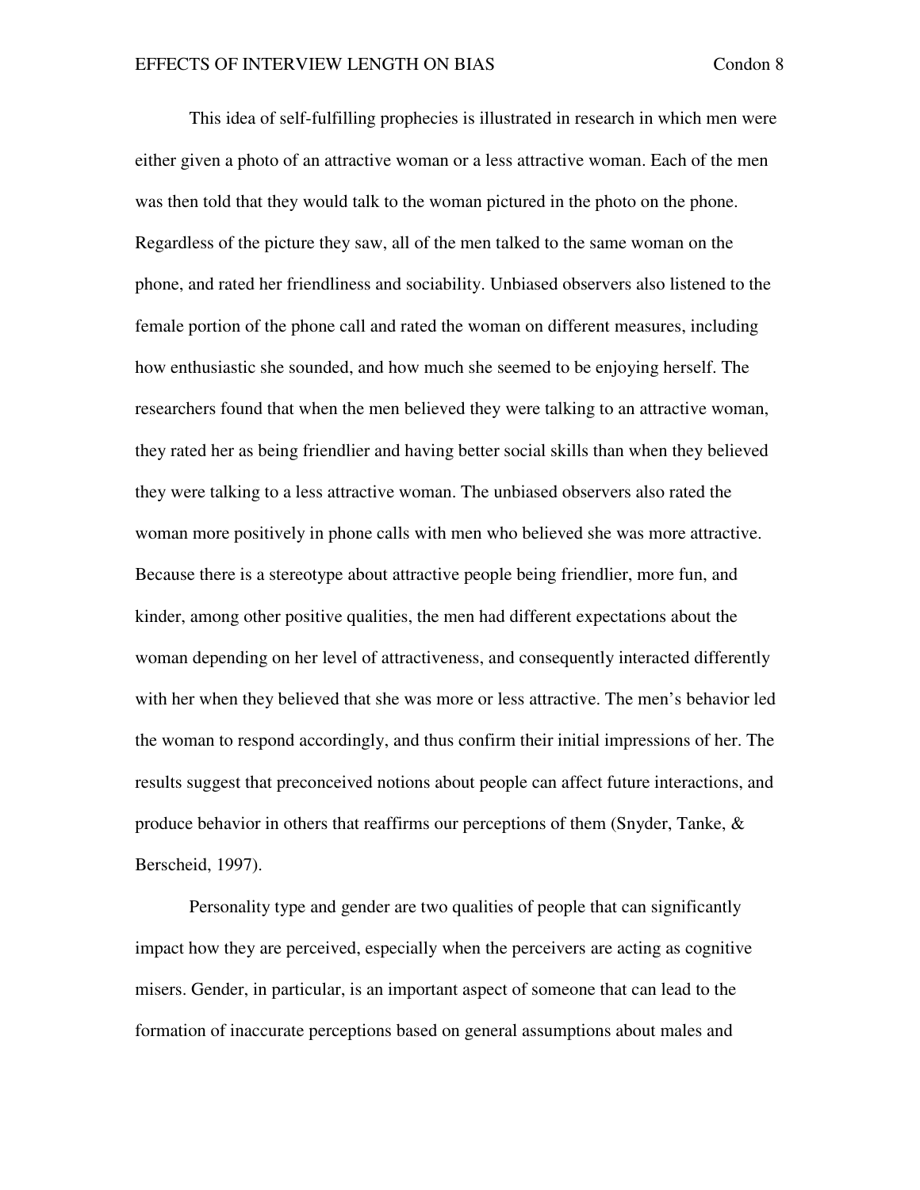This idea of self-fulfilling prophecies is illustrated in research in which men were either given a photo of an attractive woman or a less attractive woman. Each of the men was then told that they would talk to the woman pictured in the photo on the phone. Regardless of the picture they saw, all of the men talked to the same woman on the phone, and rated her friendliness and sociability. Unbiased observers also listened to the female portion of the phone call and rated the woman on different measures, including how enthusiastic she sounded, and how much she seemed to be enjoying herself. The researchers found that when the men believed they were talking to an attractive woman, they rated her as being friendlier and having better social skills than when they believed they were talking to a less attractive woman. The unbiased observers also rated the woman more positively in phone calls with men who believed she was more attractive. Because there is a stereotype about attractive people being friendlier, more fun, and kinder, among other positive qualities, the men had different expectations about the woman depending on her level of attractiveness, and consequently interacted differently with her when they believed that she was more or less attractive. The men's behavior led the woman to respond accordingly, and thus confirm their initial impressions of her. The results suggest that preconceived notions about people can affect future interactions, and produce behavior in others that reaffirms our perceptions of them (Snyder, Tanke, & Berscheid, 1997).

Personality type and gender are two qualities of people that can significantly impact how they are perceived, especially when the perceivers are acting as cognitive misers. Gender, in particular, is an important aspect of someone that can lead to the formation of inaccurate perceptions based on general assumptions about males and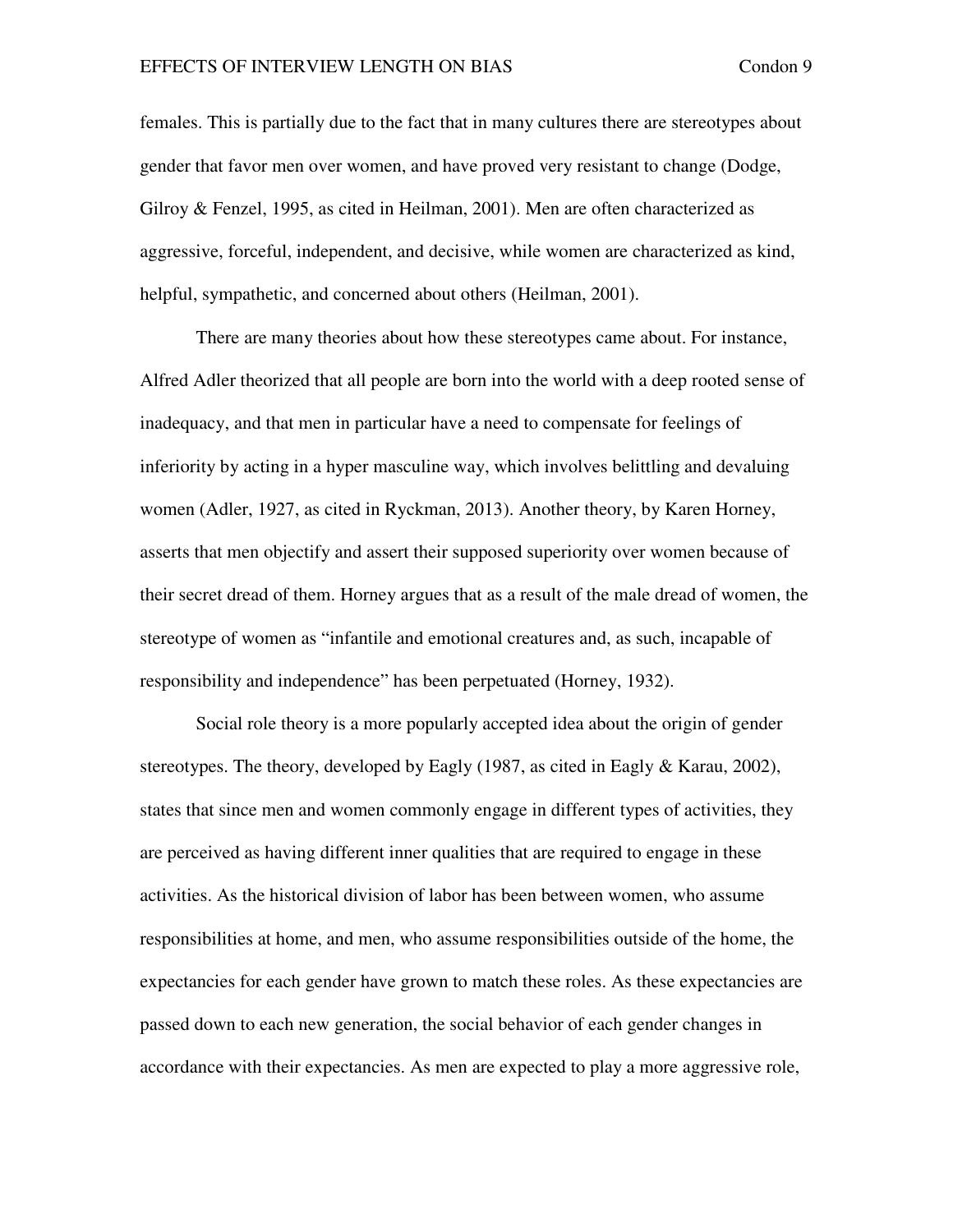females. This is partially due to the fact that in many cultures there are stereotypes about gender that favor men over women, and have proved very resistant to change (Dodge, Gilroy & Fenzel, 1995, as cited in Heilman, 2001). Men are often characterized as aggressive, forceful, independent, and decisive, while women are characterized as kind, helpful, sympathetic, and concerned about others (Heilman, 2001).

There are many theories about how these stereotypes came about. For instance, Alfred Adler theorized that all people are born into the world with a deep rooted sense of inadequacy, and that men in particular have a need to compensate for feelings of inferiority by acting in a hyper masculine way, which involves belittling and devaluing women (Adler, 1927, as cited in Ryckman, 2013). Another theory, by Karen Horney, asserts that men objectify and assert their supposed superiority over women because of their secret dread of them. Horney argues that as a result of the male dread of women, the stereotype of women as "infantile and emotional creatures and, as such, incapable of responsibility and independence" has been perpetuated (Horney, 1932).

Social role theory is a more popularly accepted idea about the origin of gender stereotypes. The theory, developed by Eagly (1987, as cited in Eagly & Karau, 2002), states that since men and women commonly engage in different types of activities, they are perceived as having different inner qualities that are required to engage in these activities. As the historical division of labor has been between women, who assume responsibilities at home, and men, who assume responsibilities outside of the home, the expectancies for each gender have grown to match these roles. As these expectancies are passed down to each new generation, the social behavior of each gender changes in accordance with their expectancies. As men are expected to play a more aggressive role,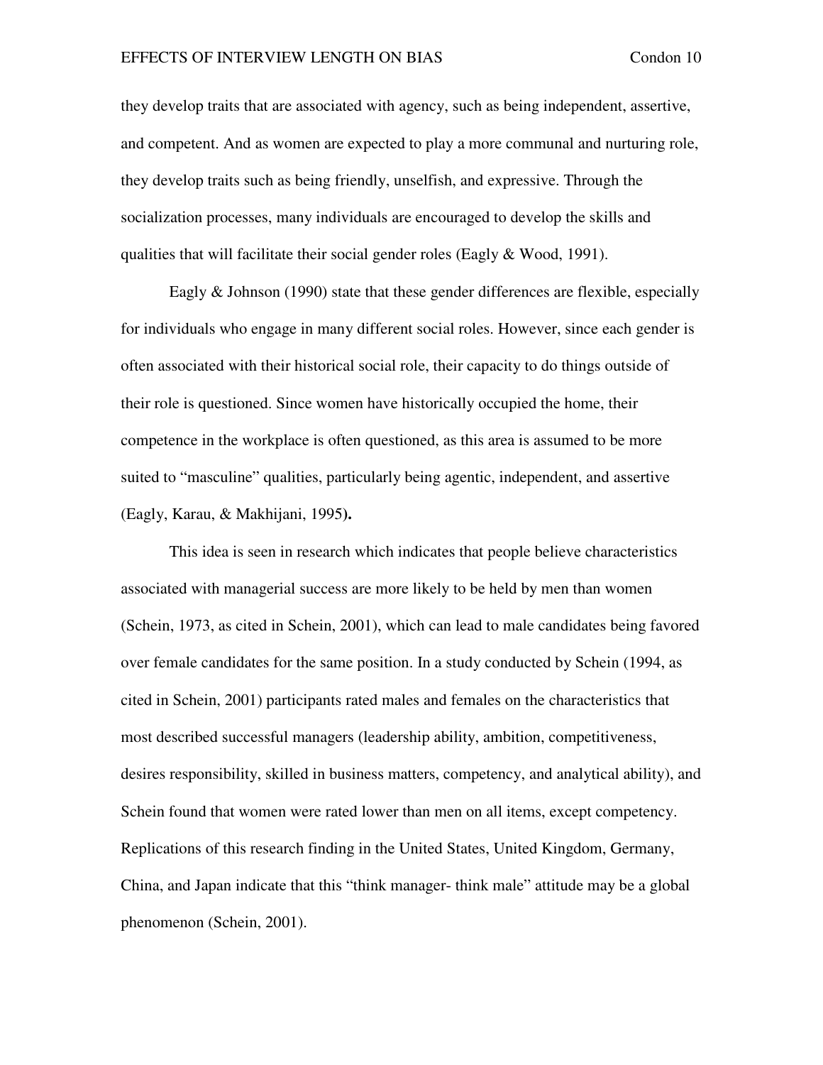they develop traits that are associated with agency, such as being independent, assertive, and competent. And as women are expected to play a more communal and nurturing role, they develop traits such as being friendly, unselfish, and expressive. Through the socialization processes, many individuals are encouraged to develop the skills and qualities that will facilitate their social gender roles (Eagly & Wood, 1991).

Eagly & Johnson (1990) state that these gender differences are flexible, especially for individuals who engage in many different social roles. However, since each gender is often associated with their historical social role, their capacity to do things outside of their role is questioned. Since women have historically occupied the home, their competence in the workplace is often questioned, as this area is assumed to be more suited to "masculine" qualities, particularly being agentic, independent, and assertive (Eagly, Karau, & Makhijani, 1995).

This idea is seen in research which indicates that people believe characteristics associated with managerial success are more likely to be held by men than women (Schein, 1973, as cited in Schein, 2001), which can lead to male candidates being favored over female candidates for the same position. In a study conducted by Schein (1994, as cited in Schein, 2001) participants rated males and females on the characteristics that most described successful managers (leadership ability, ambition, competitiveness, desires responsibility, skilled in business matters, competency, and analytical ability), and Schein found that women were rated lower than men on all items, except competency. Replications of this research finding in the United States, United Kingdom, Germany, China, and Japan indicate that this "think manager- think male" attitude may be a global phenomenon (Schein, 2001).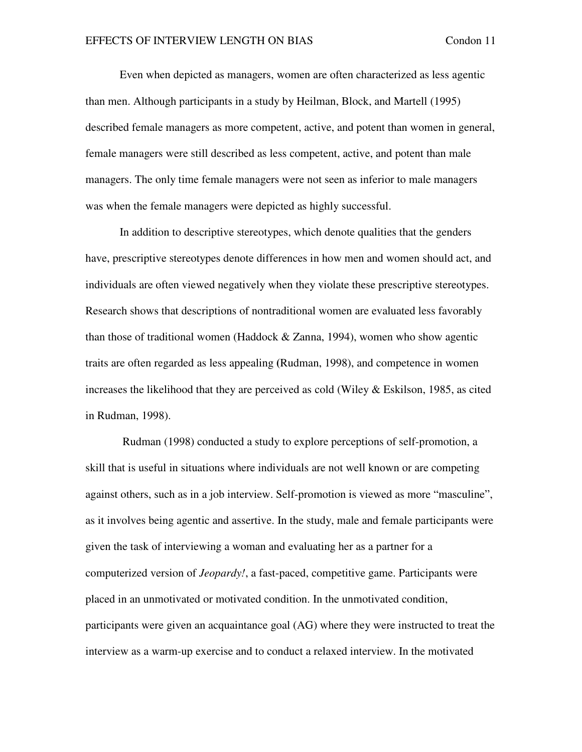Even when depicted as managers, women are often characterized as less agentic than men. Although participants in a study by Heilman, Block, and Martell (1995) described female managers as more competent, active, and potent than women in general, female managers were still described as less competent, active, and potent than male managers. The only time female managers were not seen as inferior to male managers was when the female managers were depicted as highly successful.

In addition to descriptive stereotypes, which denote qualities that the genders have, prescriptive stereotypes denote differences in how men and women should act, and individuals are often viewed negatively when they violate these prescriptive stereotypes. Research shows that descriptions of nontraditional women are evaluated less favorably than those of traditional women (Haddock & Zanna, 1994), women who show agentic traits are often regarded as less appealing (Rudman, 1998), and competence in women increases the likelihood that they are perceived as cold (Wiley & Eskilson, 1985, as cited in Rudman, 1998).

Rudman (1998) conducted a study to explore perceptions of self-promotion, a skill that is useful in situations where individuals are not well known or are competing against others, such as in a job interview. Self-promotion is viewed as more "masculine", as it involves being agentic and assertive. In the study, male and female participants were given the task of interviewing a woman and evaluating her as a partner for a computerized version of *Jeopardy!*, a fast-paced, competitive game. Participants were placed in an unmotivated or motivated condition. In the unmotivated condition, participants were given an acquaintance goal (AG) where they were instructed to treat the interview as a warm-up exercise and to conduct a relaxed interview. In the motivated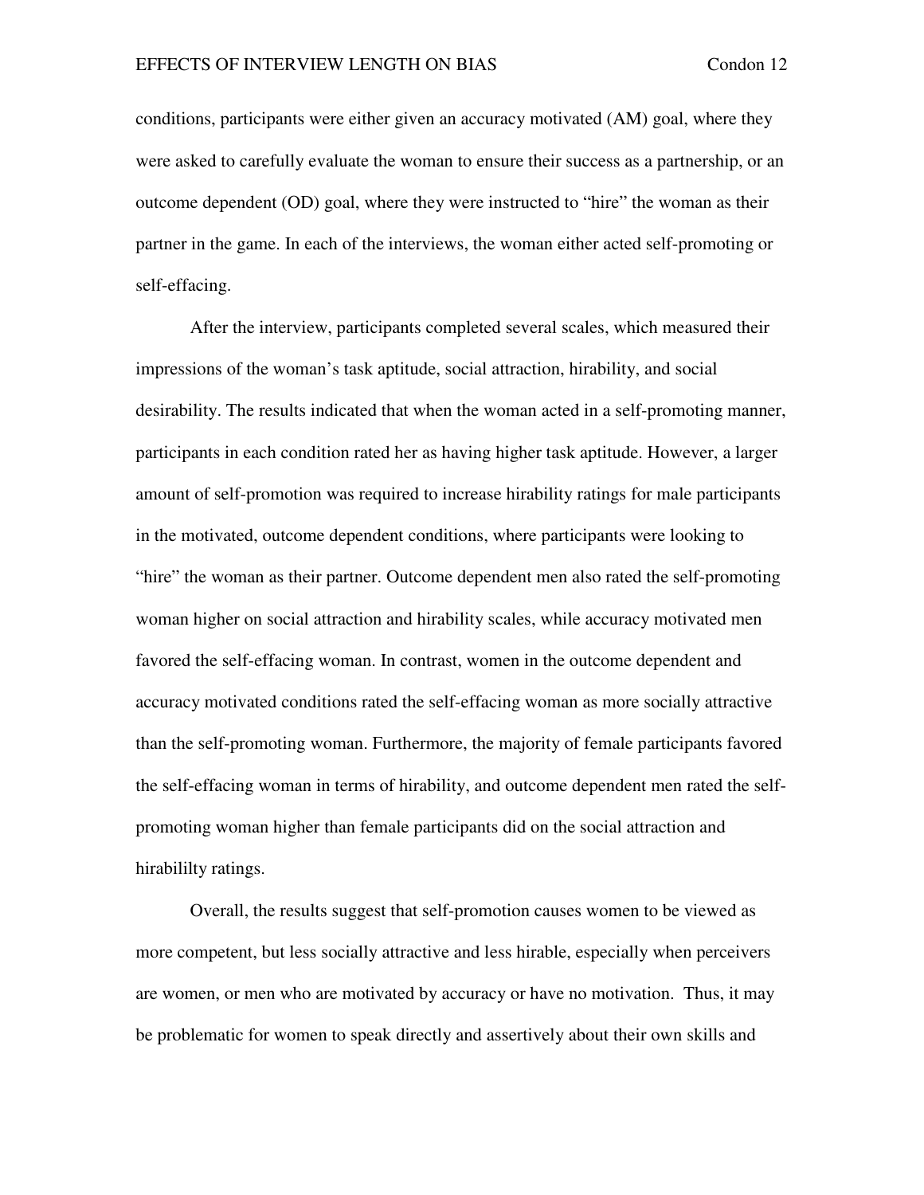conditions, participants were either given an accuracy motivated (AM) goal, where they were asked to carefully evaluate the woman to ensure their success as a partnership, or an outcome dependent (OD) goal, where they were instructed to "hire" the woman as their partner in the game. In each of the interviews, the woman either acted self-promoting or self-effacing.

After the interview, participants completed several scales, which measured their impressions of the woman's task aptitude, social attraction, hirability, and social desirability. The results indicated that when the woman acted in a self-promoting manner, participants in each condition rated her as having higher task aptitude. However, a larger amount of self-promotion was required to increase hirability ratings for male participants in the motivated, outcome dependent conditions, where participants were looking to "hire" the woman as their partner. Outcome dependent men also rated the self-promoting woman higher on social attraction and hirability scales, while accuracy motivated men favored the self-effacing woman. In contrast, women in the outcome dependent and accuracy motivated conditions rated the self-effacing woman as more socially attractive than the self-promoting woman. Furthermore, the majority of female participants favored the self-effacing woman in terms of hirability, and outcome dependent men rated the self-promoting woman higher than female participants did on the social attraction and hirabililty ratings.

Overall, the results suggest that self-promotion causes women to be viewed as more competent, but less socially attractive and less hirable, especially when perceivers are women, or men who are motivated by accuracy or have no motivation. Thus, it may be problematic for women to speak directly and assertively about their own skills and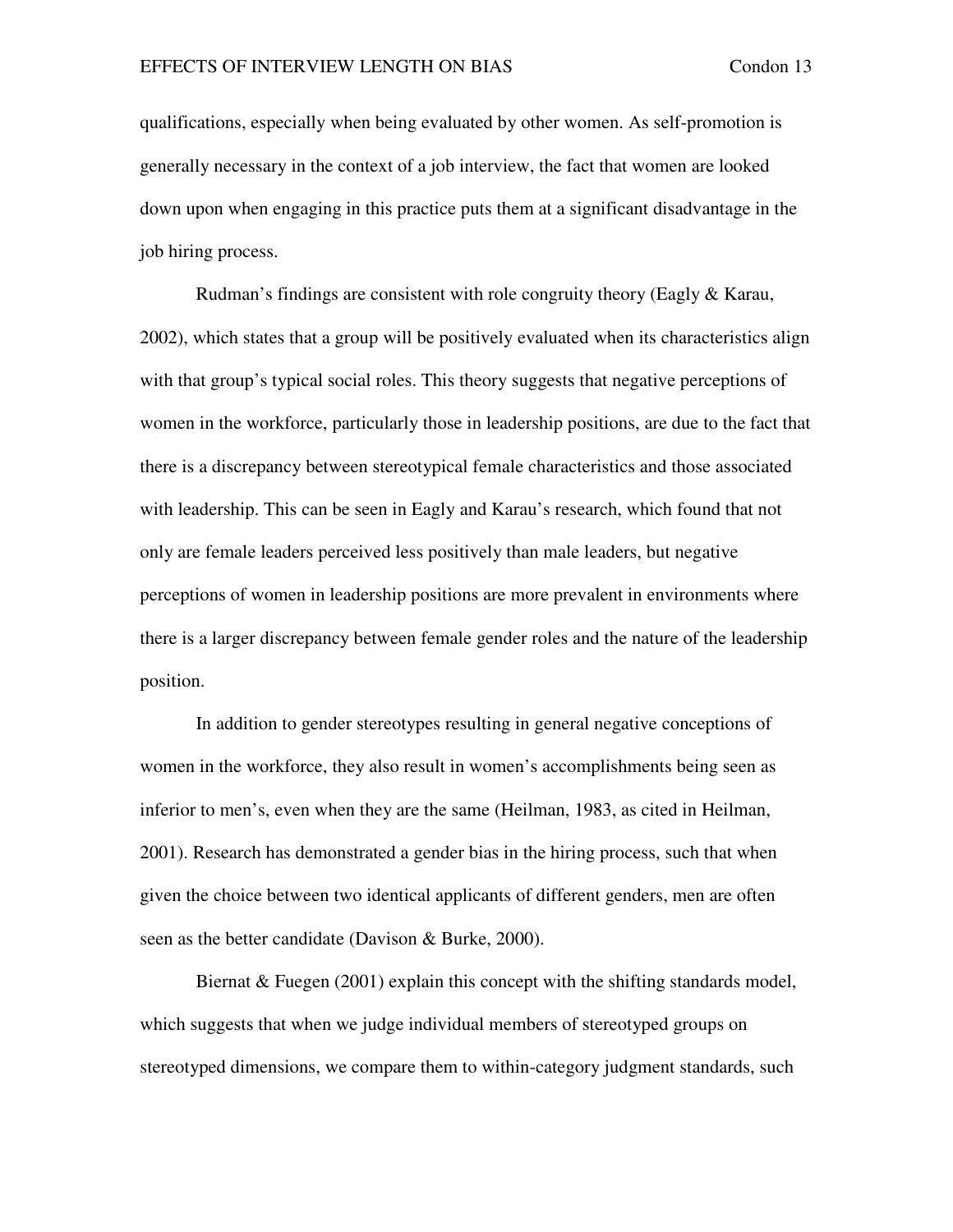qualifications, especially when being evaluated by other women. As self-promotion is generally necessary in the context of a job interview, the fact that women are looked down upon when engaging in this practice puts them at a significant disadvantage in the job hiring process.

Rudman's findings are consistent with role congruity theory (Eagly & Karau, 2002), which states that a group will be positively evaluated when its characteristics align with that group's typical social roles. This theory suggests that negative perceptions of women in the workforce, particularly those in leadership positions, are due to the fact that there is a discrepancy between stereotypical female characteristics and those associated with leadership. This can be seen in Eagly and Karau's research, which found that not only are female leaders perceived less positively than male leaders, but negative perceptions of women in leadership positions are more prevalent in environments where there is a larger discrepancy between female gender roles and the nature of the leadership position.

In addition to gender stereotypes resulting in general negative conceptions of women in the workforce, they also result in women's accomplishments being seen as inferior to men's, even when they are the same (Heilman, 1983, as cited in Heilman, 2001). Research has demonstrated a gender bias in the hiring process, such that when given the choice between two identical applicants of different genders, men are often seen as the better candidate (Davison & Burke, 2000).

Biernat & Fuegen (2001) explain this concept with the shifting standards model, which suggests that when we judge individual members of stereotyped groups on stereotyped dimensions, we compare them to within-category judgment standards, such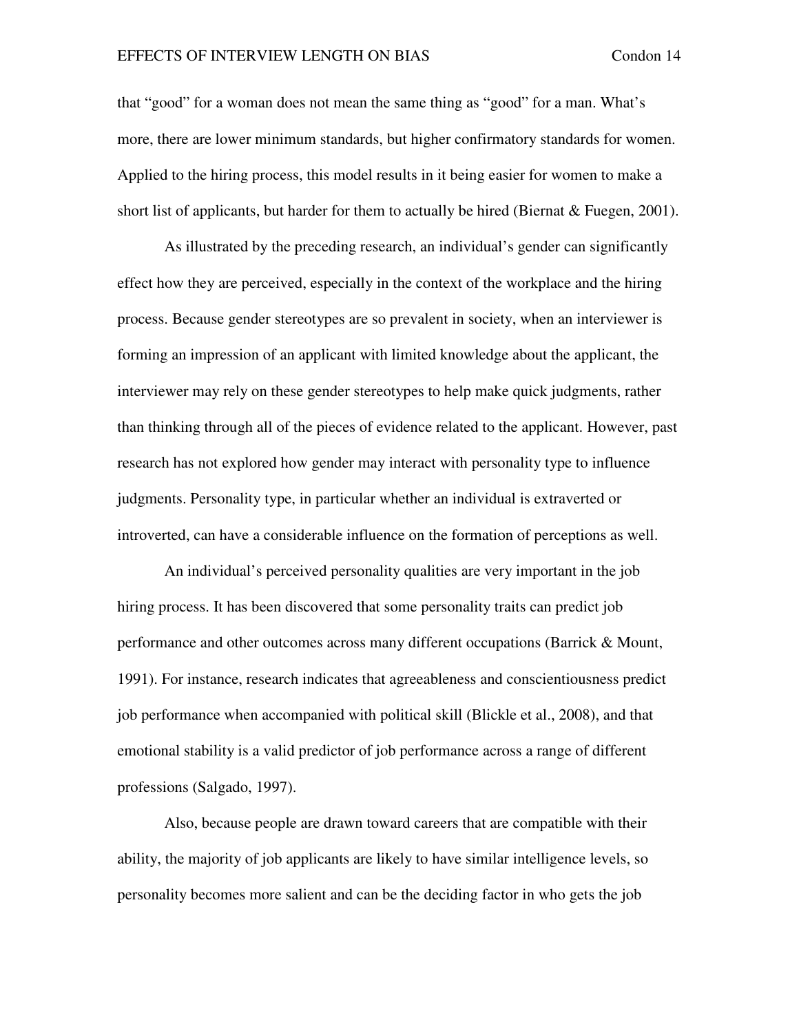that “good” for a woman does not mean the same thing as “good” for a man. What’s more, there are lower minimum standards, but higher confirmatory standards for women. Applied to the hiring process, this model results in it being easier for women to make a short list of applicants, but harder for them to actually be hired (Biernat & Fuegen, 2001).

As illustrated by the preceding research, an individual’s gender can significantly effect how they are perceived, especially in the context of the workplace and the hiring process. Because gender stereotypes are so prevalent in society, when an interviewer is forming an impression of an applicant with limited knowledge about the applicant, the interviewer may rely on these gender stereotypes to help make quick judgments, rather than thinking through all of the pieces of evidence related to the applicant. However, past research has not explored how gender may interact with personality type to influence judgments. Personality type, in particular whether an individual is extraverted or introverted, can have a considerable influence on the formation of perceptions as well.

An individual’s perceived personality qualities are very important in the job hiring process. It has been discovered that some personality traits can predict job performance and other outcomes across many different occupations (Barrick & Mount, 1991). For instance, research indicates that agreeableness and conscientiousness predict job performance when accompanied with political skill (Blickle et al., 2008), and that emotional stability is a valid predictor of job performance across a range of different professions (Salgado, 1997).

Also, because people are drawn toward careers that are compatible with their ability, the majority of job applicants are likely to have similar intelligence levels, so personality becomes more salient and can be the deciding factor in who gets the job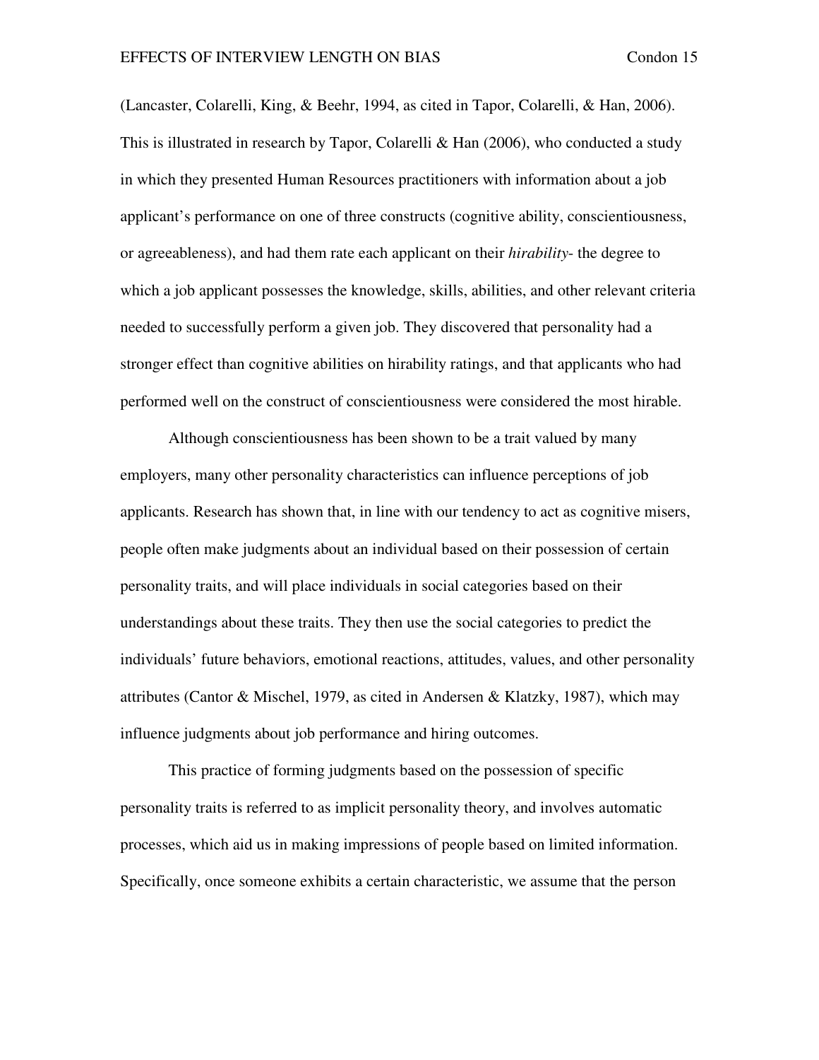(Lancaster, Colarelli, King, & Beehr, 1994, as cited in Tapor, Colarelli, & Han, 2006). This is illustrated in research by Tapor, Colarelli & Han (2006), who conducted a study in which they presented Human Resources practitioners with information about a job applicant's performance on one of three constructs (cognitive ability, conscientiousness, or agreeableness), and had them rate each applicant on their *hirability*- the degree to which a job applicant possesses the knowledge, skills, abilities, and other relevant criteria needed to successfully perform a given job. They discovered that personality had a stronger effect than cognitive abilities on hirability ratings, and that applicants who had performed well on the construct of conscientiousness were considered the most hirable.

Although conscientiousness has been shown to be a trait valued by many employers, many other personality characteristics can influence perceptions of job applicants. Research has shown that, in line with our tendency to act as cognitive misers, people often make judgments about an individual based on their possession of certain personality traits, and will place individuals in social categories based on their understandings about these traits. They then use the social categories to predict the individuals' future behaviors, emotional reactions, attitudes, values, and other personality attributes (Cantor & Mischel, 1979, as cited in Andersen & Klatzky, 1987), which may influence judgments about job performance and hiring outcomes.

This practice of forming judgments based on the possession of specific personality traits is referred to as implicit personality theory, and involves automatic processes, which aid us in making impressions of people based on limited information. Specifically, once someone exhibits a certain characteristic, we assume that the person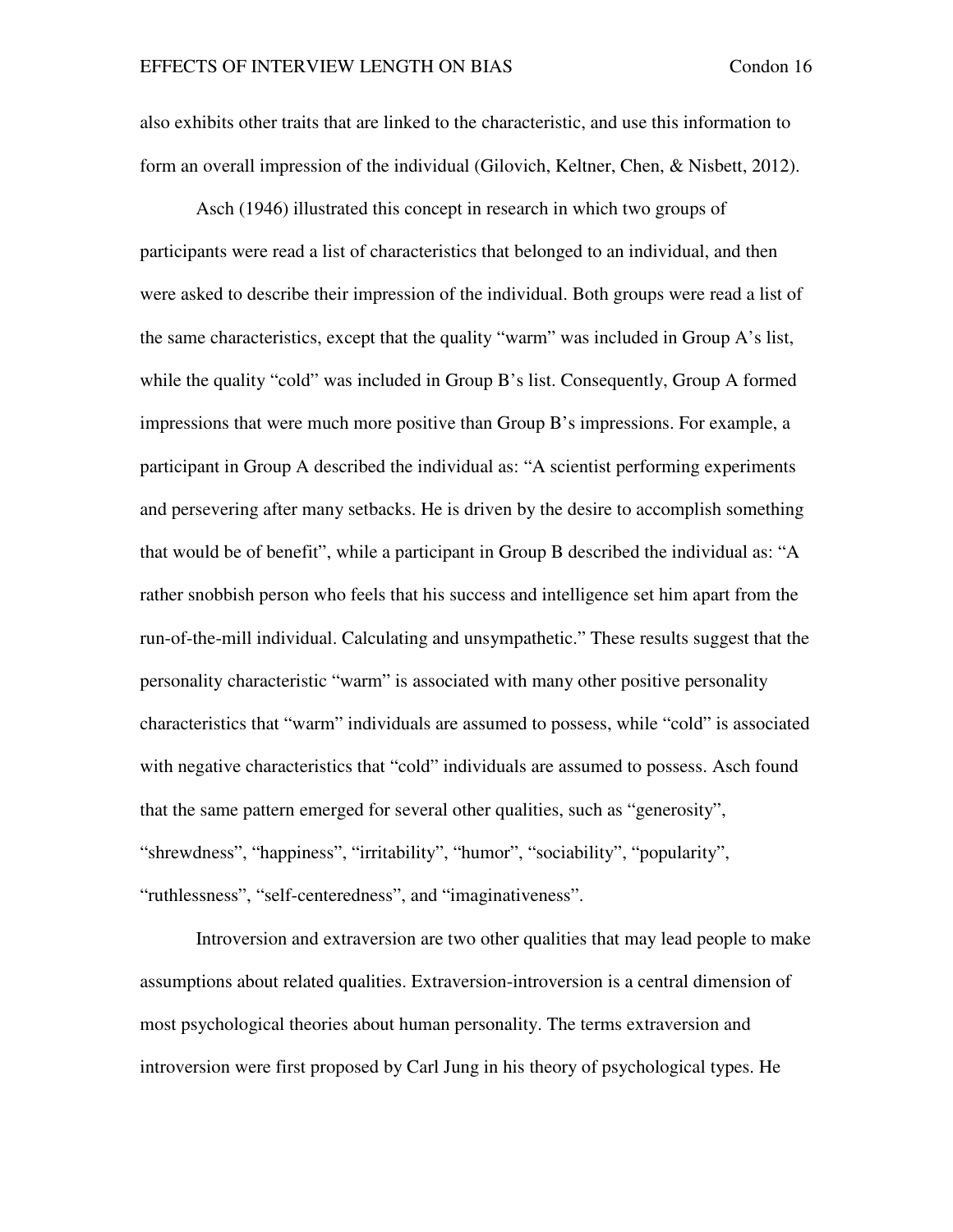also exhibits other traits that are linked to the characteristic, and use this information to form an overall impression of the individual (Gilovich, Keltner, Chen, & Nisbett, 2012).

Asch (1946) illustrated this concept in research in which two groups of participants were read a list of characteristics that belonged to an individual, and then were asked to describe their impression of the individual. Both groups were read a list of the same characteristics, except that the quality "warm" was included in Group A's list, while the quality "cold" was included in Group B's list. Consequently, Group A formed impressions that were much more positive than Group B's impressions. For example, a participant in Group A described the individual as: "A scientist performing experiments and persevering after many setbacks. He is driven by the desire to accomplish something that would be of benefit", while a participant in Group B described the individual as: "A rather snobbish person who feels that his success and intelligence set him apart from the run-of-the-mill individual. Calculating and unsympathetic." These results suggest that the personality characteristic "warm" is associated with many other positive personality characteristics that "warm" individuals are assumed to possess, while "cold" is associated with negative characteristics that "cold" individuals are assumed to possess. Asch found that the same pattern emerged for several other qualities, such as "generosity", "shrewdness", "happiness", "irritability", "humor", "sociability", "popularity", "ruthlessness", "self-centeredness", and "imaginativeness".

Introversion and extraversion are two other qualities that may lead people to make assumptions about related qualities. Extraversion-introversion is a central dimension of most psychological theories about human personality. The terms extraversion and introversion were first proposed by Carl Jung in his theory of psychological types. He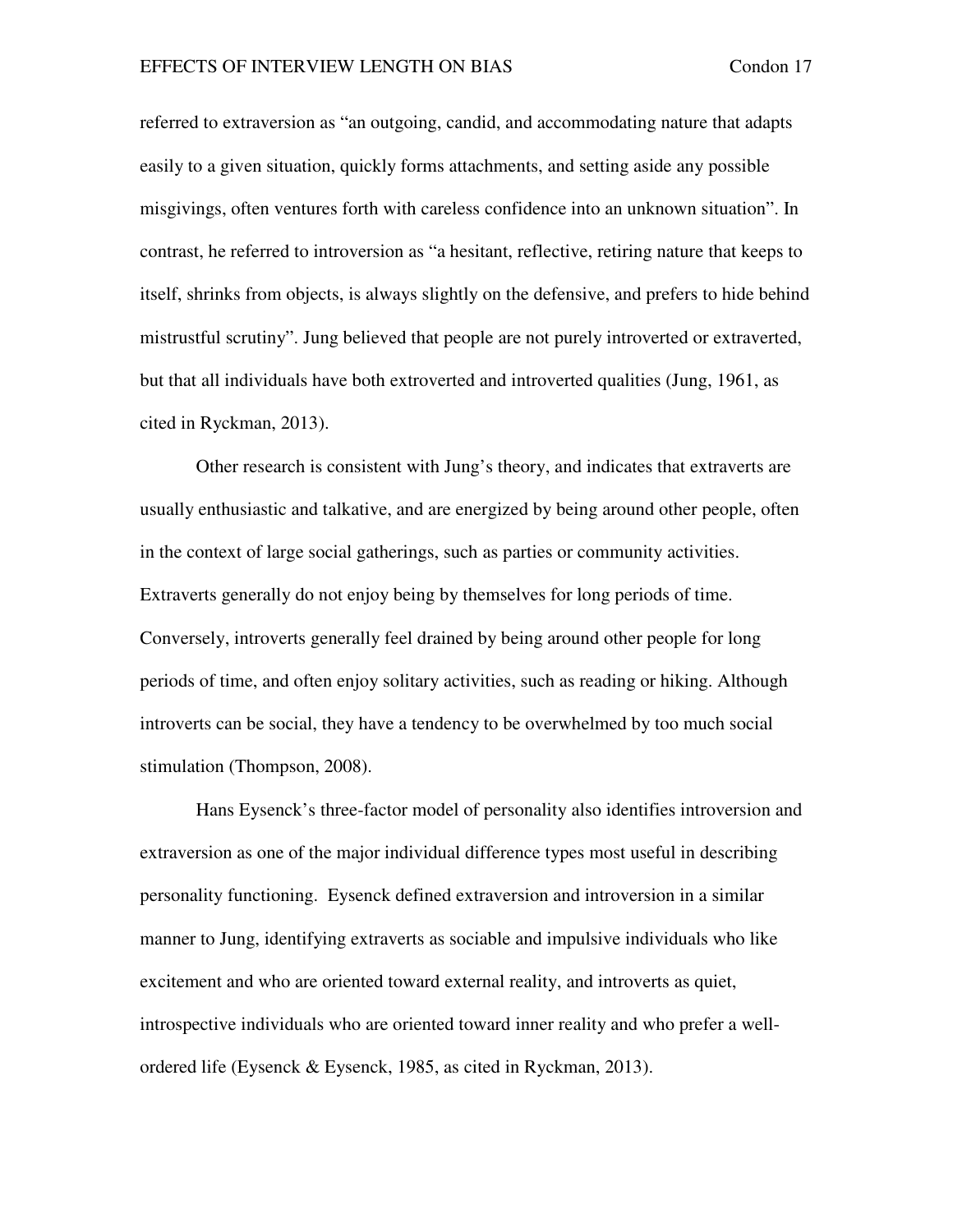referred to extraversion as "an outgoing, candid, and accommodating nature that adapts easily to a given situation, quickly forms attachments, and setting aside any possible misgivings, often ventures forth with careless confidence into an unknown situation". In contrast, he referred to introversion as "a hesitant, reflective, retiring nature that keeps to itself, shrinks from objects, is always slightly on the defensive, and prefers to hide behind mistrustful scrutiny". Jung believed that people are not purely introverted or extraverted, but that all individuals have both extroverted and introverted qualities (Jung, 1961, as cited in Ryckman, 2013).

Other research is consistent with Jung's theory, and indicates that extraverts are usually enthusiastic and talkative, and are energized by being around other people, often in the context of large social gatherings, such as parties or community activities. Extraverts generally do not enjoy being by themselves for long periods of time. Conversely, introverts generally feel drained by being around other people for long periods of time, and often enjoy solitary activities, such as reading or hiking. Although introverts can be social, they have a tendency to be overwhelmed by too much social stimulation (Thompson, 2008).

Hans Eysenck's three-factor model of personality also identifies introversion and extraversion as one of the major individual difference types most useful in describing personality functioning. Eysenck defined extraversion and introversion in a similar manner to Jung, identifying extraverts as sociable and impulsive individuals who like excitement and who are oriented toward external reality, and introverts as quiet, introspective individuals who are oriented toward inner reality and who prefer a well-ordered life (Eysenck & Eysenck, 1985, as cited in Ryckman, 2013).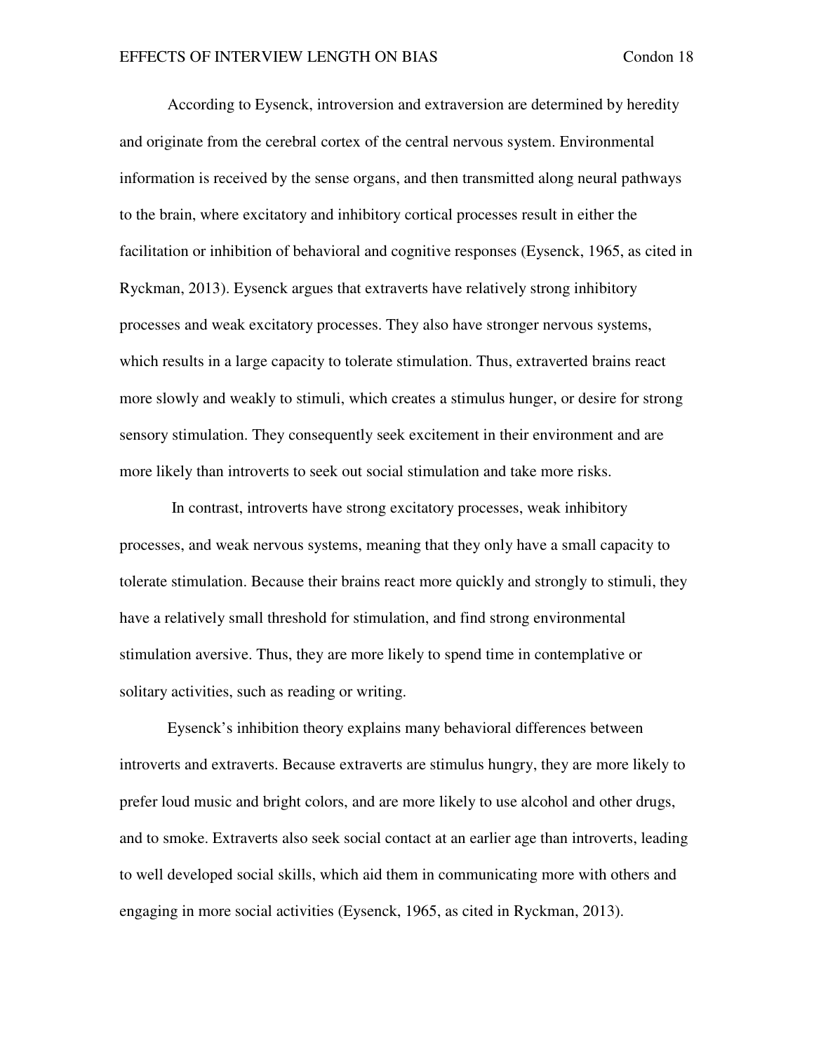According to Eysenck, introversion and extraversion are determined by heredity and originate from the cerebral cortex of the central nervous system. Environmental information is received by the sense organs, and then transmitted along neural pathways to the brain, where excitatory and inhibitory cortical processes result in either the facilitation or inhibition of behavioral and cognitive responses (Eysenck, 1965, as cited in Ryckman, 2013). Eysenck argues that extraverts have relatively strong inhibitory processes and weak excitatory processes. They also have stronger nervous systems, which results in a large capacity to tolerate stimulation. Thus, extraverted brains react more slowly and weakly to stimuli, which creates a stimulus hunger, or desire for strong sensory stimulation. They consequently seek excitement in their environment and are more likely than introverts to seek out social stimulation and take more risks.

In contrast, introverts have strong excitatory processes, weak inhibitory processes, and weak nervous systems, meaning that they only have a small capacity to tolerate stimulation. Because their brains react more quickly and strongly to stimuli, they have a relatively small threshold for stimulation, and find strong environmental stimulation aversive. Thus, they are more likely to spend time in contemplative or solitary activities, such as reading or writing.

Eysenck's inhibition theory explains many behavioral differences between introverts and extraverts. Because extraverts are stimulus hungry, they are more likely to prefer loud music and bright colors, and are more likely to use alcohol and other drugs, and to smoke. Extraverts also seek social contact at an earlier age than introverts, leading to well developed social skills, which aid them in communicating more with others and engaging in more social activities (Eysenck, 1965, as cited in Ryckman, 2013).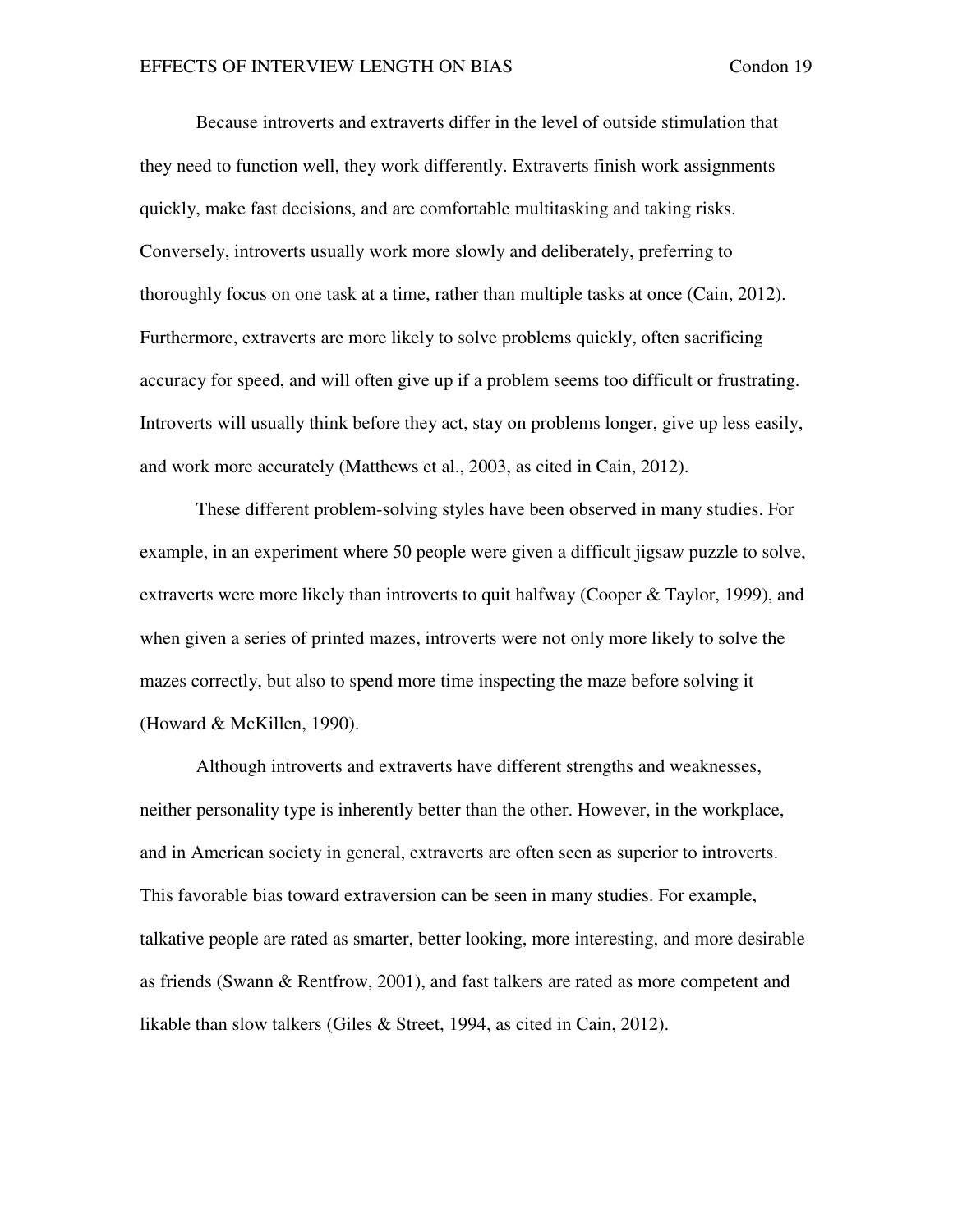Because introverts and extraverts differ in the level of outside stimulation that they need to function well, they work differently. Extraverts finish work assignments quickly, make fast decisions, and are comfortable multitasking and taking risks. Conversely, introverts usually work more slowly and deliberately, preferring to thoroughly focus on one task at a time, rather than multiple tasks at once (Cain, 2012). Furthermore, extraverts are more likely to solve problems quickly, often sacrificing accuracy for speed, and will often give up if a problem seems too difficult or frustrating. Introverts will usually think before they act, stay on problems longer, give up less easily, and work more accurately (Matthews et al., 2003, as cited in Cain, 2012).

These different problem-solving styles have been observed in many studies. For example, in an experiment where 50 people were given a difficult jigsaw puzzle to solve, extraverts were more likely than introverts to quit halfway (Cooper & Taylor, 1999), and when given a series of printed mazes, introverts were not only more likely to solve the mazes correctly, but also to spend more time inspecting the maze before solving it (Howard & McKillen, 1990).

Although introverts and extraverts have different strengths and weaknesses, neither personality type is inherently better than the other. However, in the workplace, and in American society in general, extraverts are often seen as superior to introverts. This favorable bias toward extraversion can be seen in many studies. For example, talkative people are rated as smarter, better looking, more interesting, and more desirable as friends (Swann & Rentfrow, 2001), and fast talkers are rated as more competent and likable than slow talkers (Giles & Street, 1994, as cited in Cain, 2012).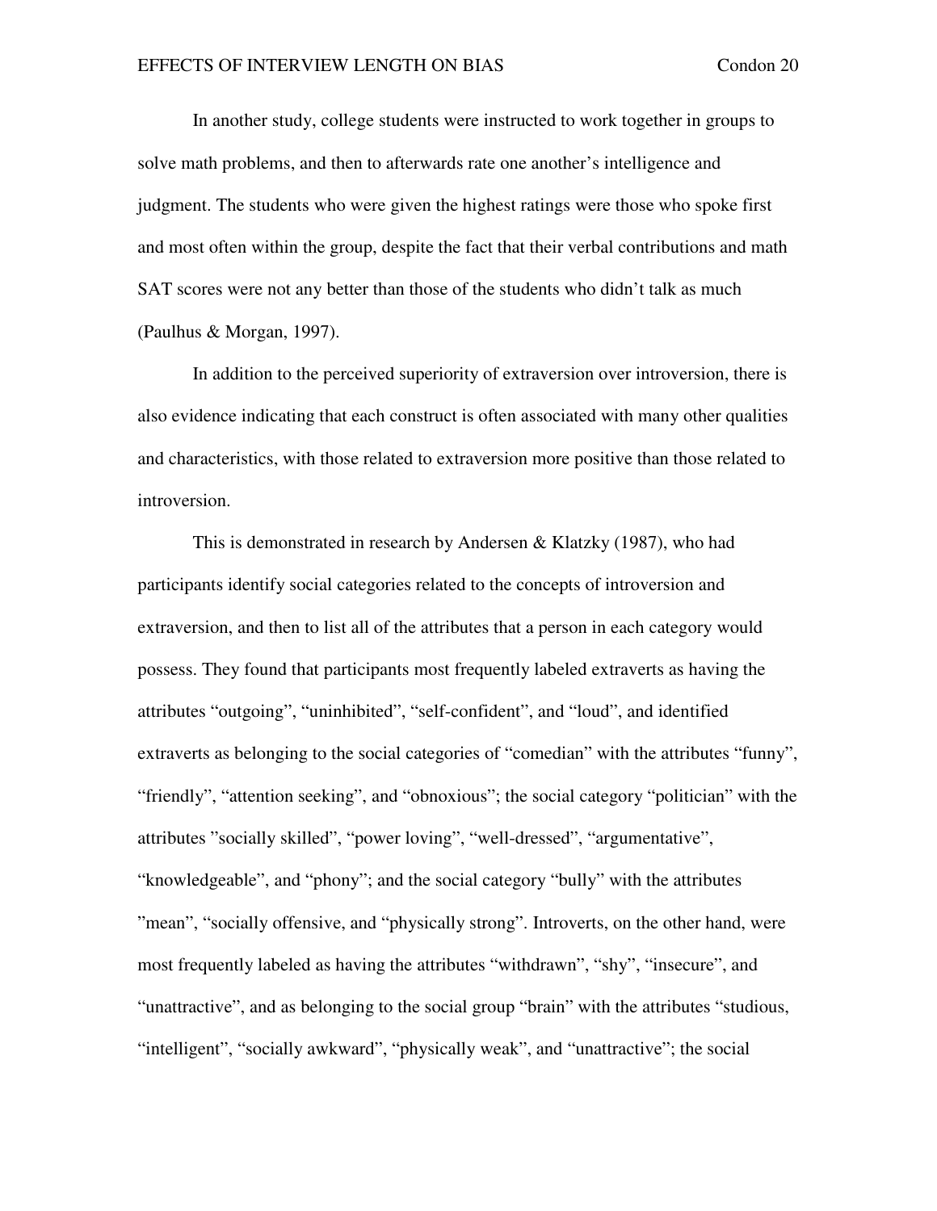In another study, college students were instructed to work together in groups to solve math problems, and then to afterwards rate one another's intelligence and judgment. The students who were given the highest ratings were those who spoke first and most often within the group, despite the fact that their verbal contributions and math SAT scores were not any better than those of the students who didn't talk as much (Paulhus & Morgan, 1997).

In addition to the perceived superiority of extraversion over introversion, there is also evidence indicating that each construct is often associated with many other qualities and characteristics, with those related to extraversion more positive than those related to introversion.

This is demonstrated in research by Andersen & Klatzky (1987), who had participants identify social categories related to the concepts of introversion and extraversion, and then to list all of the attributes that a person in each category would possess. They found that participants most frequently labeled extraverts as having the attributes "outgoing", "uninhibited", "self-confident", and "loud", and identified extraverts as belonging to the social categories of "comedian" with the attributes "funny", "friendly", "attention seeking", and "obnoxious"; the social category "politician" with the attributes "socially skilled", "power loving", "well-dressed", "argumentative", "knowledgeable", and "phony"; and the social category "bully" with the attributes "mean", "socially offensive, and "physically strong". Introverts, on the other hand, were most frequently labeled as having the attributes "withdrawn", "shy", "insecure", and "unattractive", and as belonging to the social group "brain" with the attributes "studious, "intelligent", "socially awkward", "physically weak", and "unattractive"; the social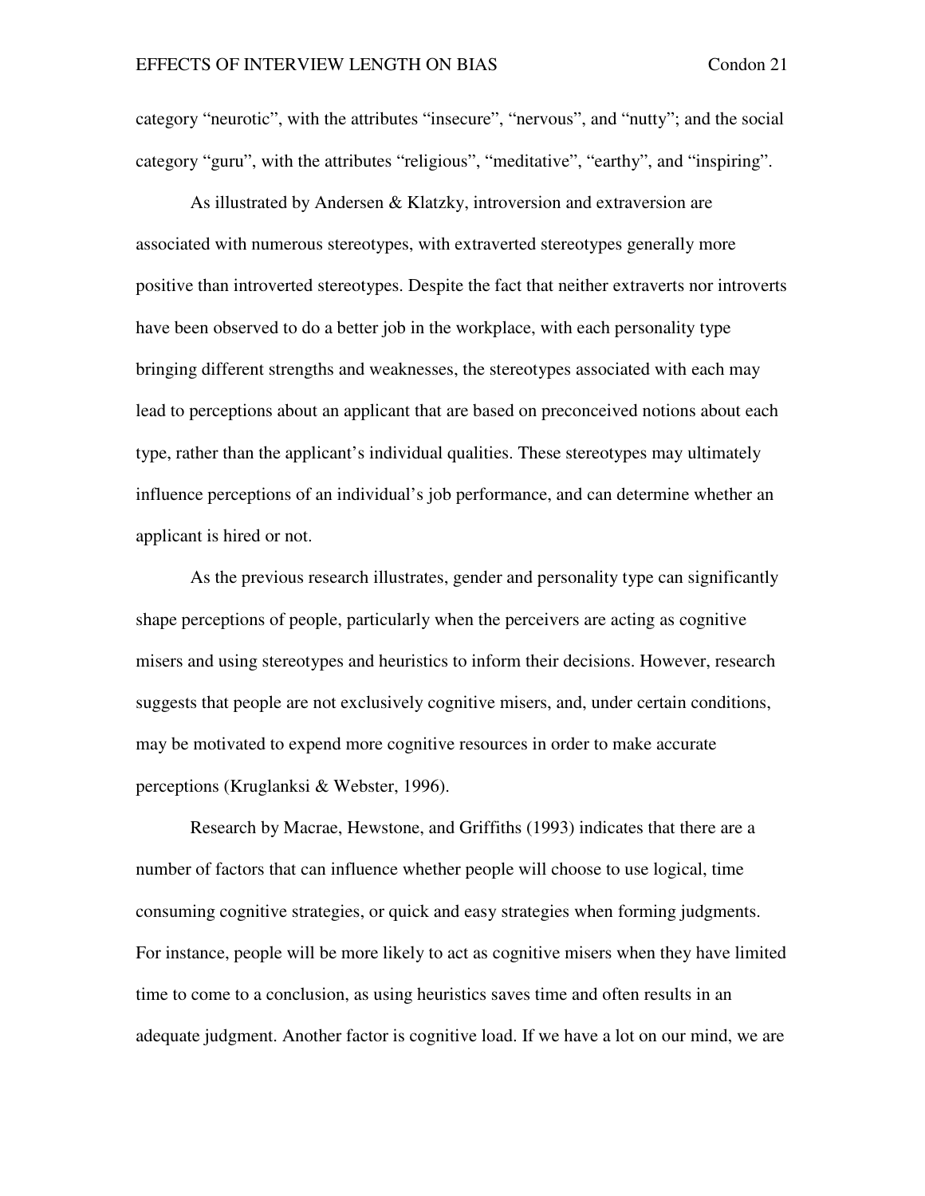category “neurotic”, with the attributes “insecure”, “nervous”, and “nutty”; and the social category “guru”, with the attributes “religious”, “meditative”, “earthy”, and “inspiring”.

As illustrated by Andersen & Klatzky, introversion and extraversion are associated with numerous stereotypes, with extraverted stereotypes generally more positive than introverted stereotypes. Despite the fact that neither extraverts nor introverts have been observed to do a better job in the workplace, with each personality type bringing different strengths and weaknesses, the stereotypes associated with each may lead to perceptions about an applicant that are based on preconceived notions about each type, rather than the applicant’s individual qualities. These stereotypes may ultimately influence perceptions of an individual’s job performance, and can determine whether an applicant is hired or not.

As the previous research illustrates, gender and personality type can significantly shape perceptions of people, particularly when the perceivers are acting as cognitive misers and using stereotypes and heuristics to inform their decisions. However, research suggests that people are not exclusively cognitive misers, and, under certain conditions, may be motivated to expend more cognitive resources in order to make accurate perceptions (Kruglanksi & Webster, 1996).

Research by Macrae, Hewstone, and Griffiths (1993) indicates that there are a number of factors that can influence whether people will choose to use logical, time consuming cognitive strategies, or quick and easy strategies when forming judgments. For instance, people will be more likely to act as cognitive misers when they have limited time to come to a conclusion, as using heuristics saves time and often results in an adequate judgment. Another factor is cognitive load. If we have a lot on our mind, we are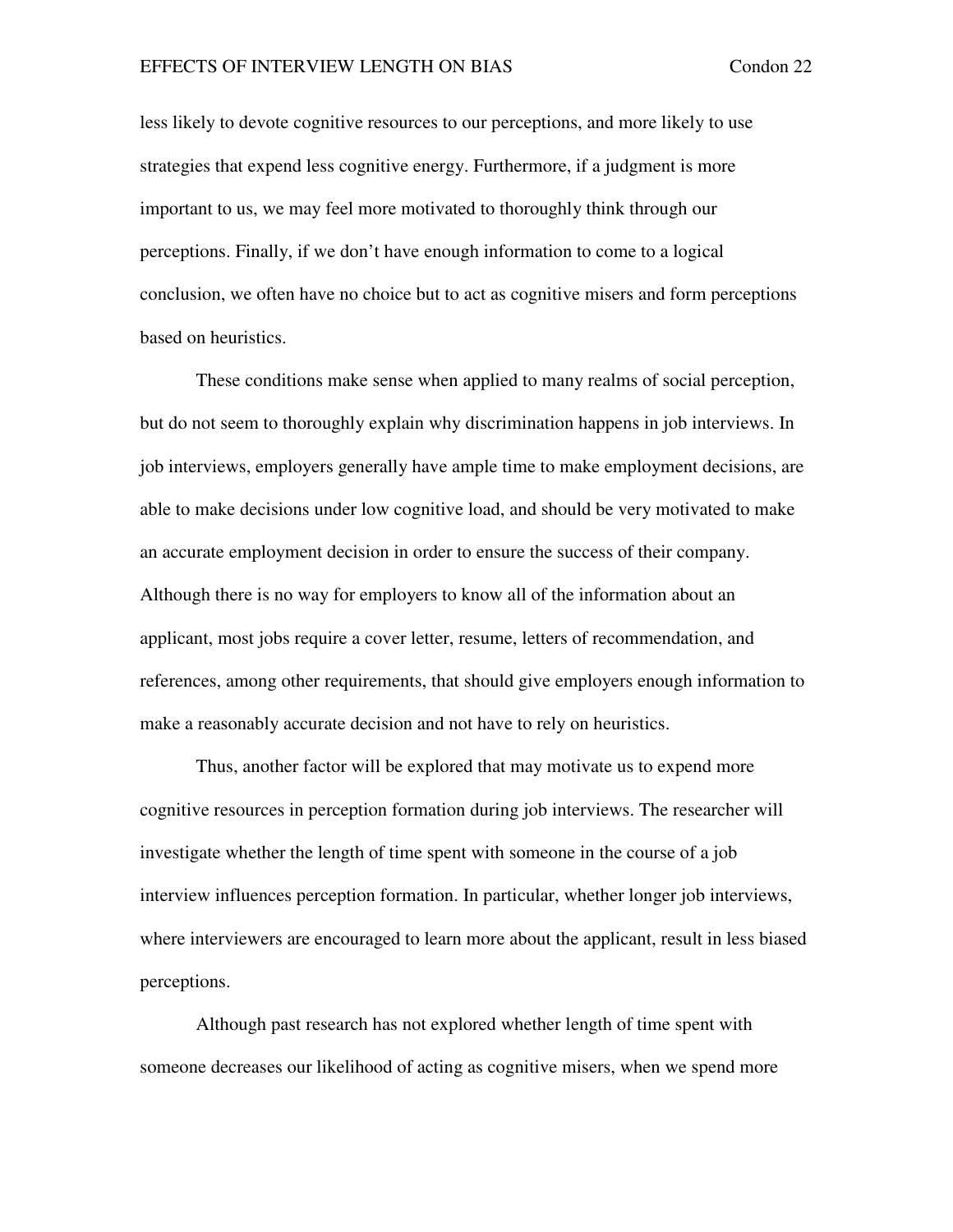less likely to devote cognitive resources to our perceptions, and more likely to use strategies that expend less cognitive energy. Furthermore, if a judgment is more important to us, we may feel more motivated to thoroughly think through our perceptions. Finally, if we don’t have enough information to come to a logical conclusion, we often have no choice but to act as cognitive misers and form perceptions based on heuristics.

These conditions make sense when applied to many realms of social perception, but do not seem to thoroughly explain why discrimination happens in job interviews. In job interviews, employers generally have ample time to make employment decisions, are able to make decisions under low cognitive load, and should be very motivated to make an accurate employment decision in order to ensure the success of their company. Although there is no way for employers to know all of the information about an applicant, most jobs require a cover letter, resume, letters of recommendation, and references, among other requirements, that should give employers enough information to make a reasonably accurate decision and not have to rely on heuristics.

Thus, another factor will be explored that may motivate us to expend more cognitive resources in perception formation during job interviews. The researcher will investigate whether the length of time spent with someone in the course of a job interview influences perception formation. In particular, whether longer job interviews, where interviewers are encouraged to learn more about the applicant, result in less biased perceptions.

Although past research has not explored whether length of time spent with someone decreases our likelihood of acting as cognitive misers, when we spend more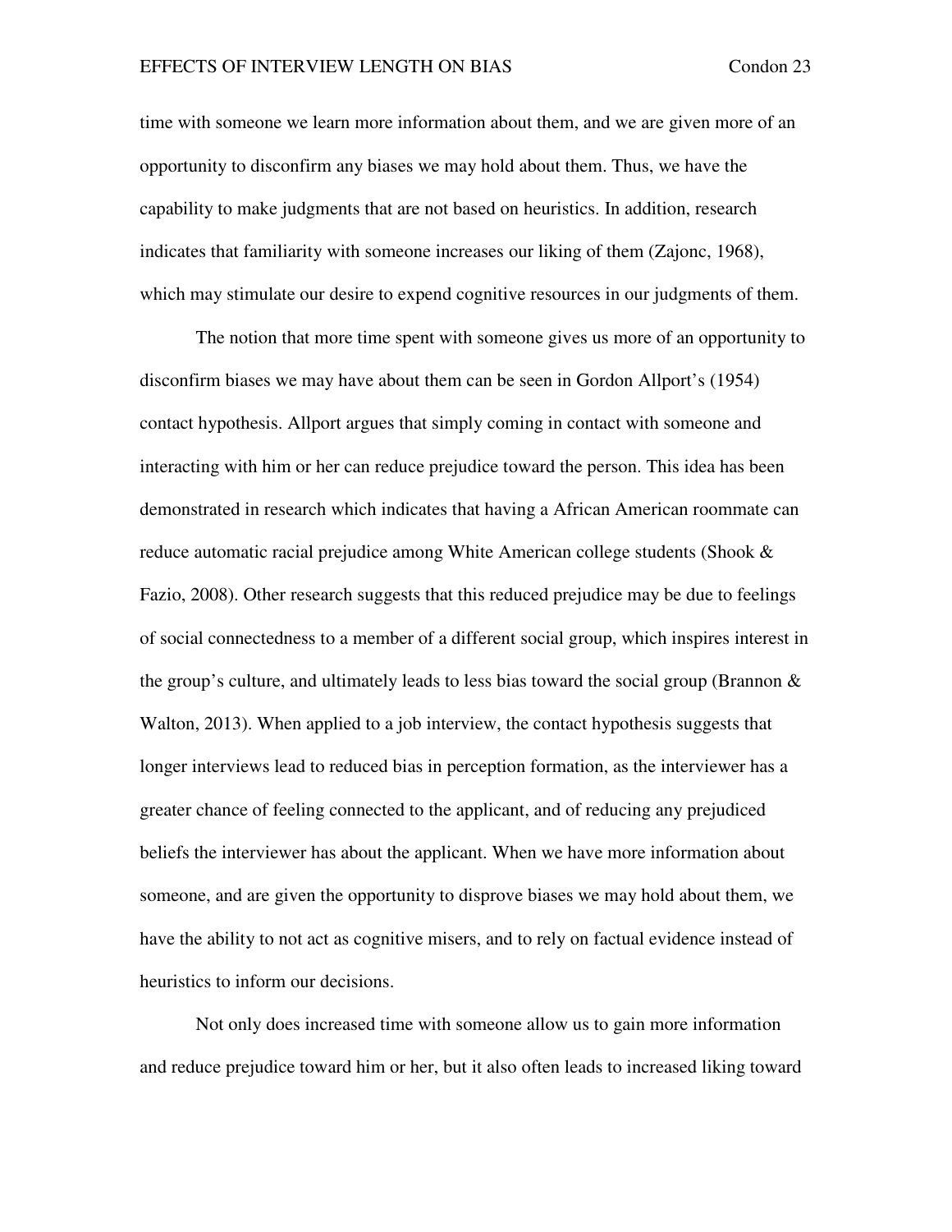time with someone we learn more information about them, and we are given more of an opportunity to disconfirm any biases we may hold about them. Thus, we have the capability to make judgments that are not based on heuristics. In addition, research indicates that familiarity with someone increases our liking of them (Zajonc, 1968), which may stimulate our desire to expend cognitive resources in our judgments of them.

The notion that more time spent with someone gives us more of an opportunity to disconfirm biases we may have about them can be seen in Gordon Allport's (1954) contact hypothesis. Allport argues that simply coming in contact with someone and interacting with him or her can reduce prejudice toward the person. This idea has been demonstrated in research which indicates that having a African American roommate can reduce automatic racial prejudice among White American college students (Shook & Fazio, 2008). Other research suggests that this reduced prejudice may be due to feelings of social connectedness to a member of a different social group, which inspires interest in the group's culture, and ultimately leads to less bias toward the social group (Brannon & Walton, 2013). When applied to a job interview, the contact hypothesis suggests that longer interviews lead to reduced bias in perception formation, as the interviewer has a greater chance of feeling connected to the applicant, and of reducing any prejudiced beliefs the interviewer has about the applicant. When we have more information about someone, and are given the opportunity to disprove biases we may hold about them, we have the ability to not act as cognitive misers, and to rely on factual evidence instead of heuristics to inform our decisions.

Not only does increased time with someone allow us to gain more information and reduce prejudice toward him or her, but it also often leads to increased liking toward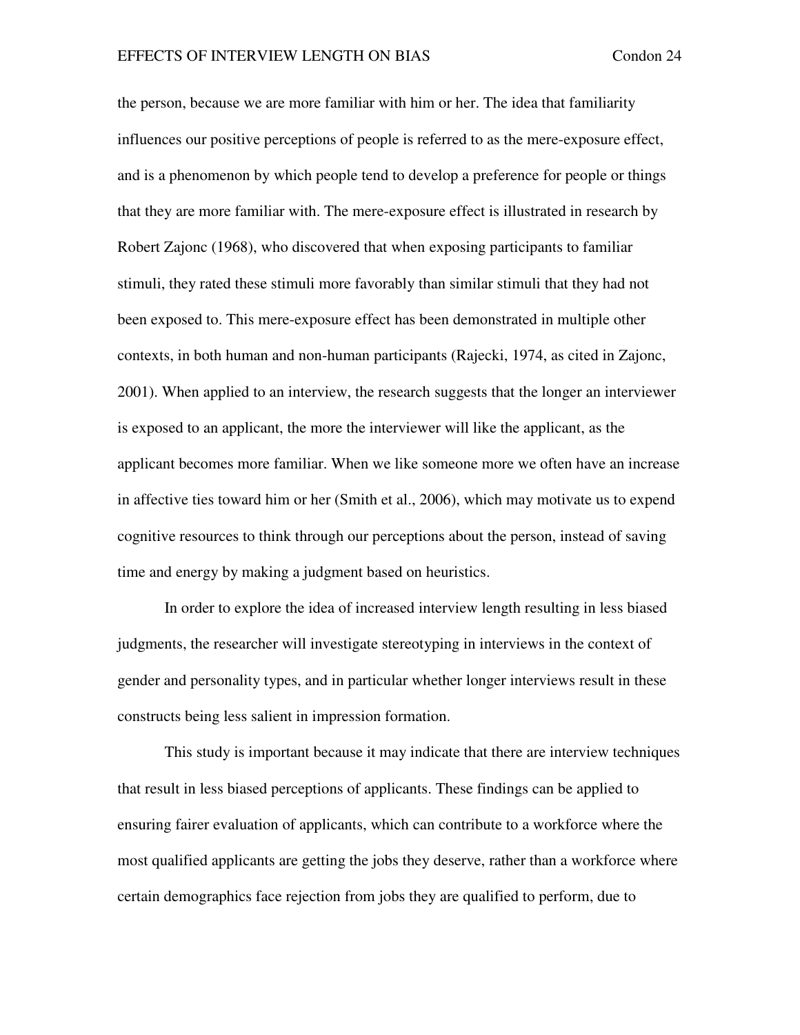the person, because we are more familiar with him or her. The idea that familiarity influences our positive perceptions of people is referred to as the mere-exposure effect, and is a phenomenon by which people tend to develop a preference for people or things that they are more familiar with. The mere-exposure effect is illustrated in research by Robert Zajonc (1968), who discovered that when exposing participants to familiar stimuli, they rated these stimuli more favorably than similar stimuli that they had not been exposed to. This mere-exposure effect has been demonstrated in multiple other contexts, in both human and non-human participants (Rajecki, 1974, as cited in Zajonc, 2001). When applied to an interview, the research suggests that the longer an interviewer is exposed to an applicant, the more the interviewer will like the applicant, as the applicant becomes more familiar. When we like someone more we often have an increase in affective ties toward him or her (Smith et al., 2006), which may motivate us to expend cognitive resources to think through our perceptions about the person, instead of saving time and energy by making a judgment based on heuristics.

In order to explore the idea of increased interview length resulting in less biased judgments, the researcher will investigate stereotyping in interviews in the context of gender and personality types, and in particular whether longer interviews result in these constructs being less salient in impression formation.

This study is important because it may indicate that there are interview techniques that result in less biased perceptions of applicants. These findings can be applied to ensuring fairer evaluation of applicants, which can contribute to a workforce where the most qualified applicants are getting the jobs they deserve, rather than a workforce where certain demographics face rejection from jobs they are qualified to perform, due to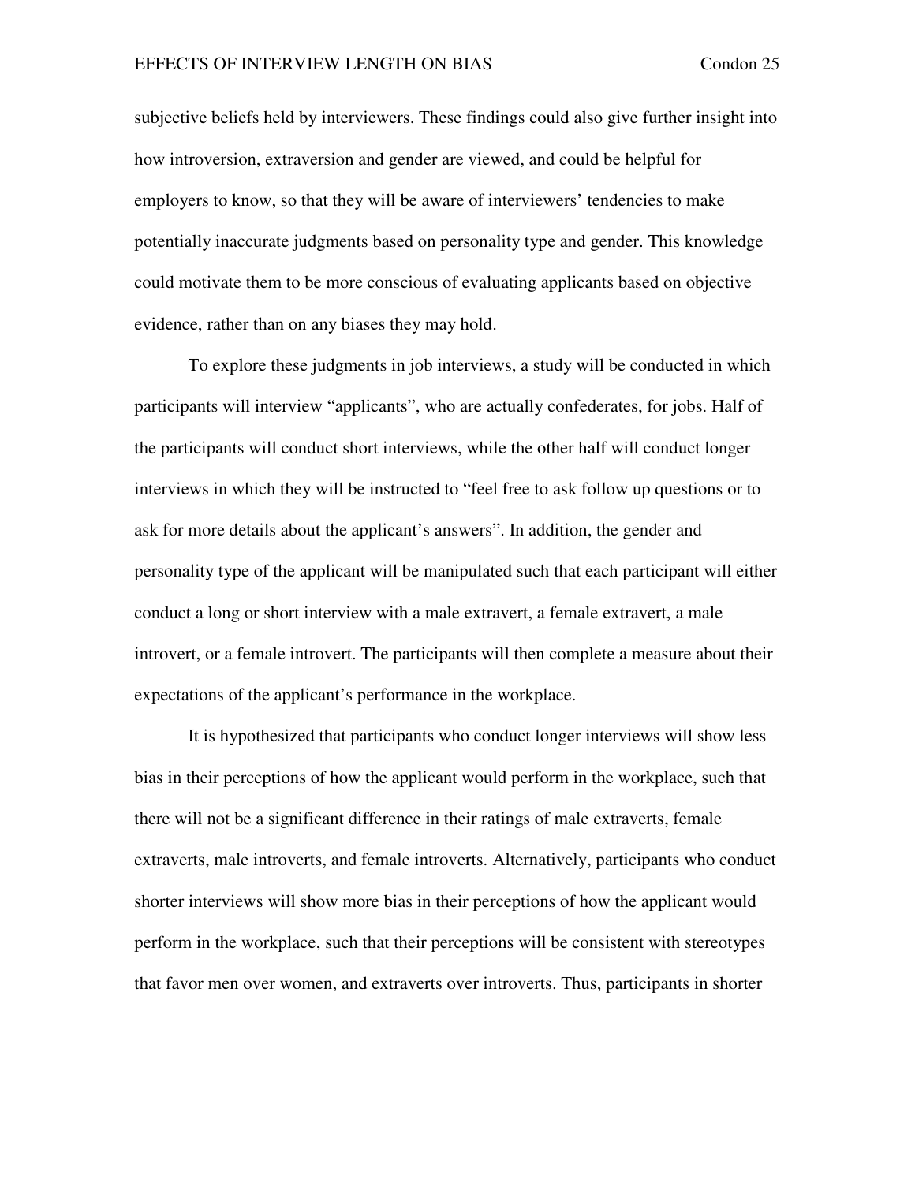subjective beliefs held by interviewers. These findings could also give further insight into how introversion, extraversion and gender are viewed, and could be helpful for employers to know, so that they will be aware of interviewers' tendencies to make potentially inaccurate judgments based on personality type and gender. This knowledge could motivate them to be more conscious of evaluating applicants based on objective evidence, rather than on any biases they may hold.

To explore these judgments in job interviews, a study will be conducted in which participants will interview "applicants", who are actually confederates, for jobs. Half of the participants will conduct short interviews, while the other half will conduct longer interviews in which they will be instructed to "feel free to ask follow up questions or to ask for more details about the applicant's answers". In addition, the gender and personality type of the applicant will be manipulated such that each participant will either conduct a long or short interview with a male extravert, a female extravert, a male introvert, or a female introvert. The participants will then complete a measure about their expectations of the applicant's performance in the workplace.

It is hypothesized that participants who conduct longer interviews will show less bias in their perceptions of how the applicant would perform in the workplace, such that there will not be a significant difference in their ratings of male extraverts, female extraverts, male introverts, and female introverts. Alternatively, participants who conduct shorter interviews will show more bias in their perceptions of how the applicant would perform in the workplace, such that their perceptions will be consistent with stereotypes that favor men over women, and extraverts over introverts. Thus, participants in shorter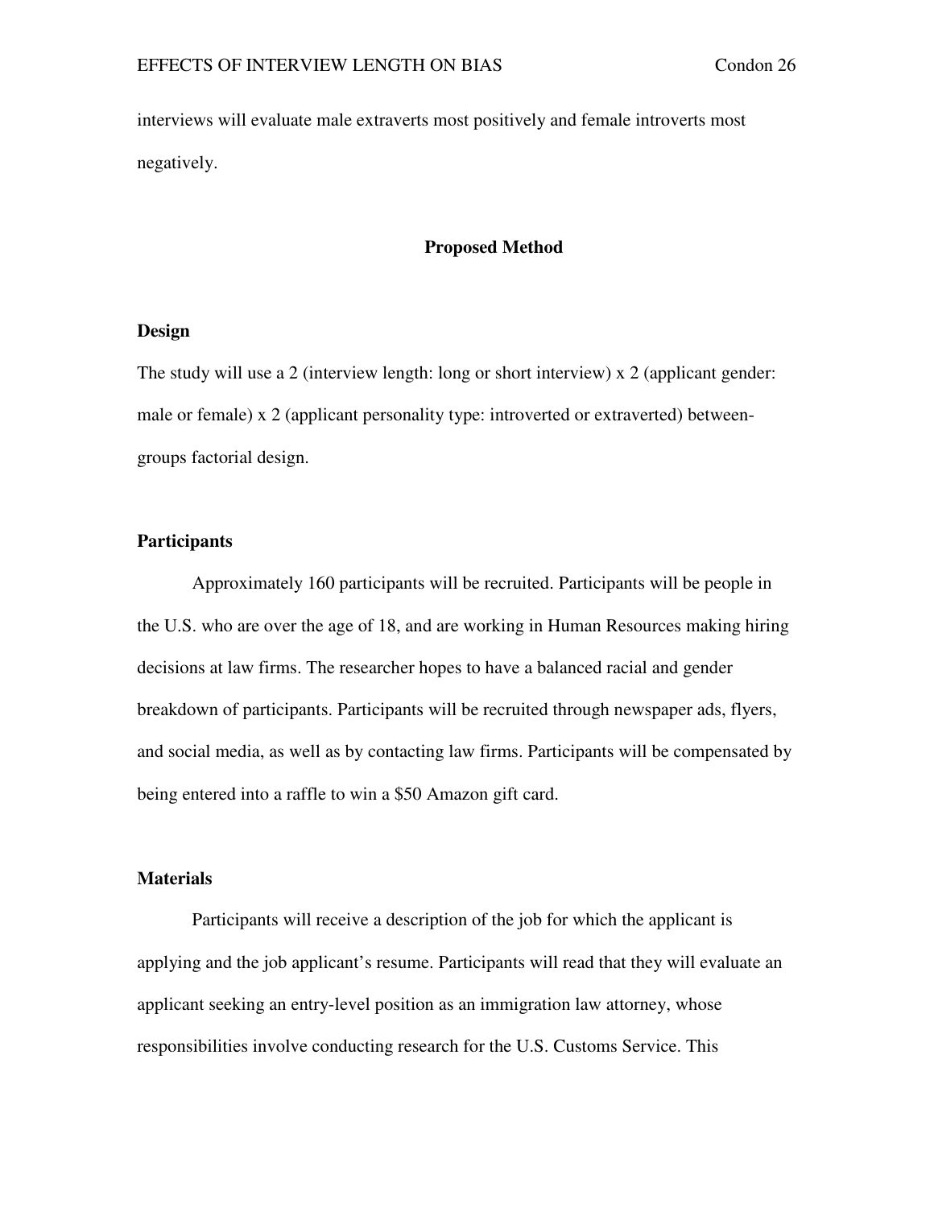interviews will evaluate male extraverts most positively and female introverts most negatively.

## Proposed Method

### Design

The study will use a 2 (interview length: long or short interview) x 2 (applicant gender: male or female) x 2 (applicant personality type: introverted or extraverted) between-groups factorial design.

### Participants

Approximately 160 participants will be recruited. Participants will be people in the U.S. who are over the age of 18, and are working in Human Resources making hiring decisions at law firms. The researcher hopes to have a balanced racial and gender breakdown of participants. Participants will be recruited through newspaper ads, flyers, and social media, as well as by contacting law firms. Participants will be compensated by being entered into a raffle to win a $50 Amazon gift card.

### Materials

Participants will receive a description of the job for which the applicant is applying and the job applicant's resume. Participants will read that they will evaluate an applicant seeking an entry-level position as an immigration law attorney, whose responsibilities involve conducting research for the U.S. Customs Service. This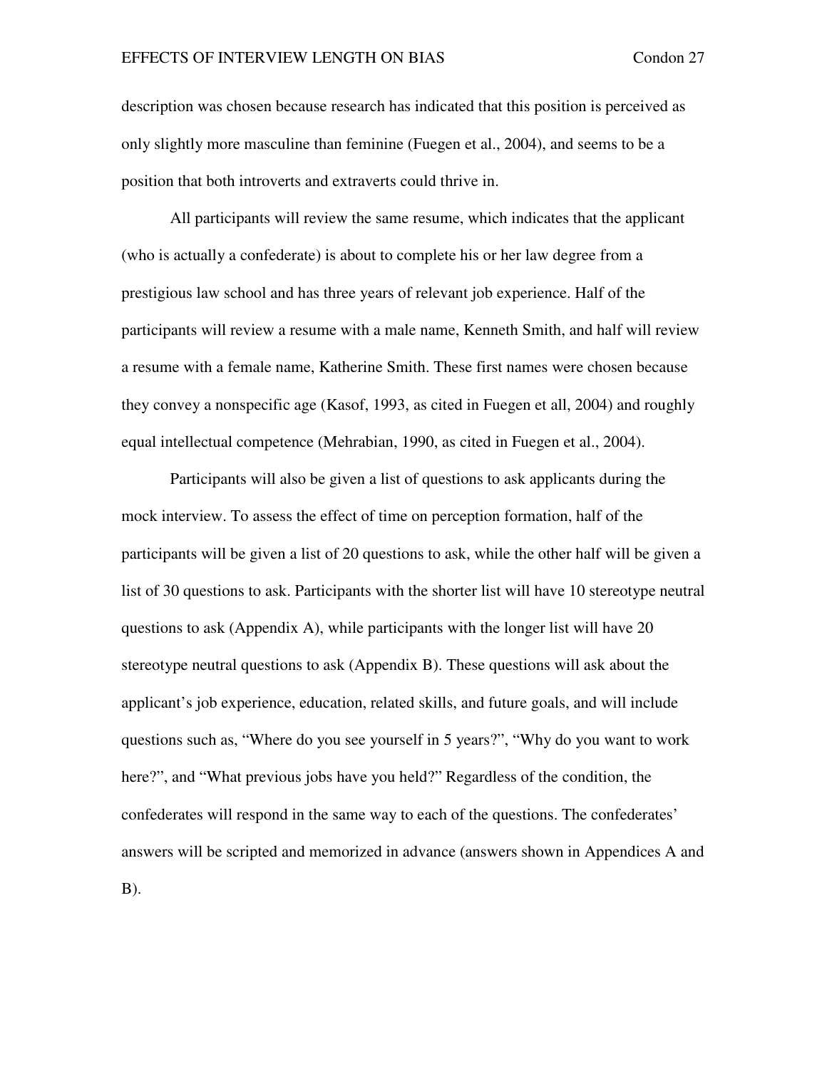description was chosen because research has indicated that this position is perceived as only slightly more masculine than feminine (Fuegen et al., 2004), and seems to be a position that both introverts and extraverts could thrive in.

All participants will review the same resume, which indicates that the applicant (who is actually a confederate) is about to complete his or her law degree from a prestigious law school and has three years of relevant job experience. Half of the participants will review a resume with a male name, Kenneth Smith, and half will review a resume with a female name, Katherine Smith. These first names were chosen because they convey a nonspecific age (Kasof, 1993, as cited in Fuegen et all, 2004) and roughly equal intellectual competence (Mehrabian, 1990, as cited in Fuegen et al., 2004).

Participants will also be given a list of questions to ask applicants during the mock interview. To assess the effect of time on perception formation, half of the participants will be given a list of 20 questions to ask, while the other half will be given a list of 30 questions to ask. Participants with the shorter list will have 10 stereotype neutral questions to ask (Appendix A), while participants with the longer list will have 20 stereotype neutral questions to ask (Appendix B). These questions will ask about the applicant's job experience, education, related skills, and future goals, and will include questions such as, "Where do you see yourself in 5 years?", "Why do you want to work here?", and "What previous jobs have you held?" Regardless of the condition, the confederates will respond in the same way to each of the questions. The confederates' answers will be scripted and memorized in advance (answers shown in Appendices A and B).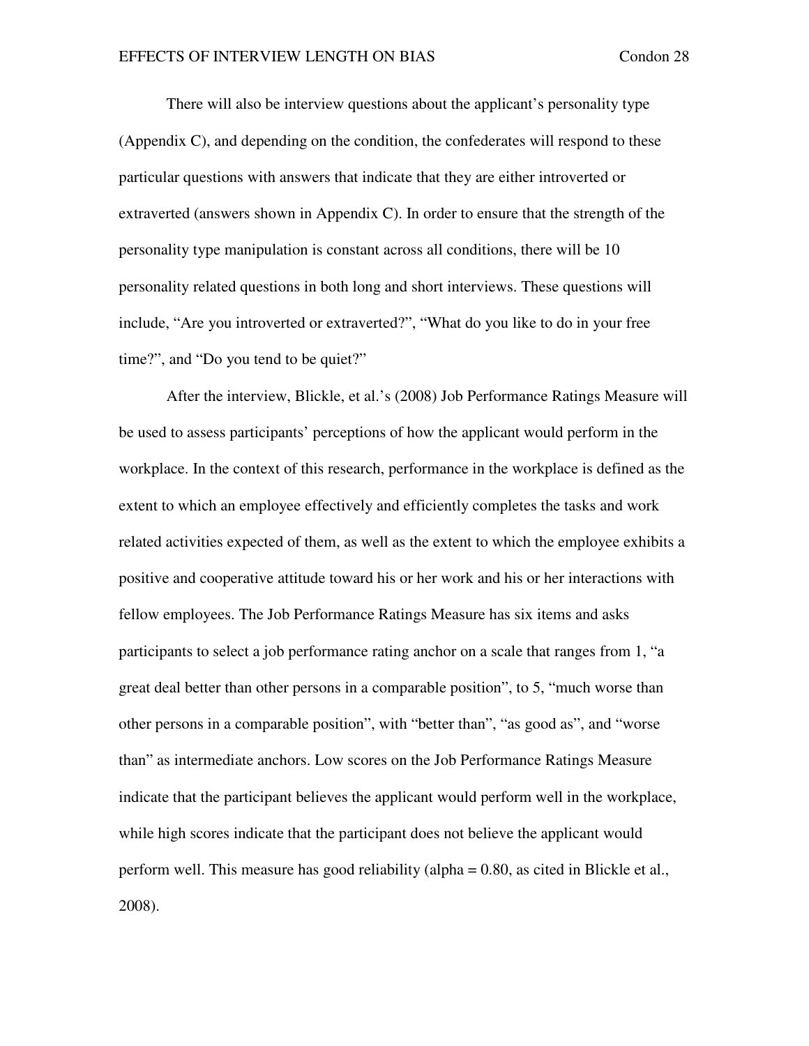There will also be interview questions about the applicant's personality type (Appendix C), and depending on the condition, the confederates will respond to these particular questions with answers that indicate that they are either introverted or extraverted (answers shown in Appendix C). In order to ensure that the strength of the personality type manipulation is constant across all conditions, there will be 10 personality related questions in both long and short interviews. These questions will include, "Are you introverted or extraverted?", "What do you like to do in your free time?", and "Do you tend to be quiet?"

After the interview, Blickle, et al.'s (2008) Job Performance Ratings Measure will be used to assess participants' perceptions of how the applicant would perform in the workplace. In the context of this research, performance in the workplace is defined as the extent to which an employee effectively and efficiently completes the tasks and work related activities expected of them, as well as the extent to which the employee exhibits a positive and cooperative attitude toward his or her work and his or her interactions with fellow employees. The Job Performance Ratings Measure has six items and asks participants to select a job performance rating anchor on a scale that ranges from 1, "a great deal better than other persons in a comparable position", to 5, "much worse than other persons in a comparable position", with "better than", "as good as", and "worse than" as intermediate anchors. Low scores on the Job Performance Ratings Measure indicate that the participant believes the applicant would perform well in the workplace, while high scores indicate that the participant does not believe the applicant would perform well. This measure has good reliability (alpha = 0.80, as cited in Blickle et al., 2008).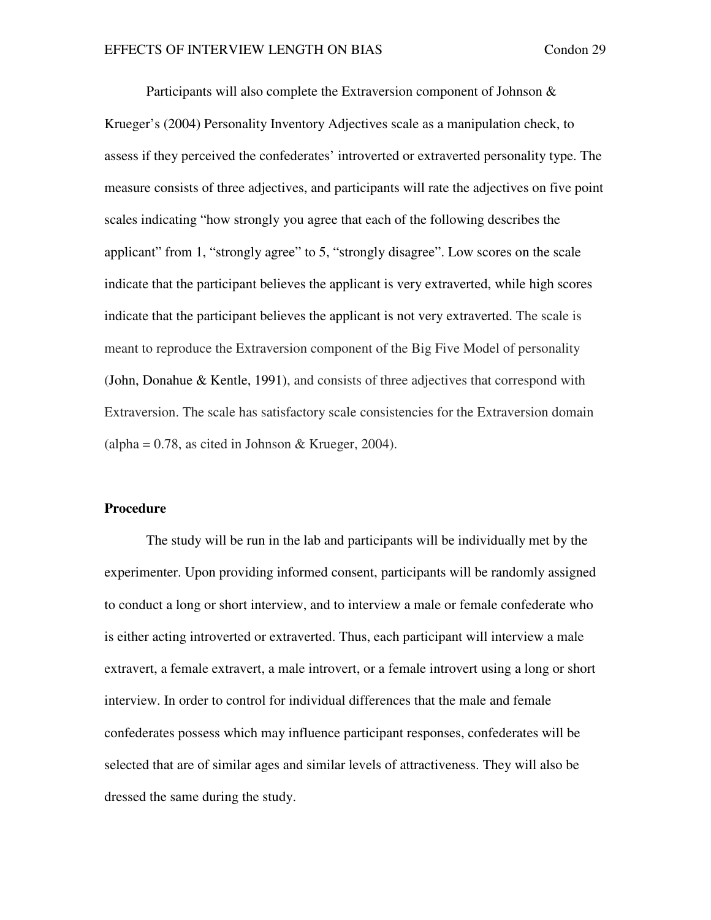Participants will also complete the Extraversion component of Johnson & Krueger's (2004) Personality Inventory Adjectives scale as a manipulation check, to assess if they perceived the confederates' introverted or extraverted personality type. The measure consists of three adjectives, and participants will rate the adjectives on five point scales indicating "how strongly you agree that each of the following describes the applicant" from 1, "strongly agree" to 5, "strongly disagree". Low scores on the scale indicate that the participant believes the applicant is very extraverted, while high scores indicate that the participant believes the applicant is not very extraverted. The scale is meant to reproduce the Extraversion component of the Big Five Model of personality (John, Donahue & Kentle, 1991), and consists of three adjectives that correspond with Extraversion. The scale has satisfactory scale consistencies for the Extraversion domain (alpha = 0.78, as cited in Johnson & Krueger, 2004).

**Procedure**

The study will be run in the lab and participants will be individually met by the experimenter. Upon providing informed consent, participants will be randomly assigned to conduct a long or short interview, and to interview a male or female confederate who is either acting introverted or extraverted. Thus, each participant will interview a male extravert, a female extravert, a male introvert, or a female introvert using a long or short interview. In order to control for individual differences that the male and female confederates possess which may influence participant responses, confederates will be selected that are of similar ages and similar levels of attractiveness. They will also be dressed the same during the study.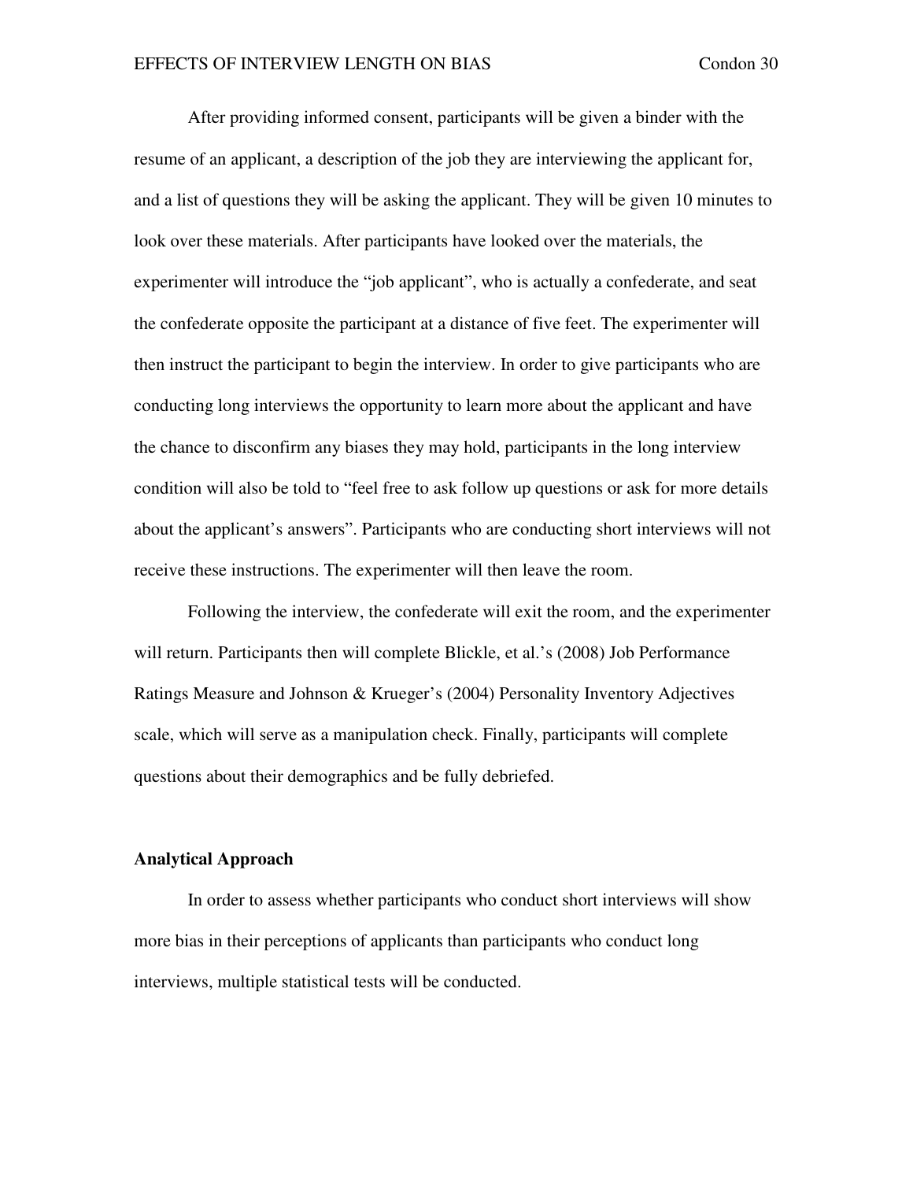After providing informed consent, participants will be given a binder with the resume of an applicant, a description of the job they are interviewing the applicant for, and a list of questions they will be asking the applicant. They will be given 10 minutes to look over these materials. After participants have looked over the materials, the experimenter will introduce the "job applicant", who is actually a confederate, and seat the confederate opposite the participant at a distance of five feet. The experimenter will then instruct the participant to begin the interview. In order to give participants who are conducting long interviews the opportunity to learn more about the applicant and have the chance to disconfirm any biases they may hold, participants in the long interview condition will also be told to "feel free to ask follow up questions or ask for more details about the applicant's answers". Participants who are conducting short interviews will not receive these instructions. The experimenter will then leave the room.

Following the interview, the confederate will exit the room, and the experimenter will return. Participants then will complete Blickle, et al.'s (2008) Job Performance Ratings Measure and Johnson & Krueger's (2004) Personality Inventory Adjectives scale, which will serve as a manipulation check. Finally, participants will complete questions about their demographics and be fully debriefed.

**Analytical Approach**

In order to assess whether participants who conduct short interviews will show more bias in their perceptions of applicants than participants who conduct long interviews, multiple statistical tests will be conducted.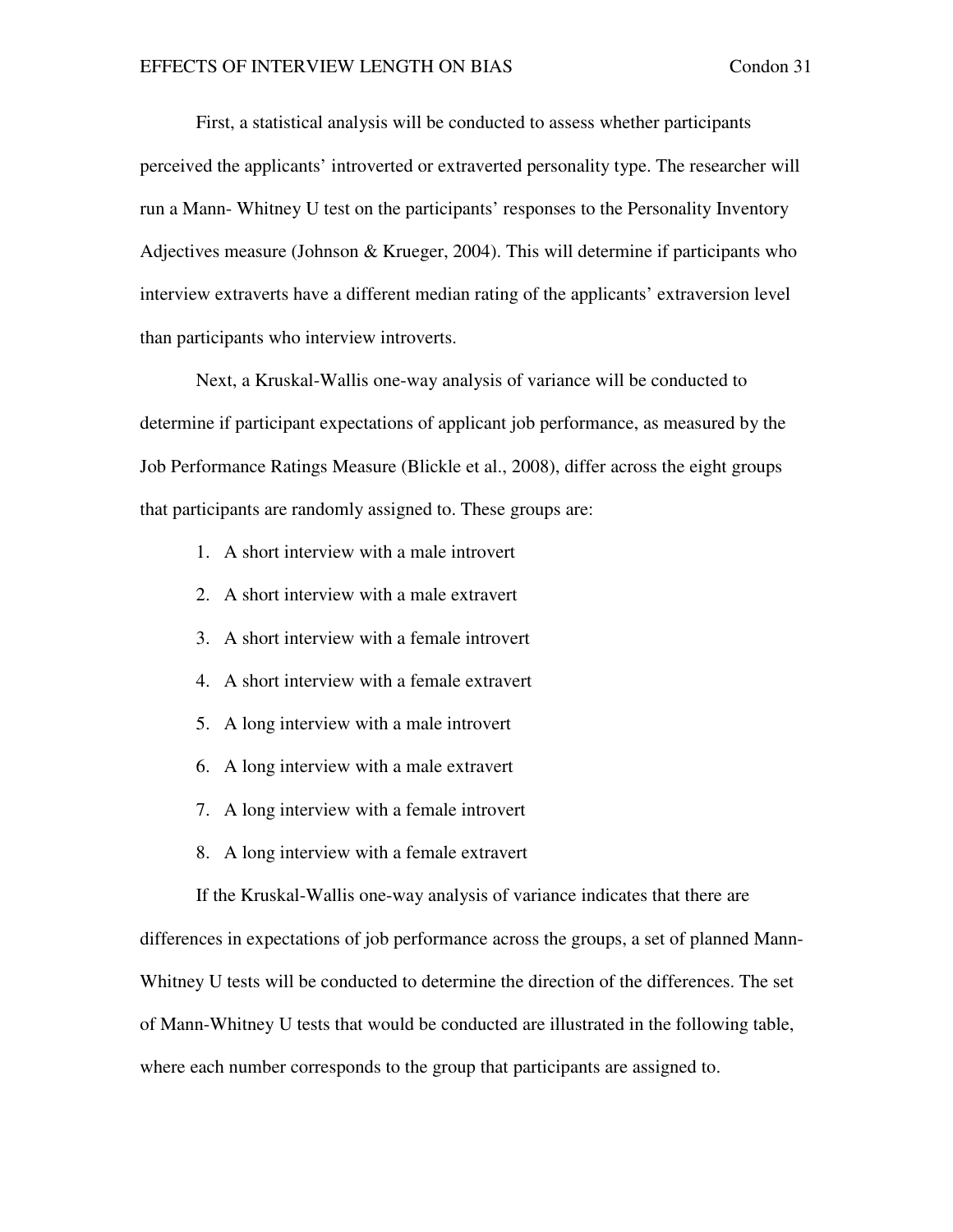First, a statistical analysis will be conducted to assess whether participants perceived the applicants' introverted or extraverted personality type. The researcher will run a Mann- Whitney U test on the participants' responses to the Personality Inventory Adjectives measure (Johnson & Krueger, 2004). This will determine if participants who interview extraverts have a different median rating of the applicants' extraversion level than participants who interview introverts.

Next, a Kruskal-Wallis one-way analysis of variance will be conducted to determine if participant expectations of applicant job performance, as measured by the Job Performance Ratings Measure (Blickle et al., 2008), differ across the eight groups that participants are randomly assigned to. These groups are:

1. A short interview with a male introvert
2. A short interview with a male extravert
3. A short interview with a female introvert
4. A short interview with a female extravert
5. A long interview with a male introvert
6. A long interview with a male extravert
7. A long interview with a female introvert
8. A long interview with a female extravert

If the Kruskal-Wallis one-way analysis of variance indicates that there are differences in expectations of job performance across the groups, a set of planned Mann-Whitney U tests will be conducted to determine the direction of the differences. The set of Mann-Whitney U tests that would be conducted are illustrated in the following table, where each number corresponds to the group that participants are assigned to.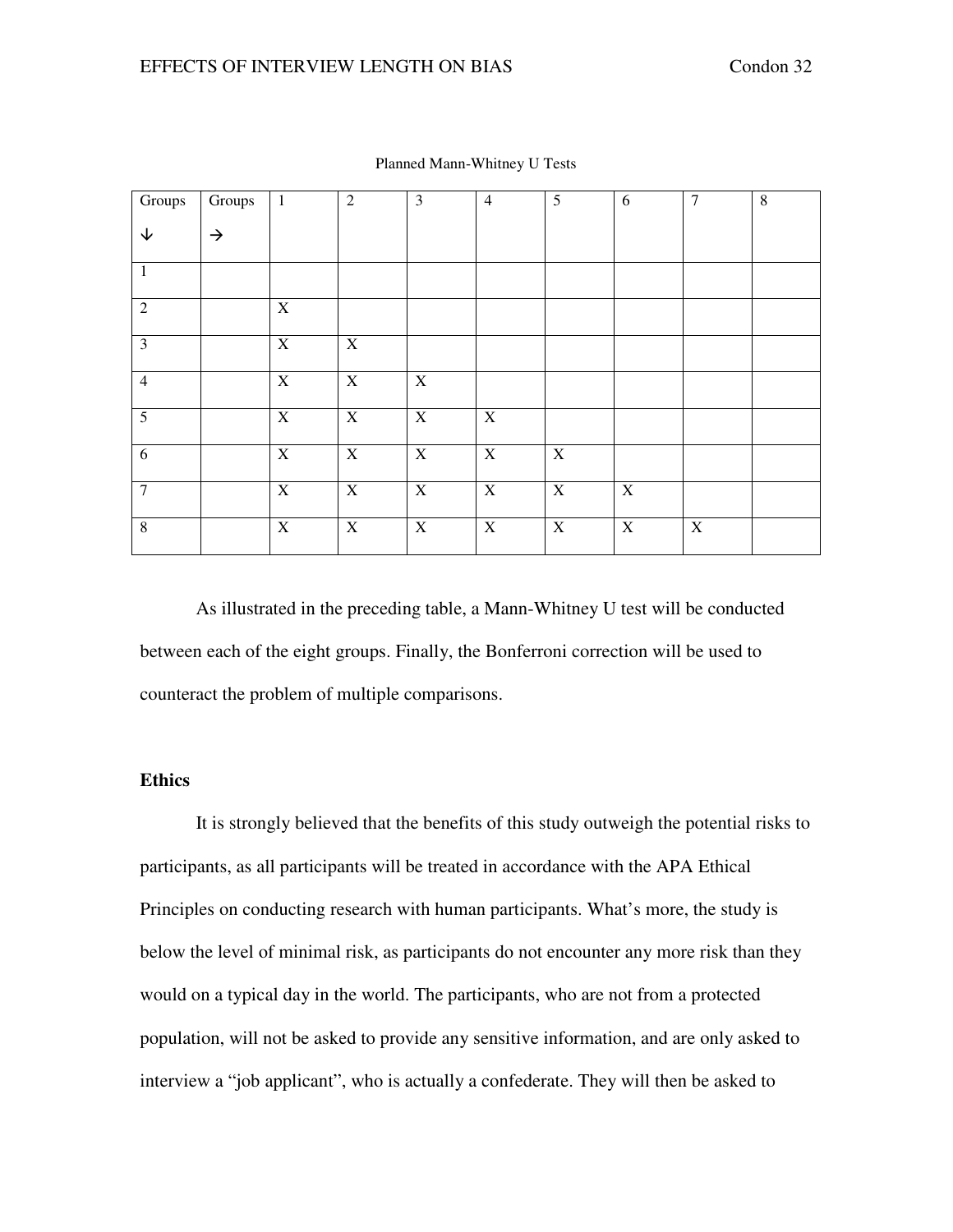Planned Mann-Whitney U Tests

| Groups ↓ | Groups → | 1 | 2 | 3 | 4 | 5 | 6 | 7 | 8 |
|---|---|---|---|---|---|---|---|---|---|
| 1 | | | | | | | | | |
| 2 | | X | | | | | | | |
| 3 | | X | X | | | | | | |
| 4 | | X | X | X | | | | | |
| 5 | | X | X | X | X | | | | |
| 6 | | X | X | X | X | X | | | |
| 7 | | X | X | X | X | X | X | | |
| 8 | | X | X | X | X | X | X | X | |

As illustrated in the preceding table, a Mann-Whitney U test will be conducted between each of the eight groups. Finally, the Bonferroni correction will be used to counteract the problem of multiple comparisons.

**Ethics**

It is strongly believed that the benefits of this study outweigh the potential risks to participants, as all participants will be treated in accordance with the APA Ethical Principles on conducting research with human participants. What's more, the study is below the level of minimal risk, as participants do not encounter any more risk than they would on a typical day in the world. The participants, who are not from a protected population, will not be asked to provide any sensitive information, and are only asked to interview a "job applicant", who is actually a confederate. They will then be asked to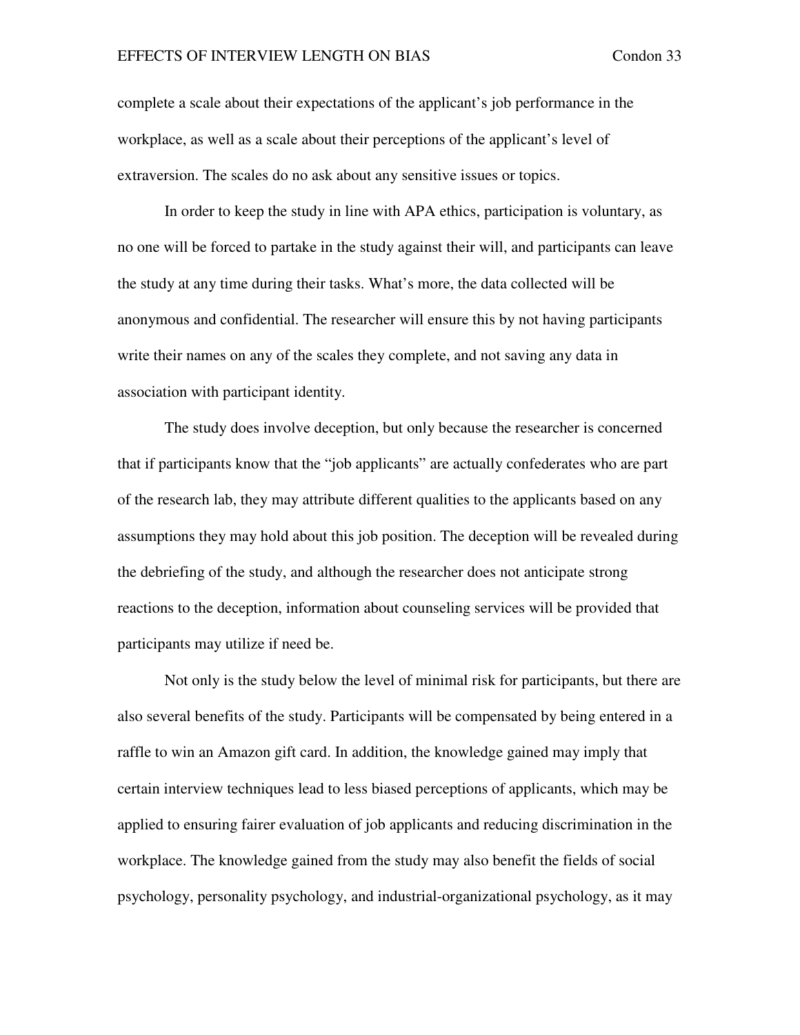complete a scale about their expectations of the applicant's job performance in the workplace, as well as a scale about their perceptions of the applicant's level of extraversion. The scales do no ask about any sensitive issues or topics.

In order to keep the study in line with APA ethics, participation is voluntary, as no one will be forced to partake in the study against their will, and participants can leave the study at any time during their tasks. What's more, the data collected will be anonymous and confidential. The researcher will ensure this by not having participants write their names on any of the scales they complete, and not saving any data in association with participant identity.

The study does involve deception, but only because the researcher is concerned that if participants know that the "job applicants" are actually confederates who are part of the research lab, they may attribute different qualities to the applicants based on any assumptions they may hold about this job position. The deception will be revealed during the debriefing of the study, and although the researcher does not anticipate strong reactions to the deception, information about counseling services will be provided that participants may utilize if need be.

Not only is the study below the level of minimal risk for participants, but there are also several benefits of the study. Participants will be compensated by being entered in a raffle to win an Amazon gift card. In addition, the knowledge gained may imply that certain interview techniques lead to less biased perceptions of applicants, which may be applied to ensuring fairer evaluation of job applicants and reducing discrimination in the workplace. The knowledge gained from the study may also benefit the fields of social psychology, personality psychology, and industrial-organizational psychology, as it may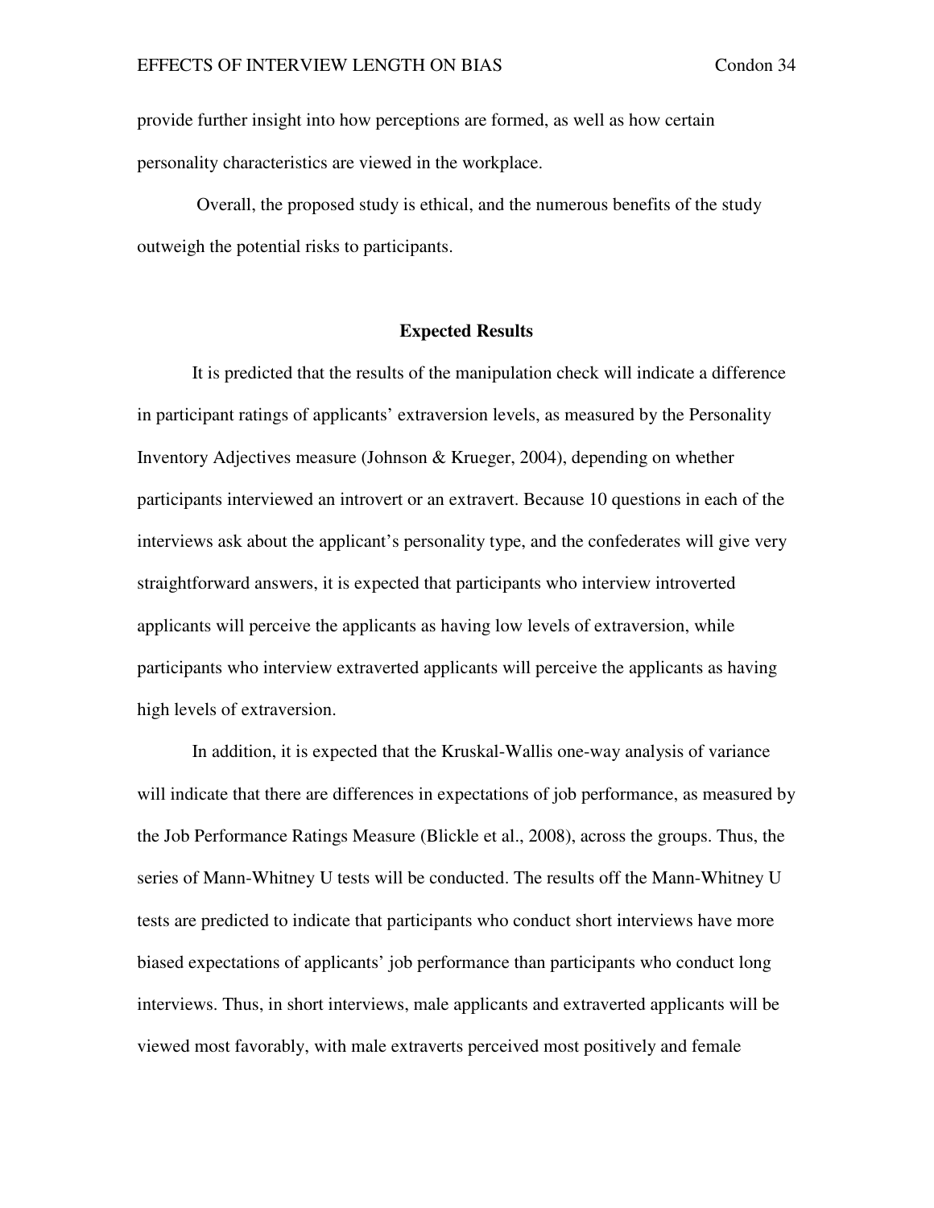provide further insight into how perceptions are formed, as well as how certain personality characteristics are viewed in the workplace.

Overall, the proposed study is ethical, and the numerous benefits of the study outweigh the potential risks to participants.

## Expected Results

It is predicted that the results of the manipulation check will indicate a difference in participant ratings of applicants' extraversion levels, as measured by the Personality Inventory Adjectives measure (Johnson & Krueger, 2004), depending on whether participants interviewed an introvert or an extravert. Because 10 questions in each of the interviews ask about the applicant's personality type, and the confederates will give very straightforward answers, it is expected that participants who interview introverted applicants will perceive the applicants as having low levels of extraversion, while participants who interview extraverted applicants will perceive the applicants as having high levels of extraversion.

In addition, it is expected that the Kruskal-Wallis one-way analysis of variance will indicate that there are differences in expectations of job performance, as measured by the Job Performance Ratings Measure (Blickle et al., 2008), across the groups. Thus, the series of Mann-Whitney U tests will be conducted. The results off the Mann-Whitney U tests are predicted to indicate that participants who conduct short interviews have more biased expectations of applicants' job performance than participants who conduct long interviews. Thus, in short interviews, male applicants and extraverted applicants will be viewed most favorably, with male extraverts perceived most positively and female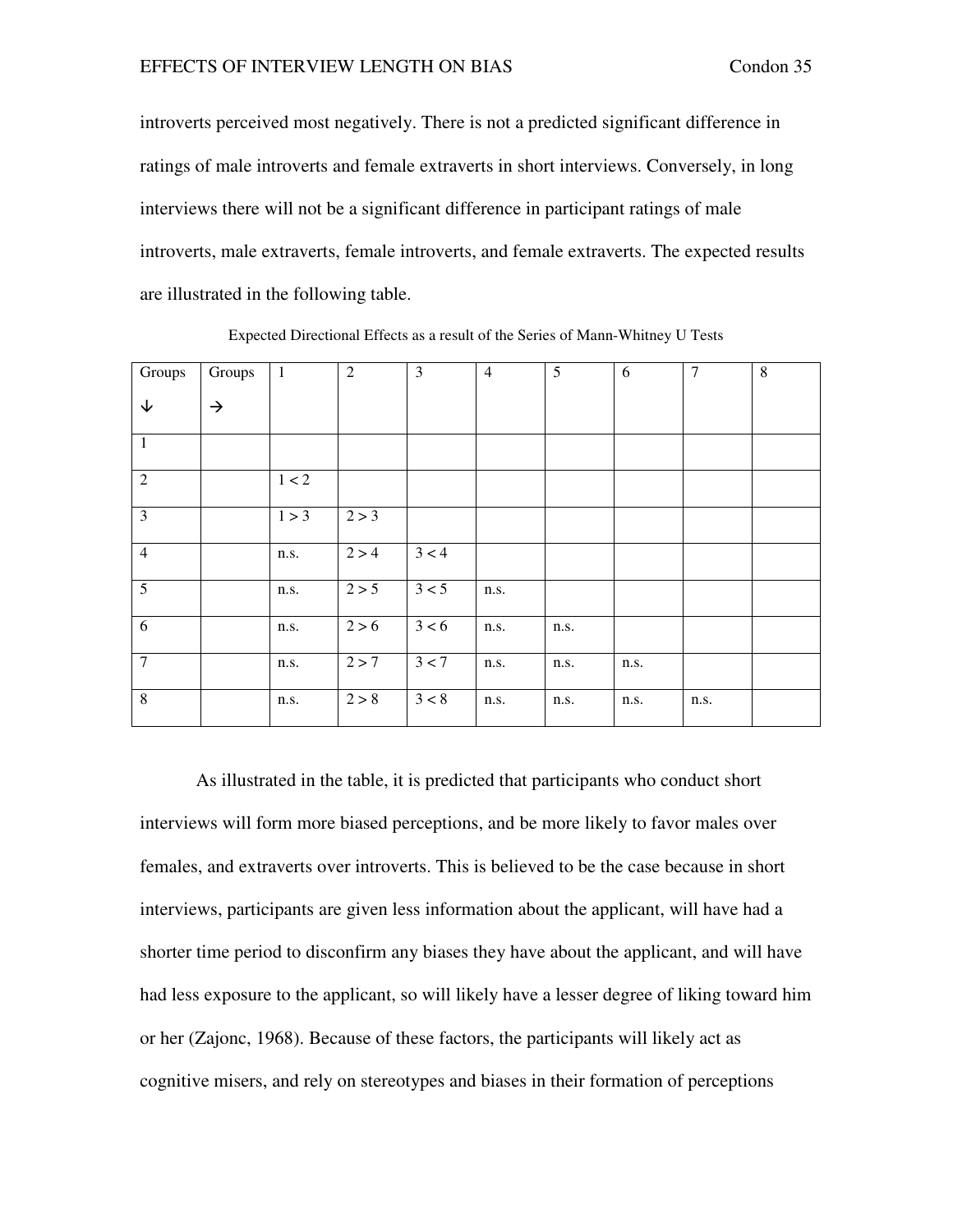introverts perceived most negatively. There is not a predicted significant difference in ratings of male introverts and female extraverts in short interviews. Conversely, in long interviews there will not be a significant difference in participant ratings of male introverts, male extraverts, female introverts, and female extraverts. The expected results are illustrated in the following table.

Expected Directional Effects as a result of the Series of Mann-Whitney U Tests

| Groups ↓ | Groups → | 1 | 2 | 3 | 4 | 5 | 6 | 7 | 8 |
|---|---|---|---|---|---|---|---|---|---|
| 1 | | | | | | | | | |
| 2 | | 1 < 2 | | | | | | | |
| 3 | | 1 > 3 | 2 > 3 | | | | | | |
| 4 | | n.s. | 2 > 4 | 3 < 4 | | | | | |
| 5 | | n.s. | 2 > 5 | 3 < 5 | n.s. | | | | |
| 6 | | n.s. | 2 > 6 | 3 < 6 | n.s. | n.s. | | | |
| 7 | | n.s. | 2 > 7 | 3 < 7 | n.s. | n.s. | n.s. | | |
| 8 | | n.s. | 2 > 8 | 3 < 8 | n.s. | n.s. | n.s. | n.s. | |

As illustrated in the table, it is predicted that participants who conduct short interviews will form more biased perceptions, and be more likely to favor males over females, and extraverts over introverts. This is believed to be the case because in short interviews, participants are given less information about the applicant, will have had a shorter time period to disconfirm any biases they have about the applicant, and will have had less exposure to the applicant, so will likely have a lesser degree of liking toward him or her (Zajonc, 1968). Because of these factors, the participants will likely act as cognitive misers, and rely on stereotypes and biases in their formation of perceptions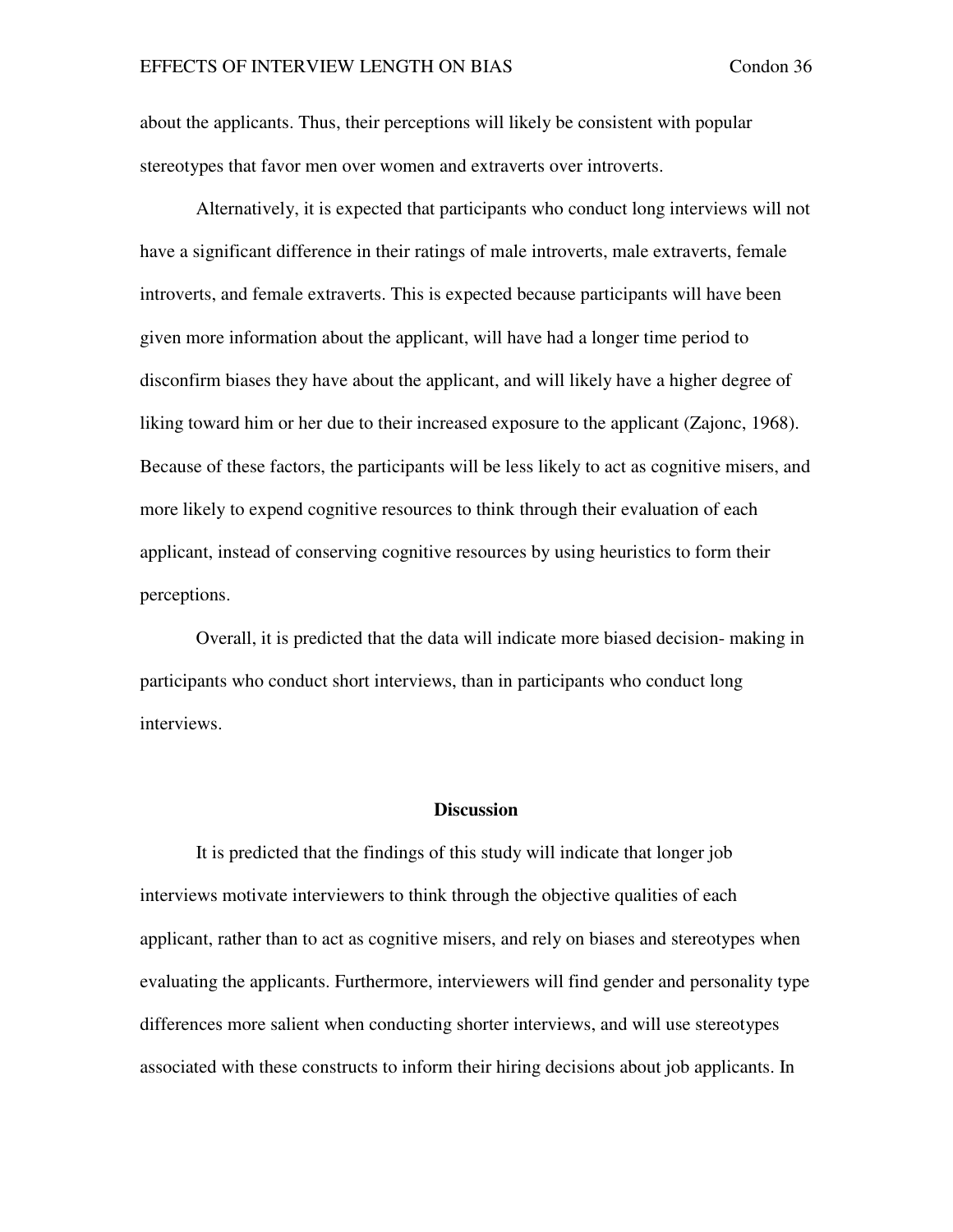about the applicants. Thus, their perceptions will likely be consistent with popular stereotypes that favor men over women and extraverts over introverts.

Alternatively, it is expected that participants who conduct long interviews will not have a significant difference in their ratings of male introverts, male extraverts, female introverts, and female extraverts. This is expected because participants will have been given more information about the applicant, will have had a longer time period to disconfirm biases they have about the applicant, and will likely have a higher degree of liking toward him or her due to their increased exposure to the applicant (Zajonc, 1968). Because of these factors, the participants will be less likely to act as cognitive misers, and more likely to expend cognitive resources to think through their evaluation of each applicant, instead of conserving cognitive resources by using heuristics to form their perceptions.

Overall, it is predicted that the data will indicate more biased decision- making in participants who conduct short interviews, than in participants who conduct long interviews.

## Discussion

It is predicted that the findings of this study will indicate that longer job interviews motivate interviewers to think through the objective qualities of each applicant, rather than to act as cognitive misers, and rely on biases and stereotypes when evaluating the applicants. Furthermore, interviewers will find gender and personality type differences more salient when conducting shorter interviews, and will use stereotypes associated with these constructs to inform their hiring decisions about job applicants. In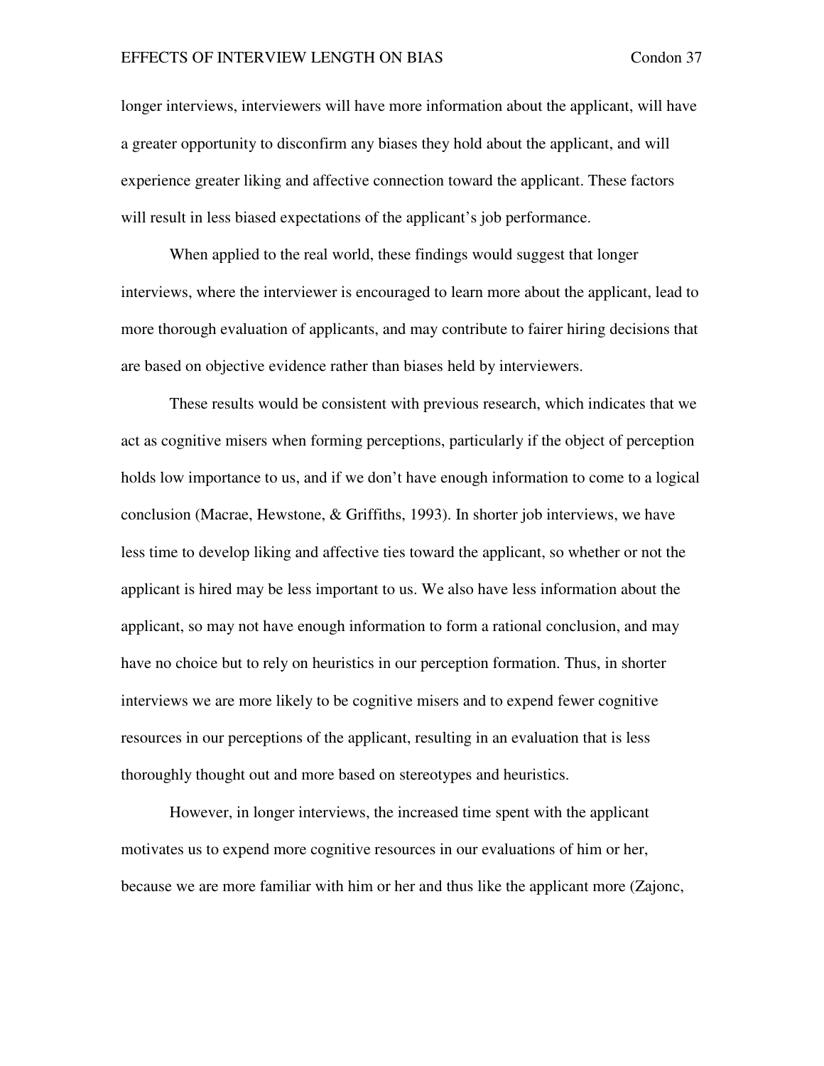longer interviews, interviewers will have more information about the applicant, will have a greater opportunity to disconfirm any biases they hold about the applicant, and will experience greater liking and affective connection toward the applicant. These factors will result in less biased expectations of the applicant's job performance.

When applied to the real world, these findings would suggest that longer interviews, where the interviewer is encouraged to learn more about the applicant, lead to more thorough evaluation of applicants, and may contribute to fairer hiring decisions that are based on objective evidence rather than biases held by interviewers.

These results would be consistent with previous research, which indicates that we act as cognitive misers when forming perceptions, particularly if the object of perception holds low importance to us, and if we don't have enough information to come to a logical conclusion (Macrae, Hewstone, & Griffiths, 1993). In shorter job interviews, we have less time to develop liking and affective ties toward the applicant, so whether or not the applicant is hired may be less important to us. We also have less information about the applicant, so may not have enough information to form a rational conclusion, and may have no choice but to rely on heuristics in our perception formation. Thus, in shorter interviews we are more likely to be cognitive misers and to expend fewer cognitive resources in our perceptions of the applicant, resulting in an evaluation that is less thoroughly thought out and more based on stereotypes and heuristics.

However, in longer interviews, the increased time spent with the applicant motivates us to expend more cognitive resources in our evaluations of him or her, because we are more familiar with him or her and thus like the applicant more (Zajonc,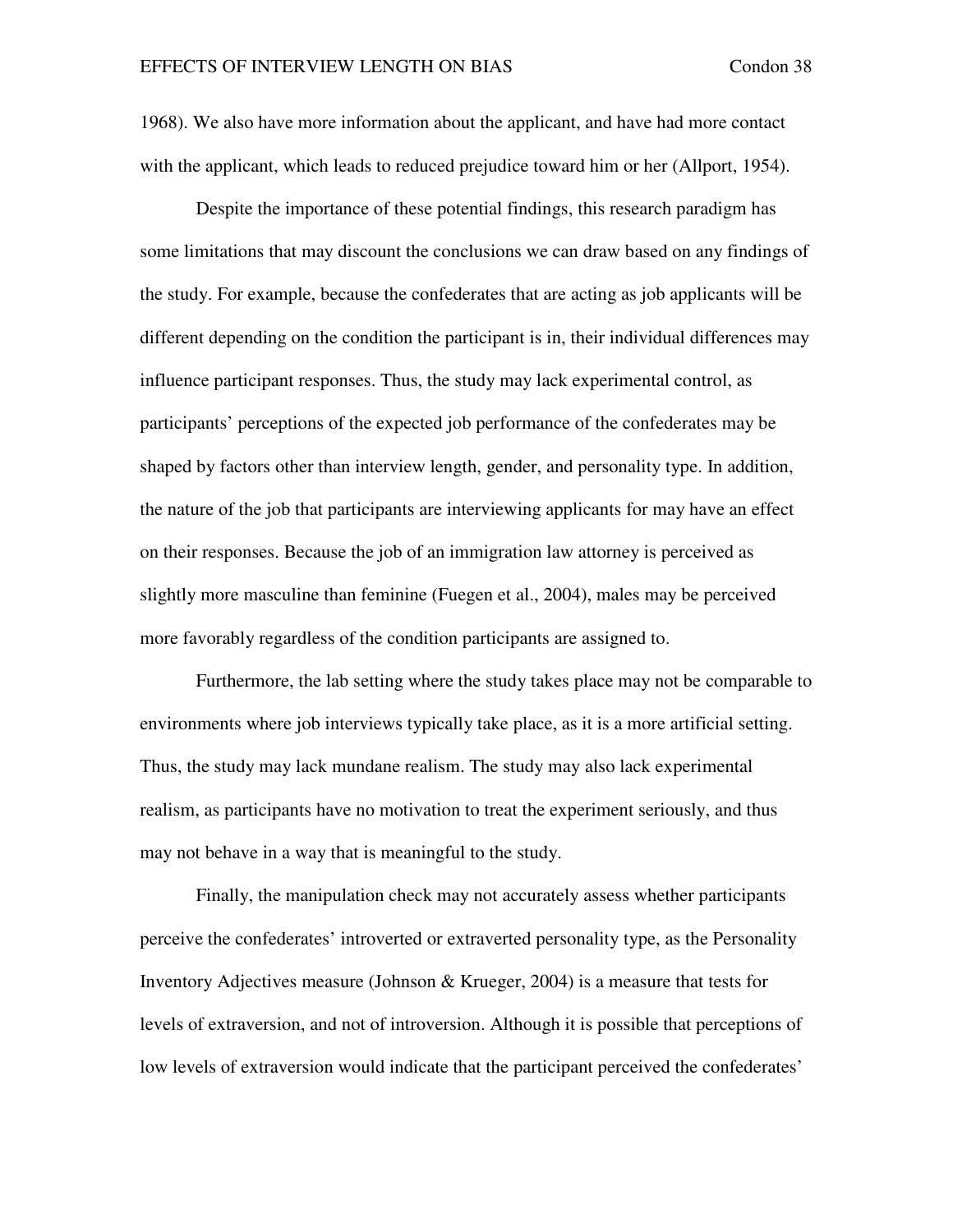1968). We also have more information about the applicant, and have had more contact with the applicant, which leads to reduced prejudice toward him or her (Allport, 1954).

Despite the importance of these potential findings, this research paradigm has some limitations that may discount the conclusions we can draw based on any findings of the study. For example, because the confederates that are acting as job applicants will be different depending on the condition the participant is in, their individual differences may influence participant responses. Thus, the study may lack experimental control, as participants' perceptions of the expected job performance of the confederates may be shaped by factors other than interview length, gender, and personality type. In addition, the nature of the job that participants are interviewing applicants for may have an effect on their responses. Because the job of an immigration law attorney is perceived as slightly more masculine than feminine (Fuegen et al., 2004), males may be perceived more favorably regardless of the condition participants are assigned to.

Furthermore, the lab setting where the study takes place may not be comparable to environments where job interviews typically take place, as it is a more artificial setting. Thus, the study may lack mundane realism. The study may also lack experimental realism, as participants have no motivation to treat the experiment seriously, and thus may not behave in a way that is meaningful to the study.

Finally, the manipulation check may not accurately assess whether participants perceive the confederates' introverted or extraverted personality type, as the Personality Inventory Adjectives measure (Johnson & Krueger, 2004) is a measure that tests for levels of extraversion, and not of introversion. Although it is possible that perceptions of low levels of extraversion would indicate that the participant perceived the confederates'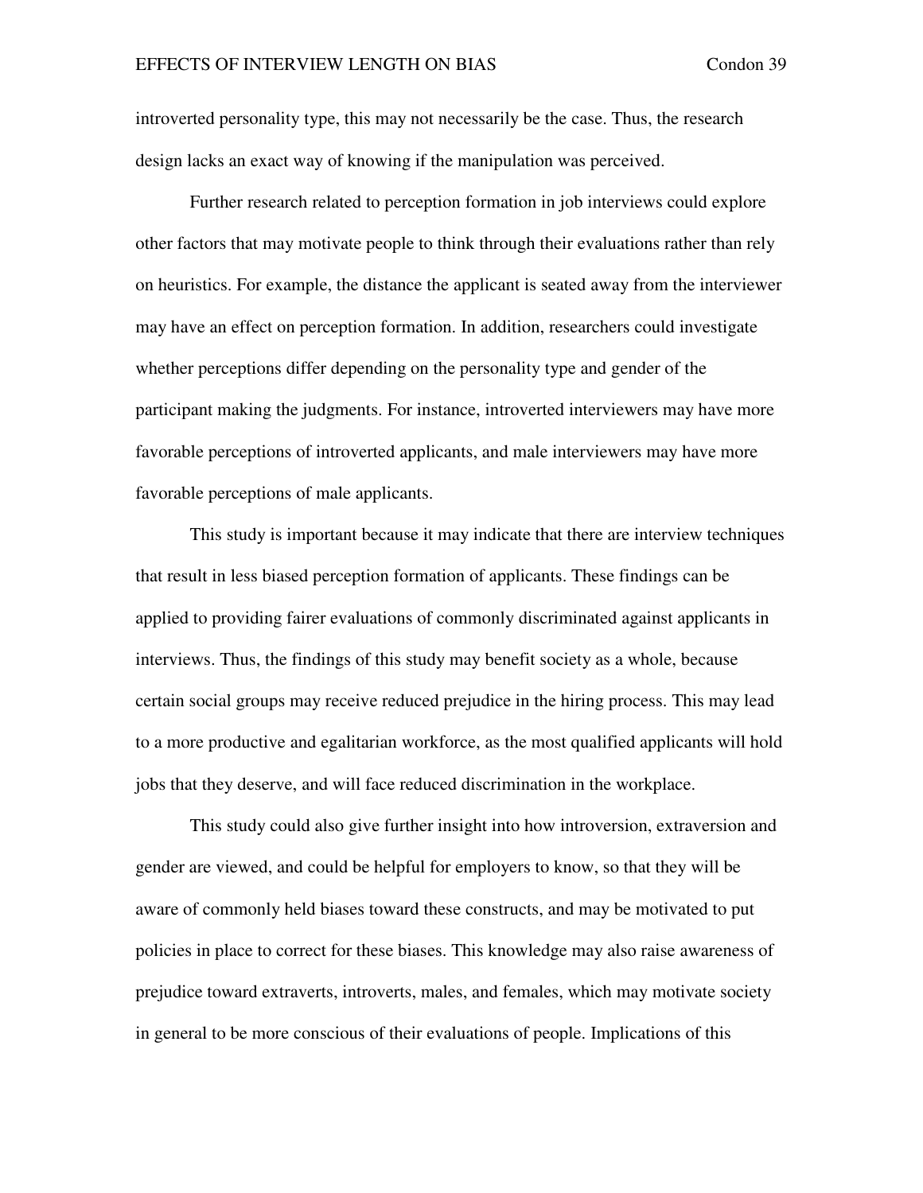introverted personality type, this may not necessarily be the case. Thus, the research design lacks an exact way of knowing if the manipulation was perceived.

Further research related to perception formation in job interviews could explore other factors that may motivate people to think through their evaluations rather than rely on heuristics. For example, the distance the applicant is seated away from the interviewer may have an effect on perception formation. In addition, researchers could investigate whether perceptions differ depending on the personality type and gender of the participant making the judgments. For instance, introverted interviewers may have more favorable perceptions of introverted applicants, and male interviewers may have more favorable perceptions of male applicants.

This study is important because it may indicate that there are interview techniques that result in less biased perception formation of applicants. These findings can be applied to providing fairer evaluations of commonly discriminated against applicants in interviews. Thus, the findings of this study may benefit society as a whole, because certain social groups may receive reduced prejudice in the hiring process. This may lead to a more productive and egalitarian workforce, as the most qualified applicants will hold jobs that they deserve, and will face reduced discrimination in the workplace.

This study could also give further insight into how introversion, extraversion and gender are viewed, and could be helpful for employers to know, so that they will be aware of commonly held biases toward these constructs, and may be motivated to put policies in place to correct for these biases. This knowledge may also raise awareness of prejudice toward extraverts, introverts, males, and females, which may motivate society in general to be more conscious of their evaluations of people. Implications of this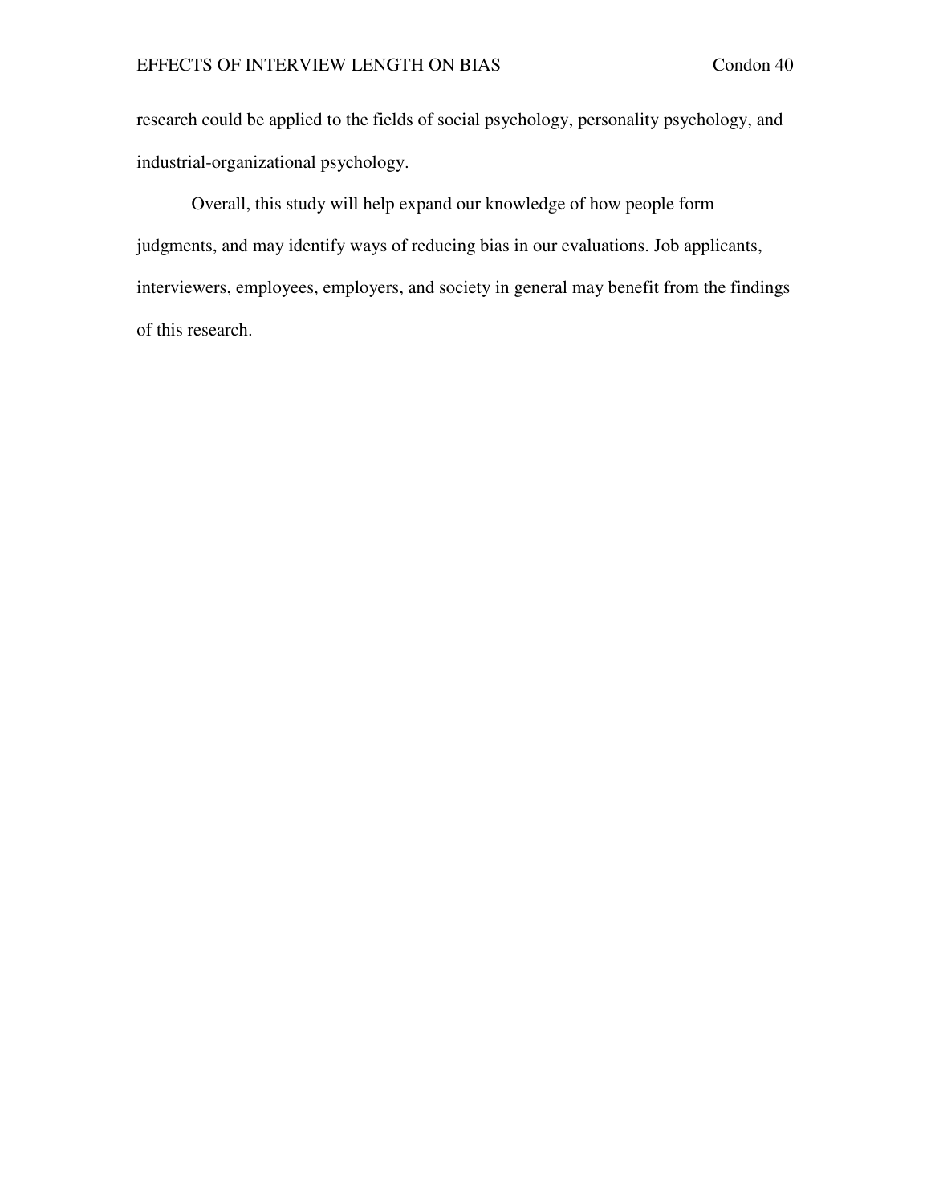research could be applied to the fields of social psychology, personality psychology, and industrial-organizational psychology.

Overall, this study will help expand our knowledge of how people form judgments, and may identify ways of reducing bias in our evaluations. Job applicants, interviewers, employees, employers, and society in general may benefit from the findings of this research.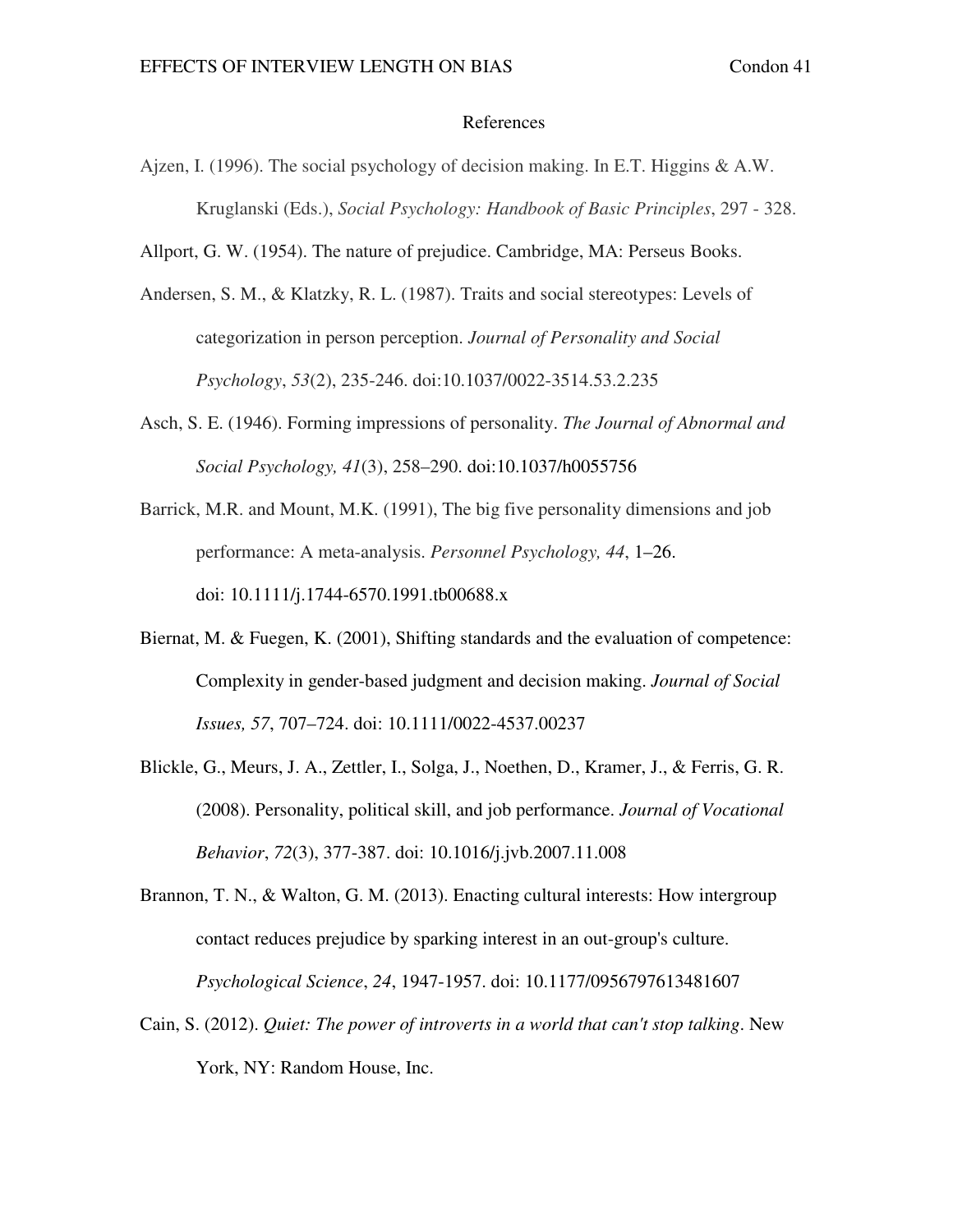# References

Ajzen, I. (1996). The social psychology of decision making. In E.T. Higgins & A.W. Kruglanski (Eds.), *Social Psychology: Handbook of Basic Principles*, 297 - 328.

Allport, G. W. (1954). The nature of prejudice. Cambridge, MA: Perseus Books.

Andersen, S. M., & Klatzky, R. L. (1987). Traits and social stereotypes: Levels of categorization in person perception. *Journal of Personality and Social Psychology*, *53*(2), 235-246. doi:10.1037/0022-3514.53.2.235

Asch, S. E. (1946). Forming impressions of personality. *The Journal of Abnormal and Social Psychology, 41*(3), 258–290. doi:10.1037/h0055756

Barrick, M.R. and Mount, M.K. (1991), The big five personality dimensions and job performance: A meta-analysis. *Personnel Psychology, 44*, 1–26. doi: 10.1111/j.1744-6570.1991.tb00688.x

Biernat, M. & Fuegen, K. (2001), Shifting standards and the evaluation of competence: Complexity in gender-based judgment and decision making. *Journal of Social Issues, 57*, 707–724. doi: 10.1111/0022-4537.00237

Blickle, G., Meurs, J. A., Zettler, I., Solga, J., Noethen, D., Kramer, J., & Ferris, G. R. (2008). Personality, political skill, and job performance. *Journal of Vocational Behavior*, *72*(3), 377-387. doi: 10.1016/j.jvb.2007.11.008

Brannon, T. N., & Walton, G. M. (2013). Enacting cultural interests: How intergroup contact reduces prejudice by sparking interest in an out-group's culture. *Psychological Science*, *24*, 1947-1957. doi: 10.1177/0956797613481607

Cain, S. (2012). *Quiet: The power of introverts in a world that can't stop talking*. New York, NY: Random House, Inc.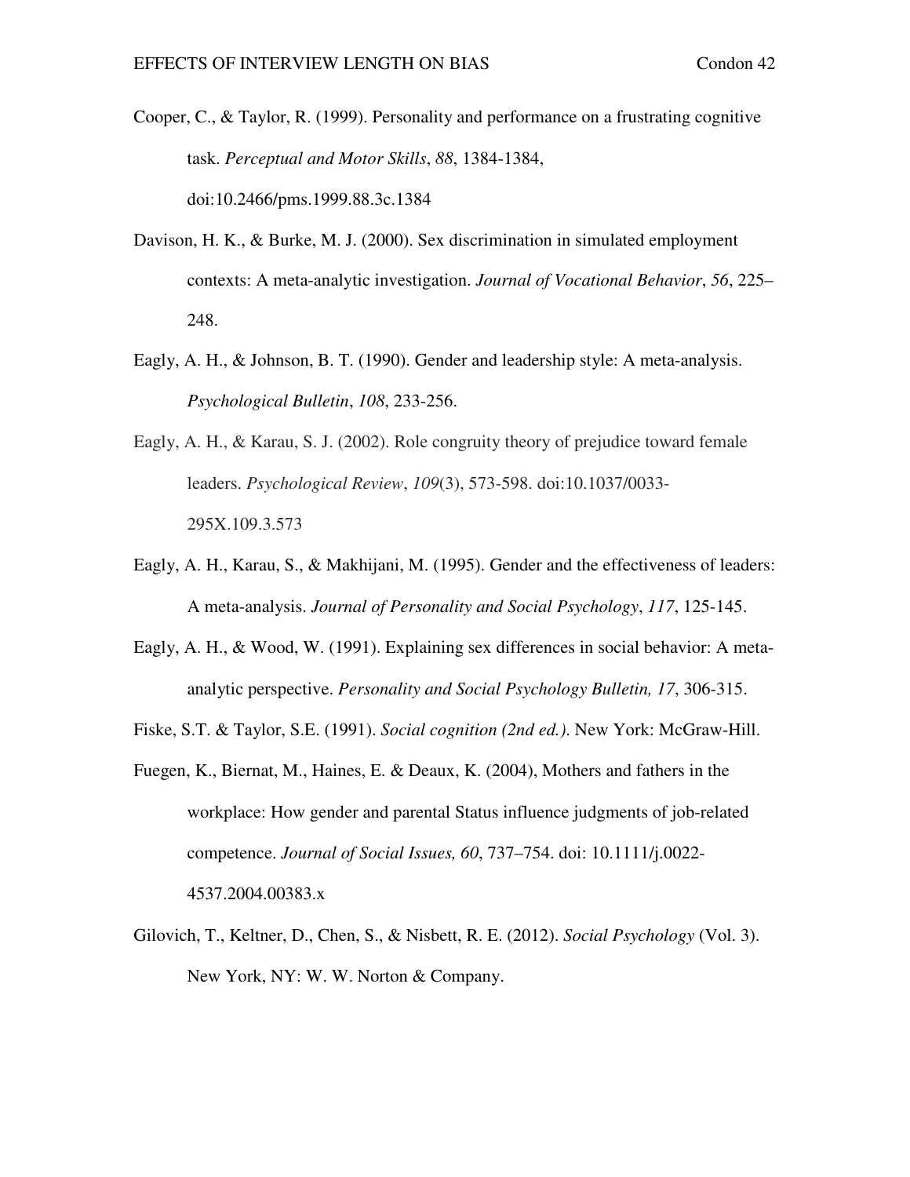Cooper, C., & Taylor, R. (1999). Personality and performance on a frustrating cognitive task. *Perceptual and Motor Skills*, *88*, 1384-1384, doi:10.2466/pms.1999.88.3c.1384

Davison, H. K., & Burke, M. J. (2000). Sex discrimination in simulated employment contexts: A meta-analytic investigation. *Journal of Vocational Behavior*, *56*, 225–248.

Eagly, A. H., & Johnson, B. T. (1990). Gender and leadership style: A meta-analysis. *Psychological Bulletin*, *108*, 233-256.

Eagly, A. H., & Karau, S. J. (2002). Role congruity theory of prejudice toward female leaders. *Psychological Review*, *109*(3), 573-598. doi:10.1037/0033-295X.109.3.573

Eagly, A. H., Karau, S., & Makhijani, M. (1995). Gender and the effectiveness of leaders: A meta-analysis. *Journal of Personality and Social Psychology*, *117*, 125-145.

Eagly, A. H., & Wood, W. (1991). Explaining sex differences in social behavior: A meta-analytic perspective. *Personality and Social Psychology Bulletin, 17*, 306-315.

Fiske, S.T. & Taylor, S.E. (1991). *Social cognition (2nd ed.).* New York: McGraw-Hill.

Fuegen, K., Biernat, M., Haines, E. & Deaux, K. (2004), Mothers and fathers in the workplace: How gender and parental Status influence judgments of job-related competence. *Journal of Social Issues, 60*, 737–754. doi: 10.1111/j.0022-4537.2004.00383.x

Gilovich, T., Keltner, D., Chen, S., & Nisbett, R. E. (2012). *Social Psychology* (Vol. 3). New York, NY: W. W. Norton & Company.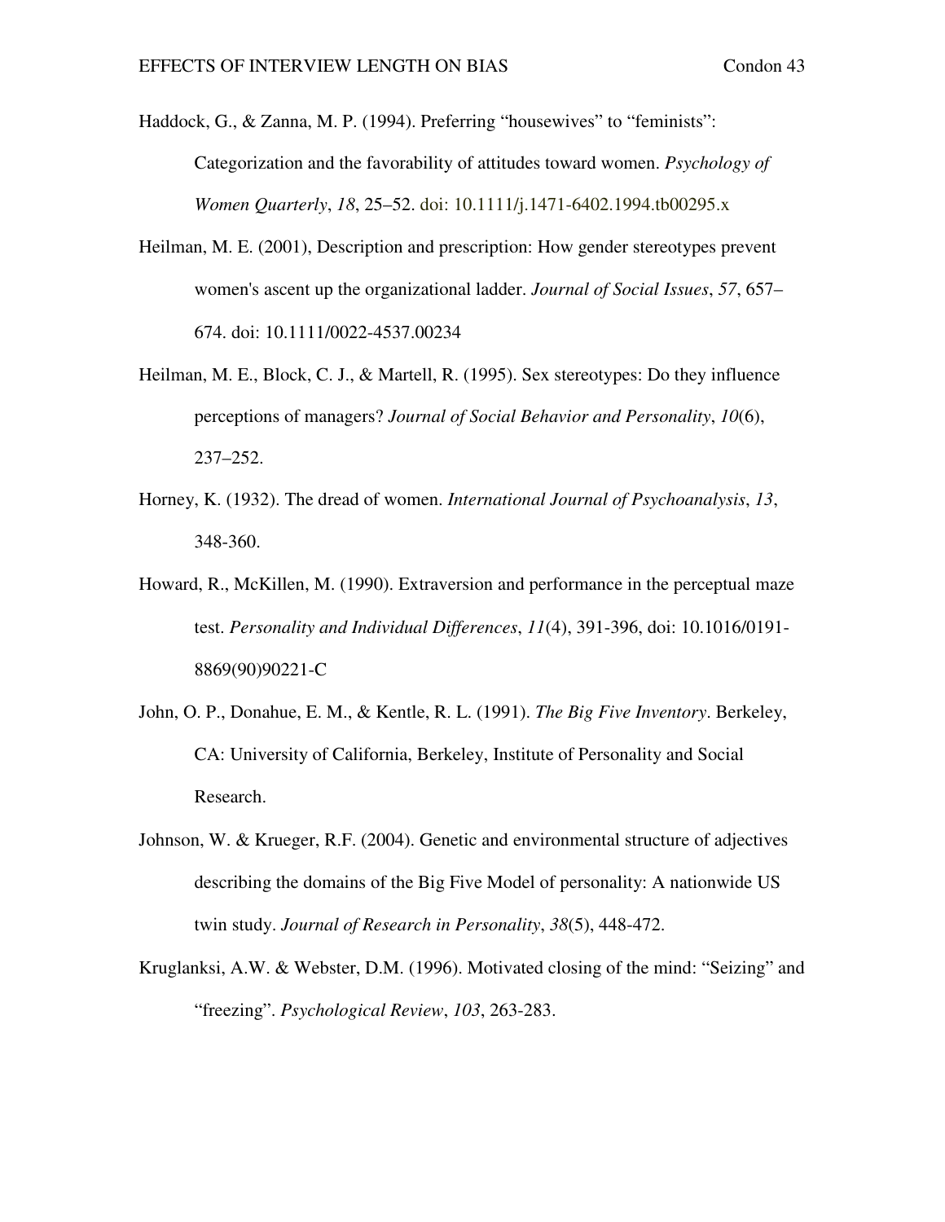Haddock, G., & Zanna, M. P. (1994). Preferring "housewives" to "feminists": Categorization and the favorability of attitudes toward women. *Psychology of Women Quarterly*, *18*, 25–52. doi: 10.1111/j.1471-6402.1994.tb00295.x

Heilman, M. E. (2001), Description and prescription: How gender stereotypes prevent women's ascent up the organizational ladder. *Journal of Social Issues*, *57*, 657–674. doi: 10.1111/0022-4537.00234

Heilman, M. E., Block, C. J., & Martell, R. (1995). Sex stereotypes: Do they influence perceptions of managers? *Journal of Social Behavior and Personality*, *10*(6), 237–252.

Horney, K. (1932). The dread of women. *International Journal of Psychoanalysis*, *13*, 348-360.

Howard, R., McKillen, M. (1990). Extraversion and performance in the perceptual maze test. *Personality and Individual Differences*, *11*(4), 391-396, doi: 10.1016/0191-8869(90)90221-C

John, O. P., Donahue, E. M., & Kentle, R. L. (1991). *The Big Five Inventory*. Berkeley, CA: University of California, Berkeley, Institute of Personality and Social Research.

Johnson, W. & Krueger, R.F. (2004). Genetic and environmental structure of adjectives describing the domains of the Big Five Model of personality: A nationwide US twin study. *Journal of Research in Personality*, *38*(5), 448-472.

Kruglanksi, A.W. & Webster, D.M. (1996). Motivated closing of the mind: "Seizing" and "freezing". *Psychological Review*, *103*, 263-283.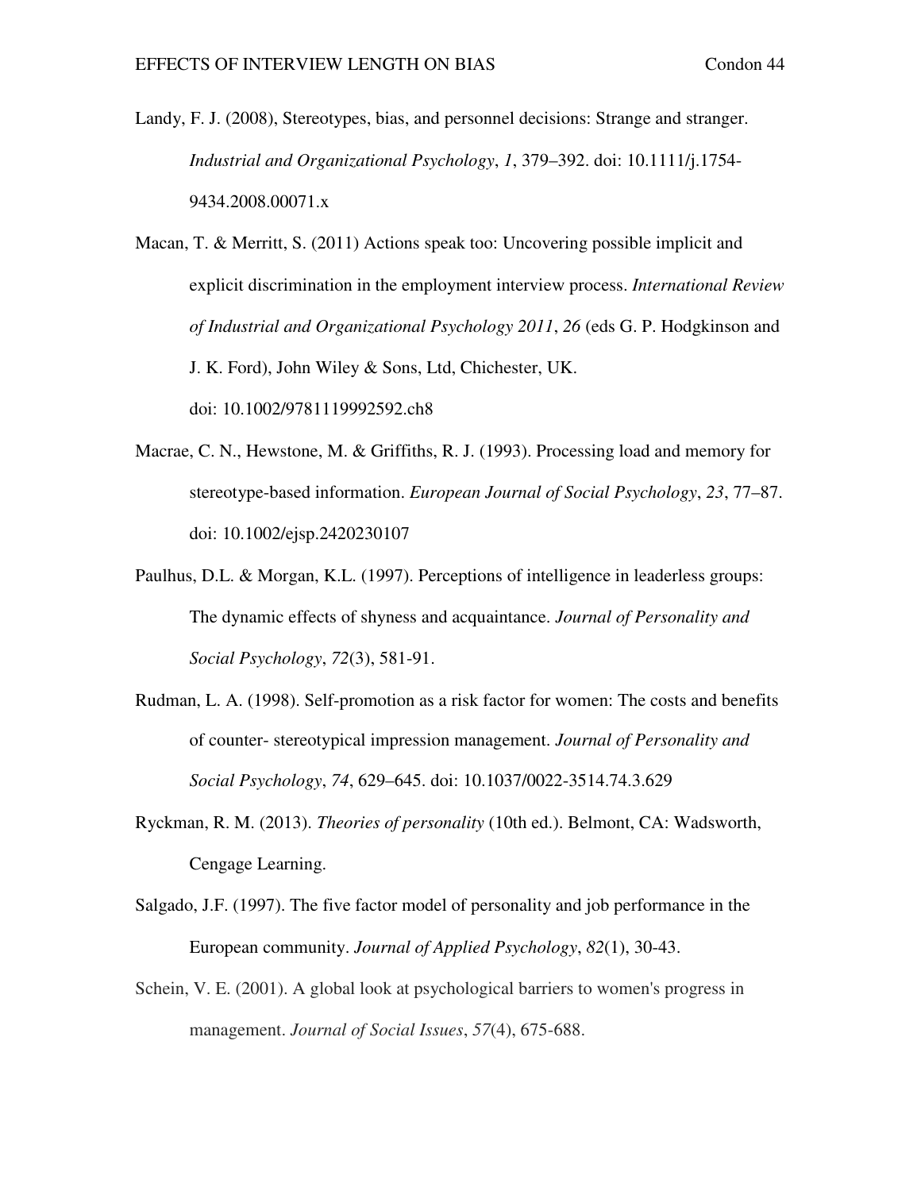Landy, F. J. (2008), Stereotypes, bias, and personnel decisions: Strange and stranger. *Industrial and Organizational Psychology*, *1*, 379–392. doi: 10.1111/j.1754-9434.2008.00071.x

Macan, T. & Merritt, S. (2011) Actions speak too: Uncovering possible implicit and explicit discrimination in the employment interview process. *International Review of Industrial and Organizational Psychology 2011*, *26* (eds G. P. Hodgkinson and J. K. Ford), John Wiley & Sons, Ltd, Chichester, UK. doi: 10.1002/9781119992592.ch8

Macrae, C. N., Hewstone, M. & Griffiths, R. J. (1993). Processing load and memory for stereotype-based information. *European Journal of Social Psychology*, *23*, 77–87. doi: 10.1002/ejsp.2420230107

Paulhus, D.L. & Morgan, K.L. (1997). Perceptions of intelligence in leaderless groups: The dynamic effects of shyness and acquaintance. *Journal of Personality and Social Psychology*, *72*(3), 581-91.

Rudman, L. A. (1998). Self-promotion as a risk factor for women: The costs and benefits of counter- stereotypical impression management. *Journal of Personality and Social Psychology*, *74*, 629–645. doi: 10.1037/0022-3514.74.3.629

Ryckman, R. M. (2013). *Theories of personality* (10th ed.). Belmont, CA: Wadsworth, Cengage Learning.

Salgado, J.F. (1997). The five factor model of personality and job performance in the European community. *Journal of Applied Psychology*, *82*(1), 30-43.

Schein, V. E. (2001). A global look at psychological barriers to women's progress in management. *Journal of Social Issues*, *57*(4), 675-688.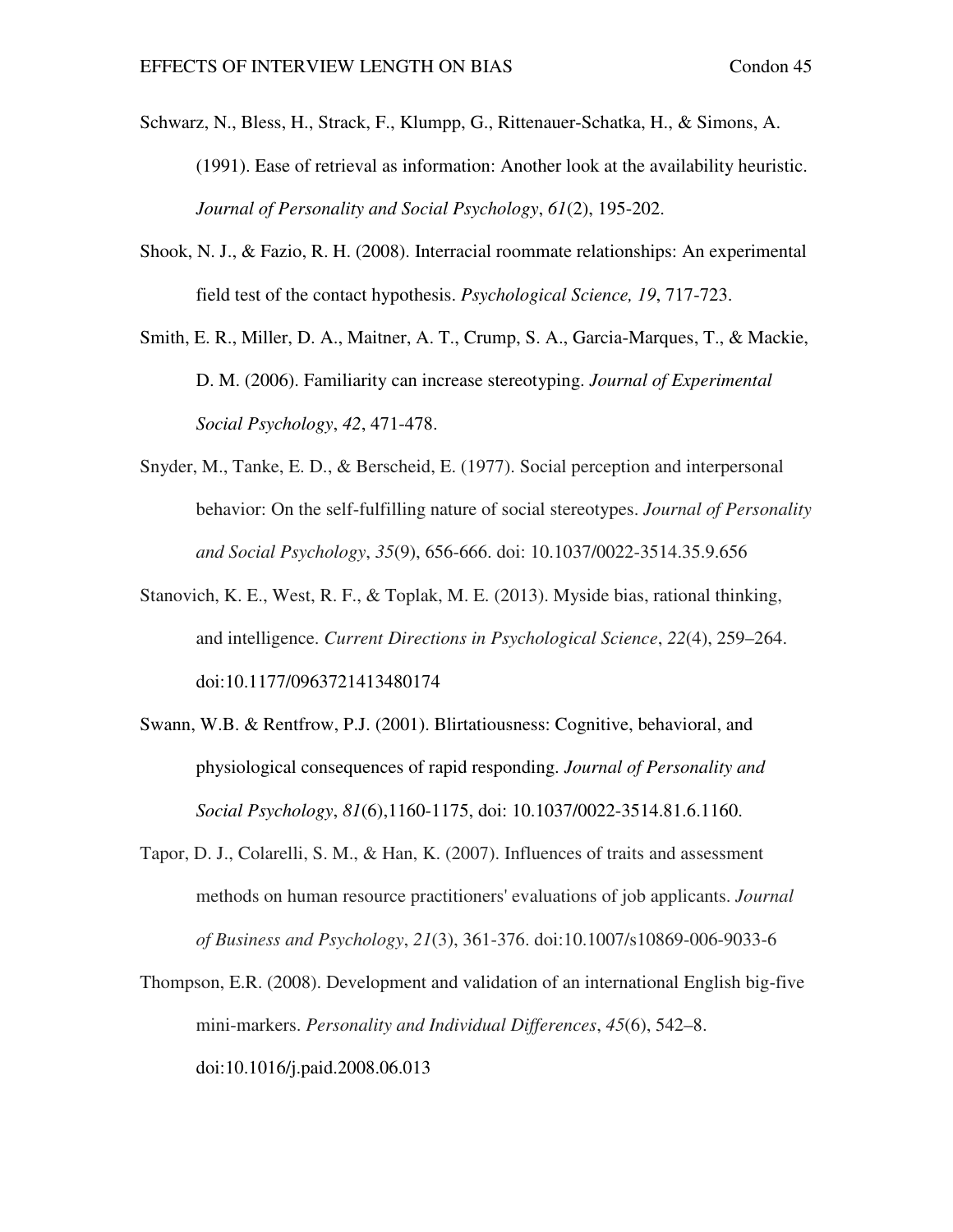Schwarz, N., Bless, H., Strack, F., Klumpp, G., Rittenauer-Schatka, H., & Simons, A. (1991). Ease of retrieval as information: Another look at the availability heuristic. *Journal of Personality and Social Psychology*, *61*(2), 195-202.

Shook, N. J., & Fazio, R. H. (2008). Interracial roommate relationships: An experimental field test of the contact hypothesis. *Psychological Science, 19*, 717-723.

Smith, E. R., Miller, D. A., Maitner, A. T., Crump, S. A., Garcia-Marques, T., & Mackie, D. M. (2006). Familiarity can increase stereotyping. *Journal of Experimental Social Psychology*, *42*, 471-478.

Snyder, M., Tanke, E. D., & Berscheid, E. (1977). Social perception and interpersonal behavior: On the self-fulfilling nature of social stereotypes. *Journal of Personality and Social Psychology*, *35*(9), 656-666. doi: 10.1037/0022-3514.35.9.656

Stanovich, K. E., West, R. F., & Toplak, M. E. (2013). Myside bias, rational thinking, and intelligence. *Current Directions in Psychological Science*, *22*(4), 259–264. doi:10.1177/0963721413480174

Swann, W.B. & Rentfrow, P.J. (2001). Blirtatiousness: Cognitive, behavioral, and physiological consequences of rapid responding. *Journal of Personality and Social Psychology*, *81*(6),1160-1175, doi: 10.1037/0022-3514.81.6.1160.

Tapor, D. J., Colarelli, S. M., & Han, K. (2007). Influences of traits and assessment methods on human resource practitioners' evaluations of job applicants. *Journal of Business and Psychology*, *21*(3), 361-376. doi:10.1007/s10869-006-9033-6

Thompson, E.R. (2008). Development and validation of an international English big-five mini-markers. *Personality and Individual Differences*, *45*(6), 542–8. doi:10.1016/j.paid.2008.06.013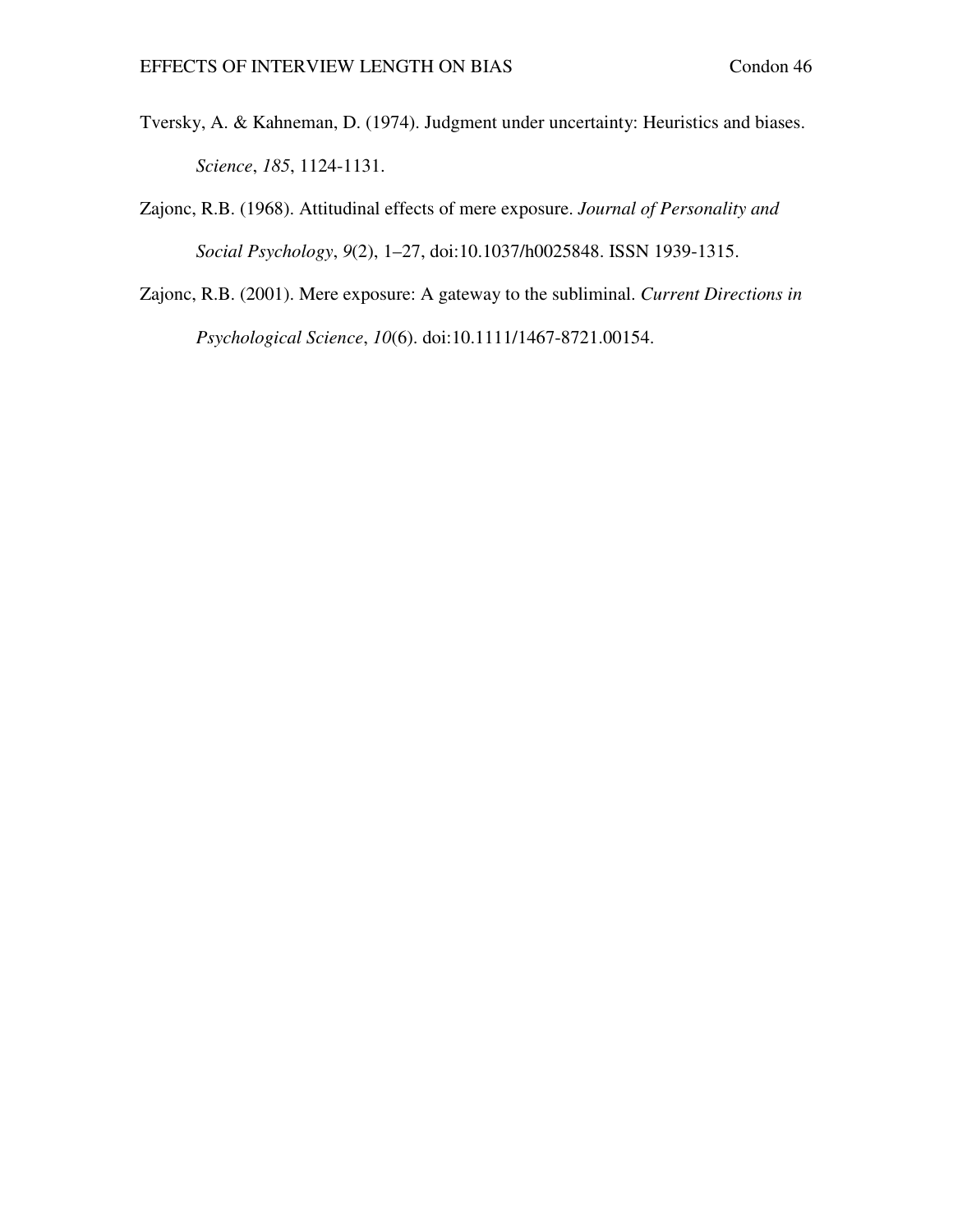Tversky, A. & Kahneman, D. (1974). Judgment under uncertainty: Heuristics and biases. *Science*, *185*, 1124-1131.

Zajonc, R.B. (1968). Attitudinal effects of mere exposure. *Journal of Personality and Social Psychology*, *9*(2), 1–27, doi:10.1037/h0025848. ISSN 1939-1315.

Zajonc, R.B. (2001). Mere exposure: A gateway to the subliminal. *Current Directions in Psychological Science*, *10*(6). doi:10.1111/1467-8721.00154.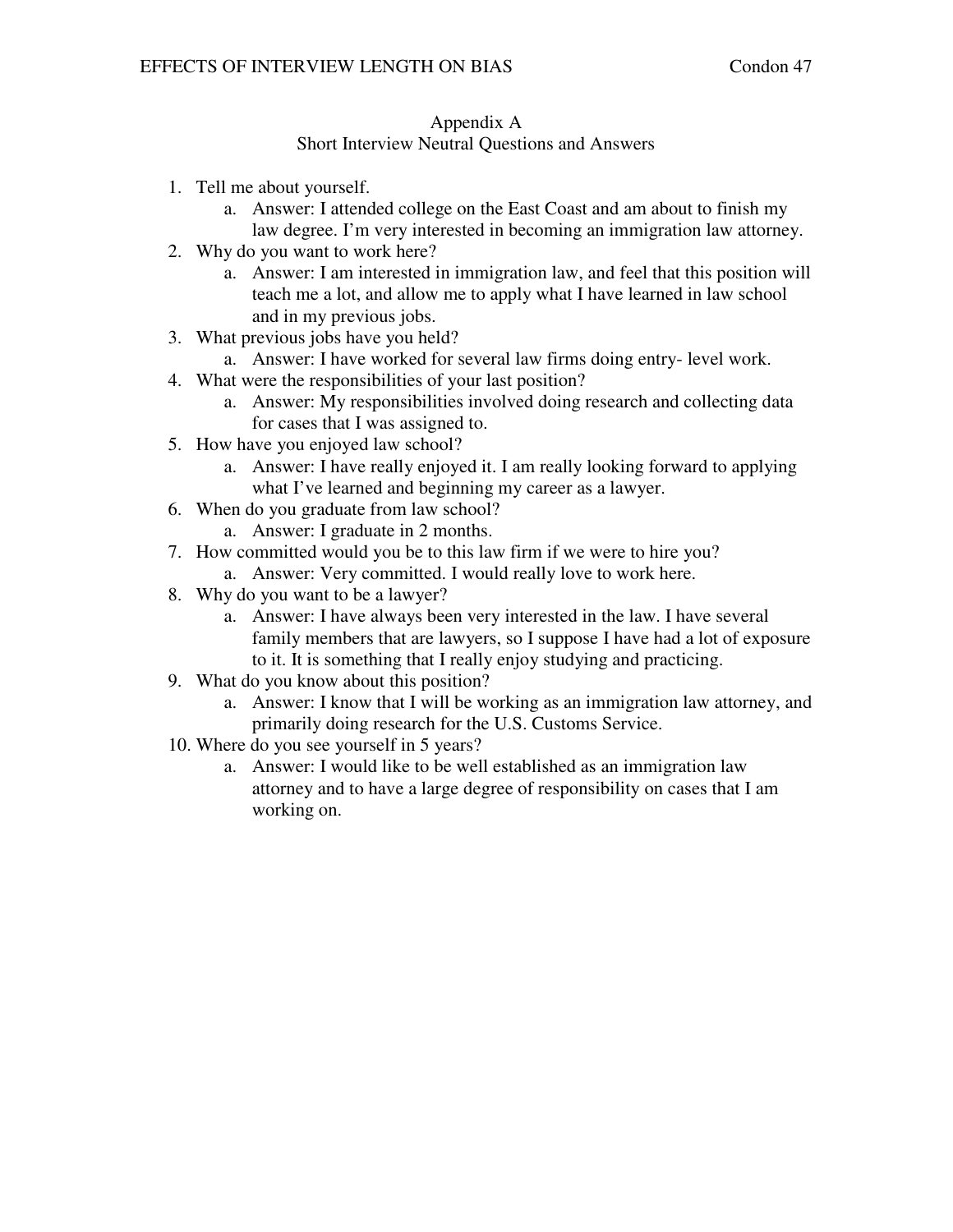## Appendix A
### Short Interview Neutral Questions and Answers

1. Tell me about yourself.
   a. Answer: I attended college on the East Coast and am about to finish my law degree. I'm very interested in becoming an immigration law attorney.
2. Why do you want to work here?
   a. Answer: I am interested in immigration law, and feel that this position will teach me a lot, and allow me to apply what I have learned in law school and in my previous jobs.
3. What previous jobs have you held?
   a. Answer: I have worked for several law firms doing entry- level work.
4. What were the responsibilities of your last position?
   a. Answer: My responsibilities involved doing research and collecting data for cases that I was assigned to.
5. How have you enjoyed law school?
   a. Answer: I have really enjoyed it. I am really looking forward to applying what I've learned and beginning my career as a lawyer.
6. When do you graduate from law school?
   a. Answer: I graduate in 2 months.
7. How committed would you be to this law firm if we were to hire you?
   a. Answer: Very committed. I would really love to work here.
8. Why do you want to be a lawyer?
   a. Answer: I have always been very interested in the law. I have several family members that are lawyers, so I suppose I have had a lot of exposure to it. It is something that I really enjoy studying and practicing.
9. What do you know about this position?
   a. Answer: I know that I will be working as an immigration law attorney, and primarily doing research for the U.S. Customs Service.
10. Where do you see yourself in 5 years?
    a. Answer: I would like to be well established as an immigration law attorney and to have a large degree of responsibility on cases that I am working on.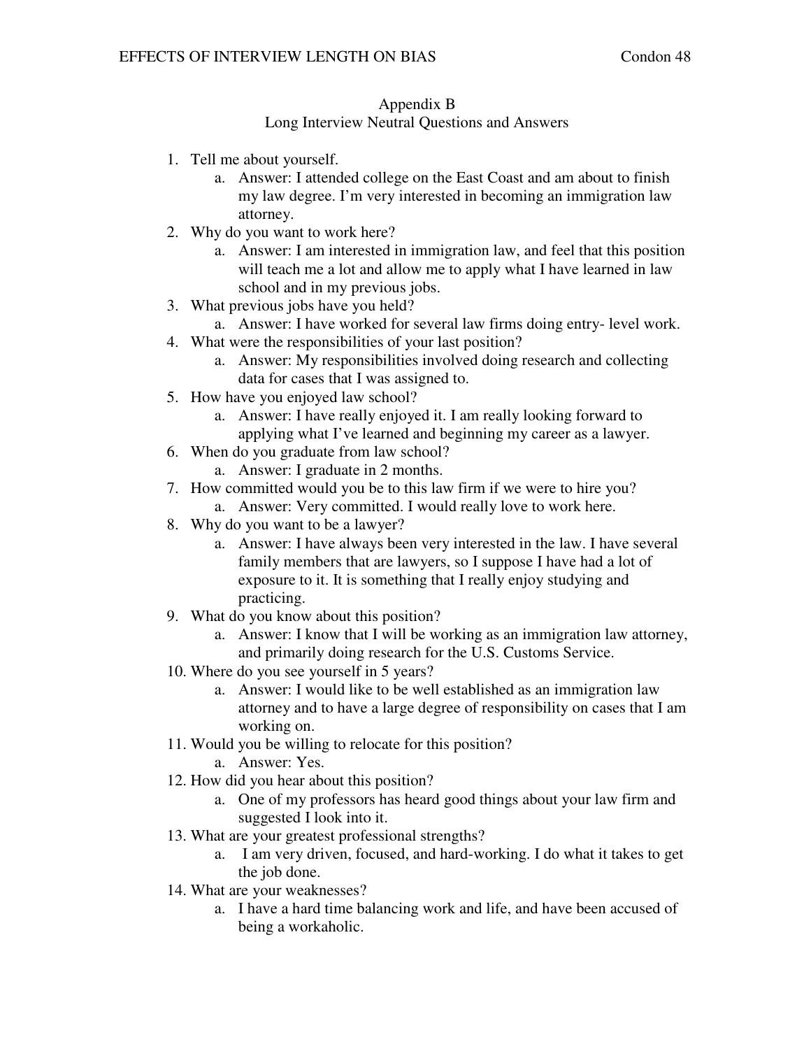## Appendix B

### Long Interview Neutral Questions and Answers

1. Tell me about yourself.
    a. Answer: I attended college on the East Coast and am about to finish my law degree. I'm very interested in becoming an immigration law attorney.
2. Why do you want to work here?
    a. Answer: I am interested in immigration law, and feel that this position will teach me a lot and allow me to apply what I have learned in law school and in my previous jobs.
3. What previous jobs have you held?
    a. Answer: I have worked for several law firms doing entry- level work.
4. What were the responsibilities of your last position?
    a. Answer: My responsibilities involved doing research and collecting data for cases that I was assigned to.
5. How have you enjoyed law school?
    a. Answer: I have really enjoyed it. I am really looking forward to applying what I've learned and beginning my career as a lawyer.
6. When do you graduate from law school?
    a. Answer: I graduate in 2 months.
7. How committed would you be to this law firm if we were to hire you?
    a. Answer: Very committed. I would really love to work here.
8. Why do you want to be a lawyer?
    a. Answer: I have always been very interested in the law. I have several family members that are lawyers, so I suppose I have had a lot of exposure to it. It is something that I really enjoy studying and practicing.
9. What do you know about this position?
    a. Answer: I know that I will be working as an immigration law attorney, and primarily doing research for the U.S. Customs Service.
10. Where do you see yourself in 5 years?
    a. Answer: I would like to be well established as an immigration law attorney and to have a large degree of responsibility on cases that I am working on.
11. Would you be willing to relocate for this position?
    a. Answer: Yes.
12. How did you hear about this position?
    a. One of my professors has heard good things about your law firm and suggested I look into it.
13. What are your greatest professional strengths?
    a. I am very driven, focused, and hard-working. I do what it takes to get the job done.
14. What are your weaknesses?
    a. I have a hard time balancing work and life, and have been accused of being a workaholic.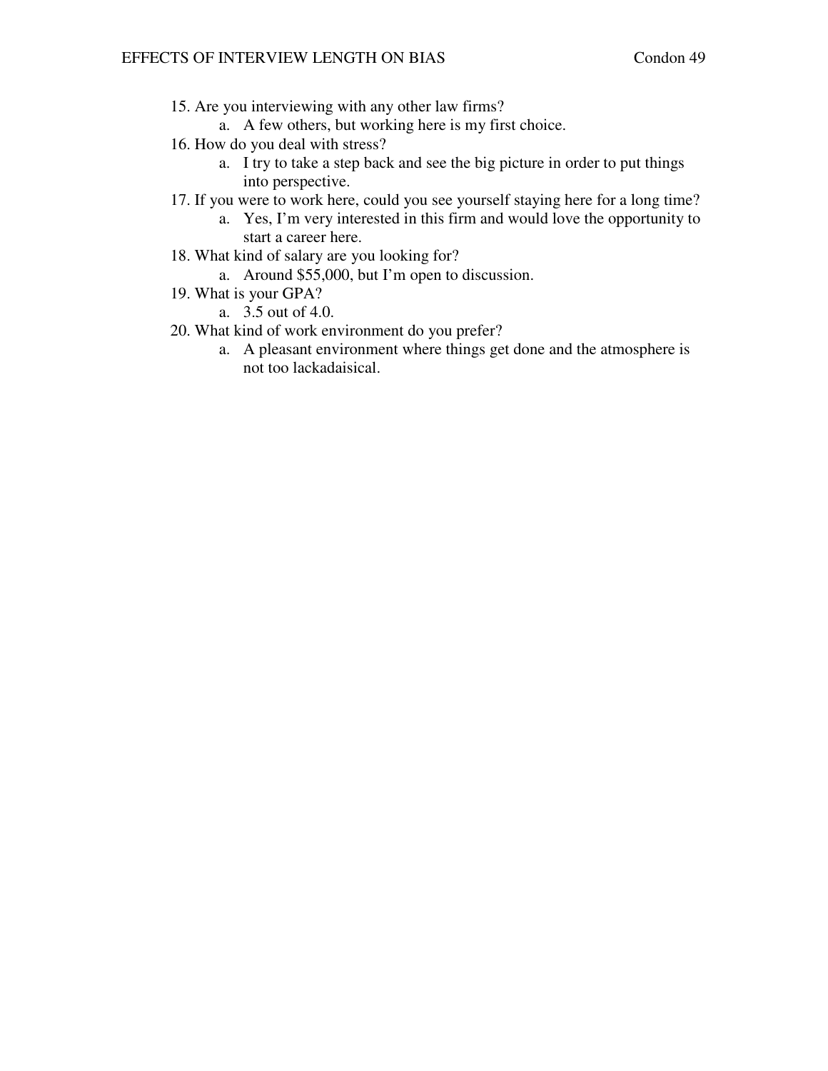15. Are you interviewing with any other law firms?
    a. A few others, but working here is my first choice.
16. How do you deal with stress?
    a. I try to take a step back and see the big picture in order to put things into perspective.
17. If you were to work here, could you see yourself staying here for a long time?
    a. Yes, I'm very interested in this firm and would love the opportunity to start a career here.
18. What kind of salary are you looking for?
    a. Around $55,000, but I'm open to discussion.
19. What is your GPA?
    a. 3.5 out of 4.0.
20. What kind of work environment do you prefer?
    a. A pleasant environment where things get done and the atmosphere is not too lackadaisical.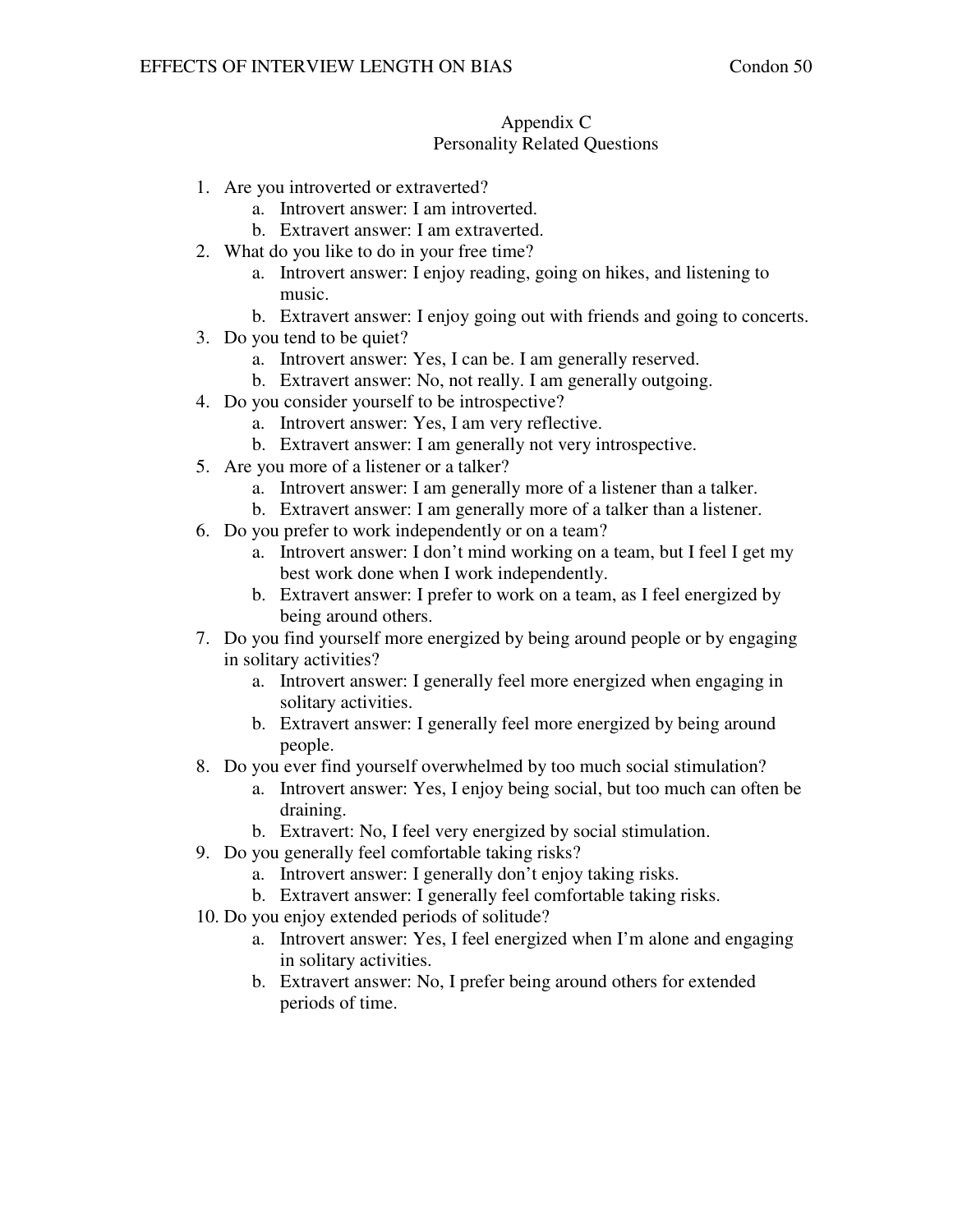# Appendix C
## Personality Related Questions

1. Are you introverted or extraverted?
    a. Introvert answer: I am introverted.
    b. Extravert answer: I am extraverted.
2. What do you like to do in your free time?
    a. Introvert answer: I enjoy reading, going on hikes, and listening to music.
    b. Extravert answer: I enjoy going out with friends and going to concerts.
3. Do you tend to be quiet?
    a. Introvert answer: Yes, I can be. I am generally reserved.
    b. Extravert answer: No, not really. I am generally outgoing.
4. Do you consider yourself to be introspective?
    a. Introvert answer: Yes, I am very reflective.
    b. Extravert answer: I am generally not very introspective.
5. Are you more of a listener or a talker?
    a. Introvert answer: I am generally more of a listener than a talker.
    b. Extravert answer: I am generally more of a talker than a listener.
6. Do you prefer to work independently or on a team?
    a. Introvert answer: I don't mind working on a team, but I feel I get my best work done when I work independently.
    b. Extravert answer: I prefer to work on a team, as I feel energized by being around others.
7. Do you find yourself more energized by being around people or by engaging in solitary activities?
    a. Introvert answer: I generally feel more energized when engaging in solitary activities.
    b. Extravert answer: I generally feel more energized by being around people.
8. Do you ever find yourself overwhelmed by too much social stimulation?
    a. Introvert answer: Yes, I enjoy being social, but too much can often be draining.
    b. Extravert: No, I feel very energized by social stimulation.
9. Do you generally feel comfortable taking risks?
    a. Introvert answer: I generally don't enjoy taking risks.
    b. Extravert answer: I generally feel comfortable taking risks.
10. Do you enjoy extended periods of solitude?
    a. Introvert answer: Yes, I feel energized when I'm alone and engaging in solitary activities.
    b. Extravert answer: No, I prefer being around others for extended periods of time.